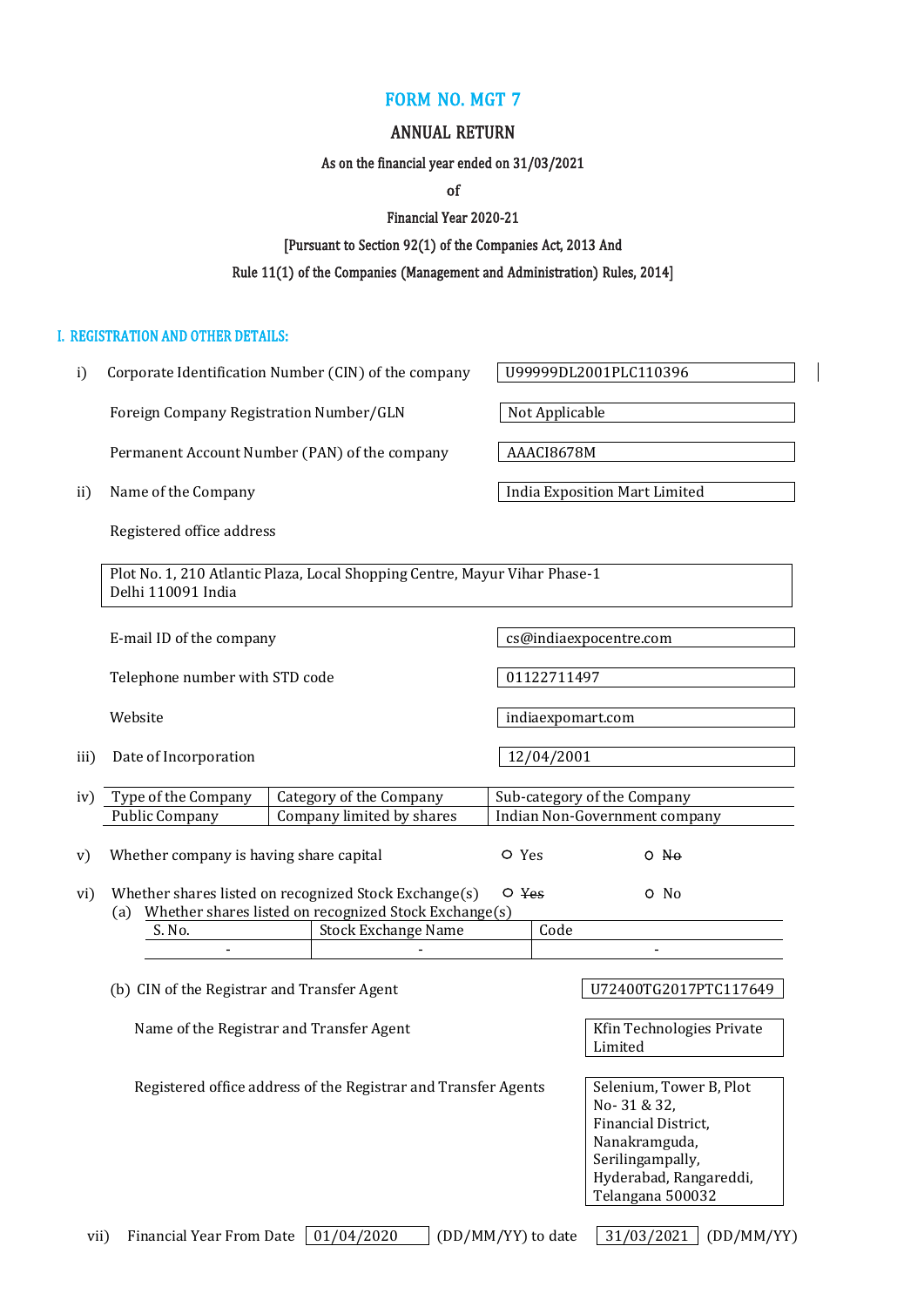# FORM NO. MGT 7

## ANNUAL RETURN

**As on the financial year ended on 31/03/2021**

**of**

**Financial Year 2020-21**

**[Pursuant to Section 92(1) of the Companies Act, 2013 And**

**Rule 11(1) of the Companies (Management and Administration) Rules, 2014]**

### I. REGISTRATION AND OTHER DETAILS:

i) Corporate Identification Number (CIN) of the company: U99999DL2001PLC110396

Foreign Company Registration Number/GLN: Not Applicable

Permanent Account Number (PAN) of the company: AAACI8678M

ii) Name of the Company: India Exposition Mart Limited

Registered office address:

Plot No. 1, 210 Atlantic Plaza, Local Shopping Centre, Mayur Vihar Phase-1
Delhi 110091 India

E-mail ID of the company: cs@indiaexpocentre.com

Telephone number with STD code: 01122711497

Website: indiaexpomart.com

iii) Date of Incorporation: 12/04/2001

iv)

| Type of the Company | Category of the Company | Sub-category of the Company |
|---|---|---|
| Public Company | Company limited by shares | Indian Non-Government company |

v) Whether company is having share capital: ○ Yes ○ ~~No~~

vi) Whether shares listed on recognized Stock Exchange(s): ○ ~~Yes~~ ○ No

(a) Whether shares listed on recognized Stock Exchange(s)

| S. No. | Stock Exchange Name | Code |
|---|---|---|
| - | - | - |

(b) CIN of the Registrar and Transfer Agent: U72400TG2017PTC117649

Name of the Registrar and Transfer Agent: Kfin Technologies Private Limited

Registered office address of the Registrar and Transfer Agents: Selenium, Tower B, Plot No- 31 & 32, Financial District, Nanakramguda, Serilingampally, Hyderabad, Rangareddi, Telangana 500032

vii) Financial Year From Date 01/04/2020 (DD/MM/YY) to date 31/03/2021 (DD/MM/YY)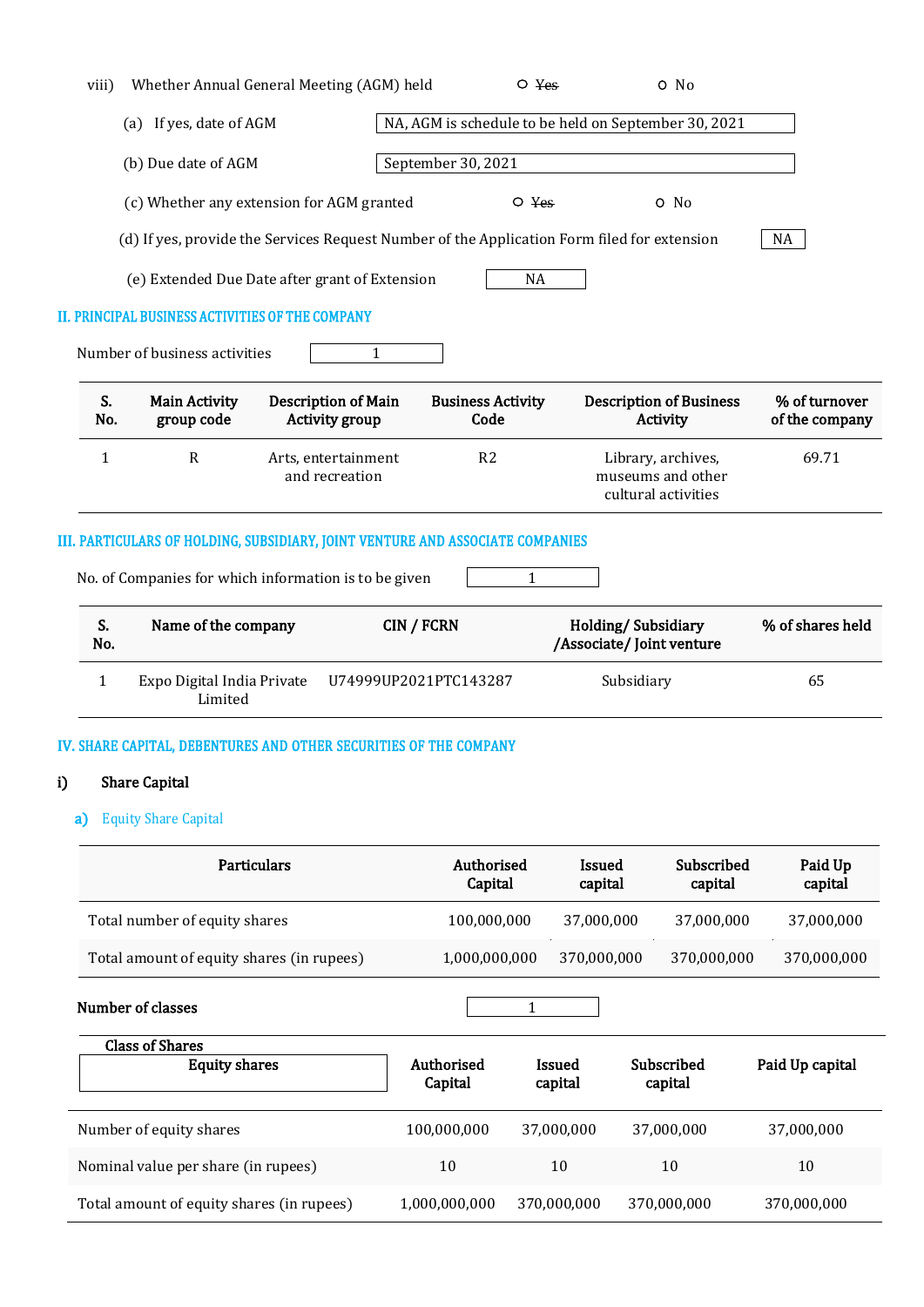viii) Whether Annual General Meeting (AGM) held ○ ~~Yes~~ ○ No

(a) If yes, date of AGM: NA, AGM is schedule to be held on September 30, 2021

(b) Due date of AGM: September 30, 2021

(c) Whether any extension for AGM granted ○ ~~Yes~~ ○ No

(d) If yes, provide the Services Request Number of the Application Form filed for extension: NA

(e) Extended Due Date after grant of Extension: NA

## II. PRINCIPAL BUSINESS ACTIVITIES OF THE COMPANY

Number of business activities: 1

| S. No. | Main Activity group code | Description of Main Activity group | Business Activity Code | Description of Business Activity | % of turnover of the company |
|---|---|---|---|---|---|
| 1 | R | Arts, entertainment and recreation | R2 | Library, archives, museums and other cultural activities | 69.71 |

## III. PARTICULARS OF HOLDING, SUBSIDIARY, JOINT VENTURE AND ASSOCIATE COMPANIES

No. of Companies for which information is to be given: 1

| S. No. | Name of the company | CIN / FCRN | Holding/ Subsidiary /Associate/ Joint venture | % of shares held |
|---|---|---|---|---|
| 1 | Expo Digital India Private Limited | U74999UP2021PTC143287 | Subsidiary | 65 |

## IV. SHARE CAPITAL, DEBENTURES AND OTHER SECURITIES OF THE COMPANY

### i) Share Capital

#### a) Equity Share Capital

| Particulars | Authorised Capital | Issued capital | Subscribed capital | Paid Up capital |
|---|---|---|---|---|
| Total number of equity shares | 100,000,000 | 37,000,000 | 37,000,000 | 37,000,000 |
| Total amount of equity shares (in rupees) | 1,000,000,000 | 370,000,000 | 370,000,000 | 370,000,000 |

**Number of classes**: 1

| Class of Shares: Equity shares | Authorised Capital | Issued capital | Subscribed capital | Paid Up capital |
|---|---|---|---|---|
| Number of equity shares | 100,000,000 | 37,000,000 | 37,000,000 | 37,000,000 |
| Nominal value per share (in rupees) | 10 | 10 | 10 | 10 |
| Total amount of equity shares (in rupees) | 1,000,000,000 | 370,000,000 | 370,000,000 | 370,000,000 |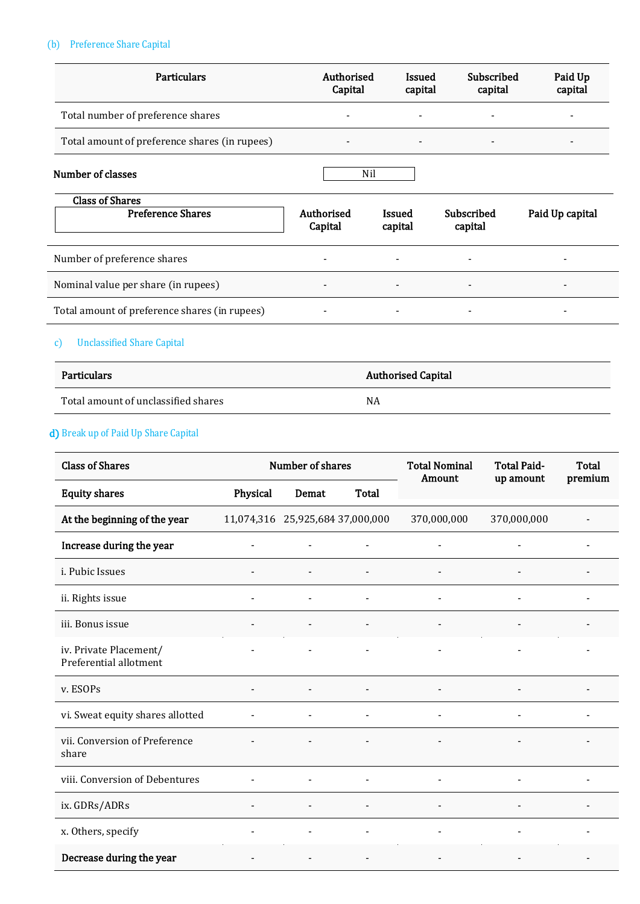(b) Preference Share Capital

| Particulars | Authorised Capital | Issued capital | Subscribed capital | Paid Up capital |
|---|---|---|---|---|
| Total number of preference shares | - | - | - | - |
| Total amount of preference shares (in rupees) | - | - | - | - |

**Number of classes** Nil

| Class of Shares<br>Preference Shares | Authorised Capital | Issued capital | Subscribed capital | Paid Up capital |
|---|---|---|---|---|
| Number of preference shares | - | - | - | - |
| Nominal value per share (in rupees) | - | - | - | - |
| Total amount of preference shares (in rupees) | - | - | - | - |

c) Unclassified Share Capital

| Particulars | Authorised Capital |
|---|---|
| Total amount of unclassified shares | NA |

d) Break up of Paid Up Share Capital

| Class of Shares | Number of shares | | | Total Nominal Amount | Total Paid-up amount | Total premium |
|---|---|---|---|---|---|---|
| **Equity shares** | **Physical** | **Demat** | **Total** | | | |
| **At the beginning of the year** | 11,074,316 | 25,925,684 | 37,000,000 | 370,000,000 | 370,000,000 | - |
| **Increase during the year** | - | - | - | - | - | - |
| i. Pubic Issues | - | - | - | - | - | - |
| ii. Rights issue | - | - | - | - | - | - |
| iii. Bonus issue | - | - | - | - | - | - |
| iv. Private Placement/ Preferential allotment | - | - | - | - | - | - |
| v. ESOPs | - | - | - | - | - | - |
| vi. Sweat equity shares allotted | - | - | - | - | - | - |
| vii. Conversion of Preference share | - | - | - | - | - | - |
| viii. Conversion of Debentures | - | - | - | - | - | - |
| ix. GDRs/ADRs | - | - | - | - | - | - |
| x. Others, specify | - | - | - | - | - | - |
| **Decrease during the year** | - | - | - | - | - | - |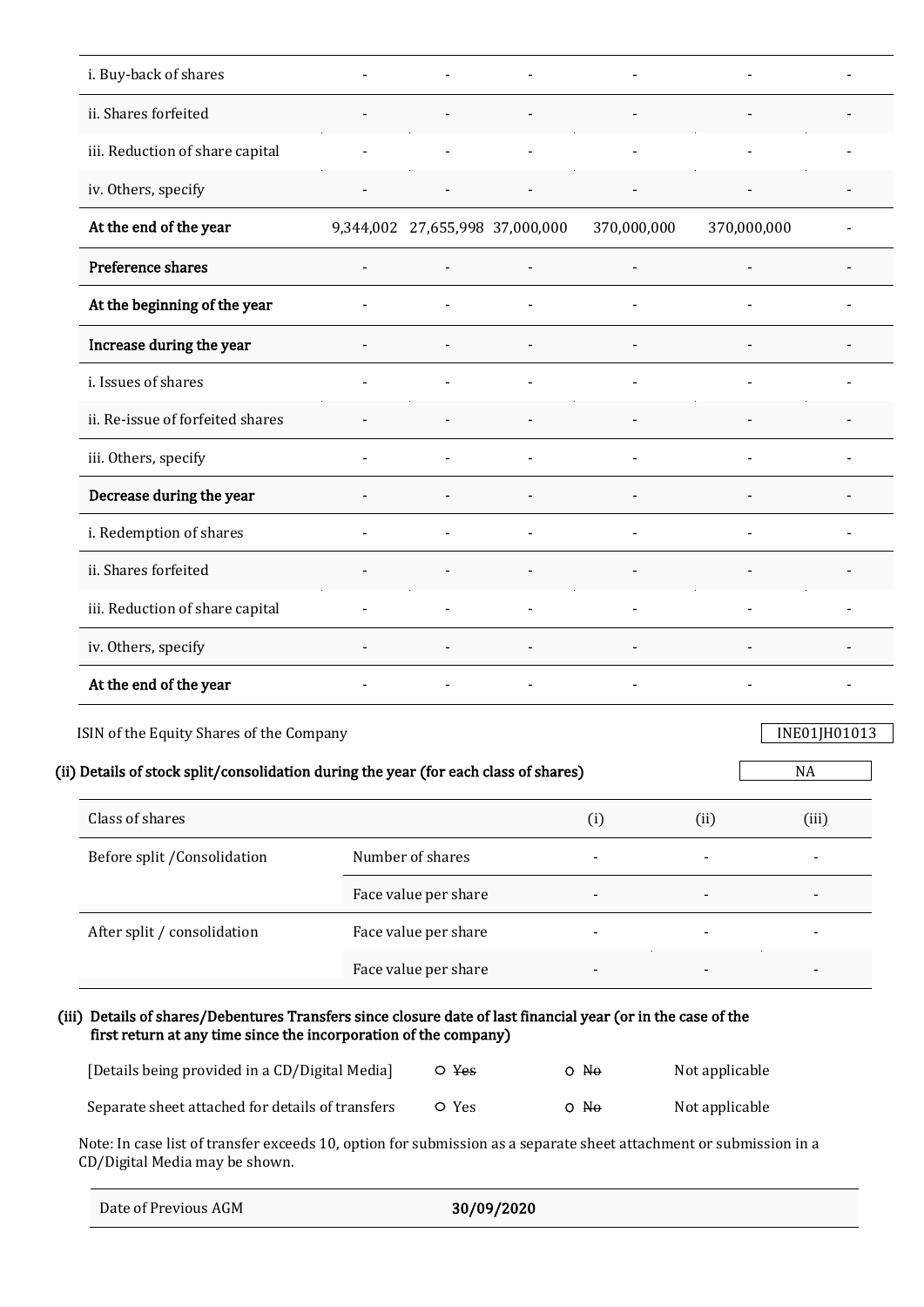| | | | | | | |
|---|---|---|---|---|---|---|
| i. Buy-back of shares | - | - | - | - | - | - |
| ii. Shares forfeited | - | - | - | - | - | - |
| iii. Reduction of share capital | - | - | - | - | - | - |
| iv. Others, specify | - | - | - | - | - | - |
| **At the end of the year** | 9,344,002 | 27,655,998 | 37,000,000 | 370,000,000 | 370,000,000 | - |
| **Preference shares** | - | - | - | - | - | - |
| **At the beginning of the year** | - | - | - | - | - | - |
| **Increase during the year** | - | - | - | - | - | - |
| i. Issues of shares | - | - | - | - | - | - |
| ii. Re-issue of forfeited shares | - | - | - | - | - | - |
| iii. Others, specify | - | - | - | - | - | - |
| **Decrease during the year** | - | - | - | - | - | - |
| i. Redemption of shares | - | - | - | - | - | - |
| ii. Shares forfeited | - | - | - | - | - | - |
| iii. Reduction of share capital | - | - | - | - | - | - |
| iv. Others, specify | - | - | - | - | - | - |
| **At the end of the year** | - | - | - | - | - | - |

ISIN of the Equity Shares of the Company: INE01JH01013

**(ii) Details of stock split/consolidation during the year (for each class of shares)** NA

| Class of shares | | (i) | (ii) | (iii) |
|---|---|---|---|---|
| Before split /Consolidation | Number of shares | - | - | - |
| | Face value per share | - | - | - |
| After split / consolidation | Face value per share | - | - | - |
| | Face value per share | - | - | - |

**(iii) Details of shares/Debentures Transfers since closure date of last financial year (or in the case of the first return at any time since the incorporation of the company)**

| | | | |
|---|---|---|---|
| [Details being provided in a CD/Digital Media] | ○ ~~Yes~~ | ○ ~~No~~ | Not applicable |
| Separate sheet attached for details of transfers | ○ Yes | ○ ~~No~~ | Not applicable |

Note: In case list of transfer exceeds 10, option for submission as a separate sheet attachment or submission in a CD/Digital Media may be shown.

| | |
|---|---|
| Date of Previous AGM | **30/09/2020** |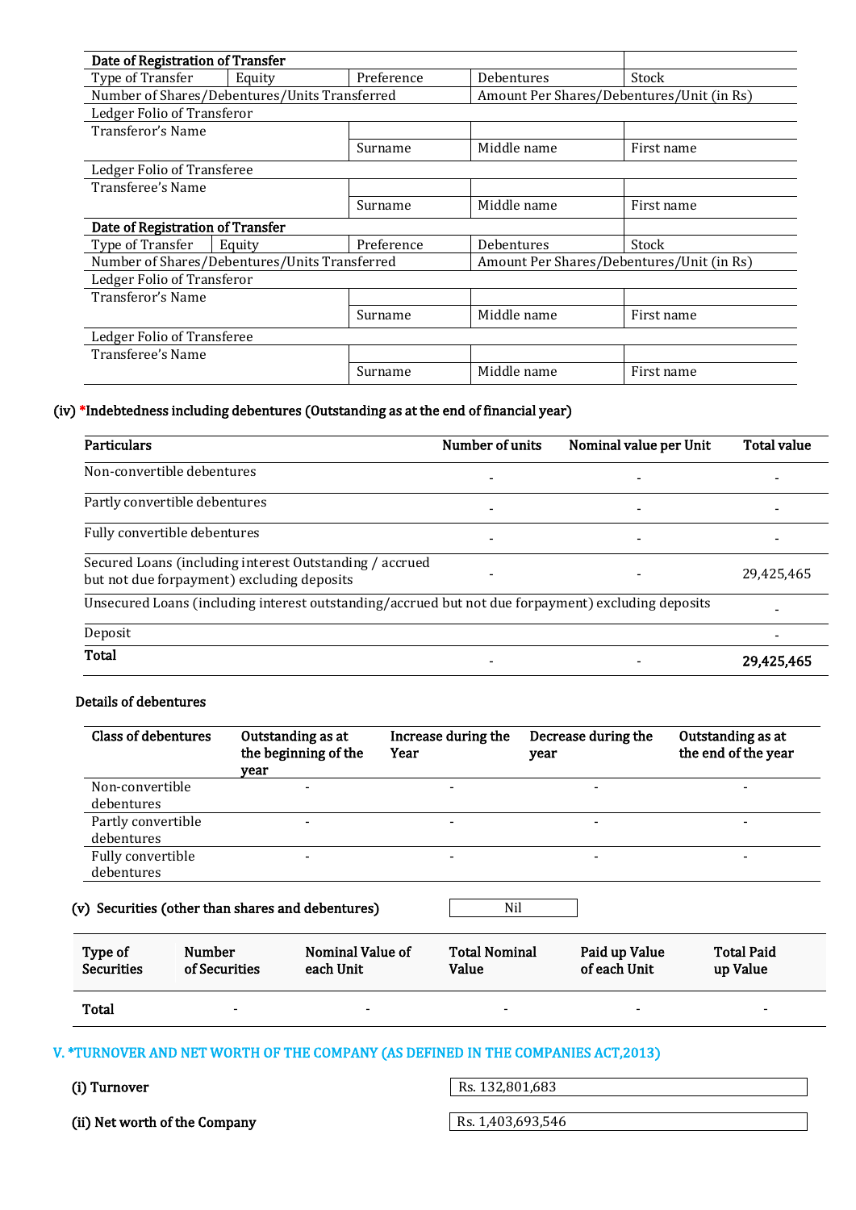| Date of Registration of Transfer | | | | |
|---|---|---|---|---|
| Type of Transfer | Equity | Preference | Debentures | Stock |
| Number of Shares/Debentures/Units Transferred | | | Amount Per Shares/Debentures/Unit (in Rs) | |
| Ledger Folio of Transferor | | | | |
| Transferor's Name | | | | |
| | | Surname | Middle name | First name |
| Ledger Folio of Transferee | | | | |
| Transferee's Name | | | | |
| | | Surname | Middle name | First name |

| Date of Registration of Transfer | | | | |
|---|---|---|---|---|
| Type of Transfer | Equity | Preference | Debentures | Stock |
| Number of Shares/Debentures/Units Transferred | | | Amount Per Shares/Debentures/Unit (in Rs) | |
| Ledger Folio of Transferor | | | | |
| Transferor's Name | | | | |
| | | Surname | Middle name | First name |
| Ledger Folio of Transferee | | | | |
| Transferee's Name | | | | |
| | | Surname | Middle name | First name |

### (iv) *Indebtedness including debentures (Outstanding as at the end of financial year)

| Particulars | Number of units | Nominal value per Unit | Total value |
|---|---|---|---|
| Non-convertible debentures | - | - | - |
| Partly convertible debentures | - | - | - |
| Fully convertible debentures | - | - | - |
| Secured Loans (including interest Outstanding / accrued but not due forpayment) excluding deposits | - | - | 29,425,465 |
| Unsecured Loans (including interest outstanding/accrued but not due forpayment) excluding deposits | | | - |
| Deposit | | | - |
| **Total** | - | - | **29,425,465** |

**Details of debentures**

| Class of debentures | Outstanding as at the beginning of the year | Increase during the Year | Decrease during the year | Outstanding as at the end of the year |
|---|---|---|---|---|
| Non-convertible debentures | - | - | - | - |
| Partly convertible debentures | - | - | - | - |
| Fully convertible debentures | - | - | - | - |

### (v) Securities (other than shares and debentures) — Nil

| Type of Securities | Number of Securities | Nominal Value of each Unit | Total Nominal Value | Paid up Value of each Unit | Total Paid up Value |
|---|---|---|---|---|---|
| **Total** | - | - | - | - | - |

## V. *TURNOVER AND NET WORTH OF THE COMPANY (AS DEFINED IN THE COMPANIES ACT,2013)

**(i) Turnover** — Rs. 132,801,683

**(ii) Net worth of the Company** — Rs. 1,403,693,546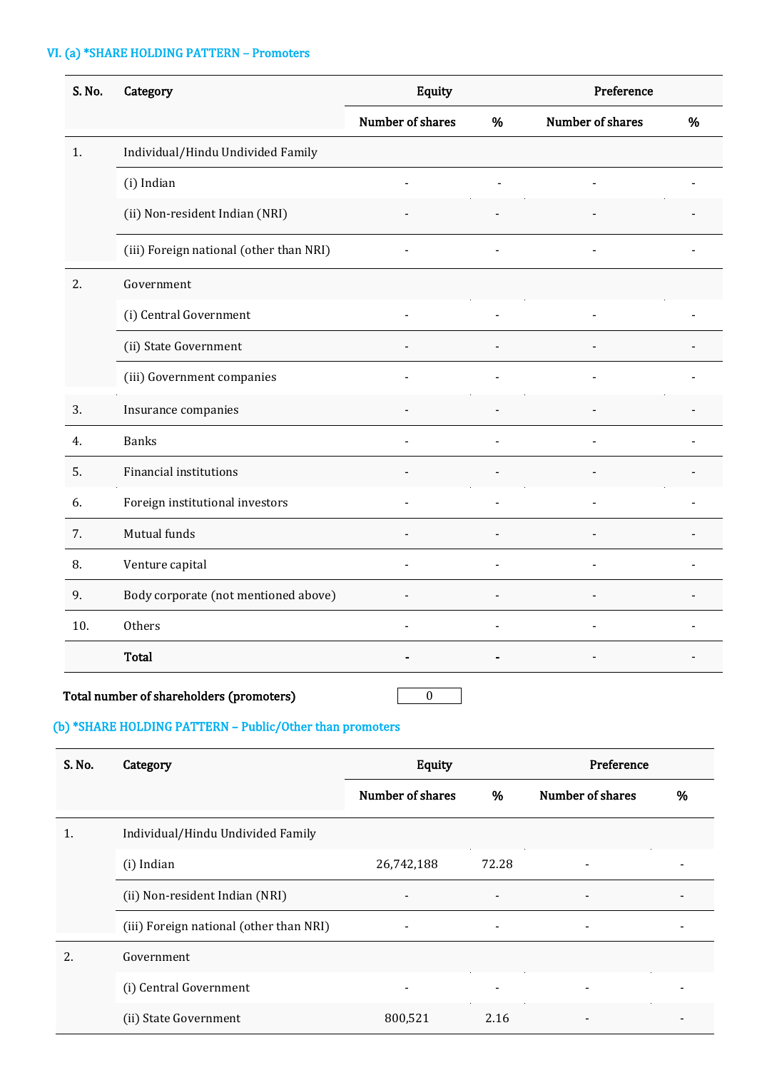### VI. (a) *SHARE HOLDING PATTERN – Promoters

| S. No. | Category | Equity | | Preference | |
|---|---|---|---|---|---|
| | | Number of shares | % | Number of shares | % |
| 1. | Individual/Hindu Undivided Family | | | | |
| | (i) Indian | - | - | - | - |
| | (ii) Non-resident Indian (NRI) | - | - | - | - |
| | (iii) Foreign national (other than NRI) | - | - | - | - |
| 2. | Government | | | | |
| | (i) Central Government | - | - | - | - |
| | (ii) State Government | - | - | - | - |
| | (iii) Government companies | - | - | - | - |
| 3. | Insurance companies | - | - | - | - |
| 4. | Banks | - | - | - | - |
| 5. | Financial institutions | - | - | - | - |
| 6. | Foreign institutional investors | - | - | - | - |
| 7. | Mutual funds | - | - | - | - |
| 8. | Venture capital | - | - | - | - |
| 9. | Body corporate (not mentioned above) | - | - | - | - |
| 10. | Others | - | - | - | - |
| | **Total** | **-** | **-** | - | - |

**Total number of shareholders (promoters)** 0

### (b) *SHARE HOLDING PATTERN – Public/Other than promoters

| S. No. | Category | Equity | | Preference | |
|---|---|---|---|---|---|
| | | Number of shares | % | Number of shares | % |
| 1. | Individual/Hindu Undivided Family | | | | |
| | (i) Indian | 26,742,188 | 72.28 | - | - |
| | (ii) Non-resident Indian (NRI) | - | - | - | - |
| | (iii) Foreign national (other than NRI) | - | - | - | - |
| 2. | Government | | | | |
| | (i) Central Government | - | - | - | - |
| | (ii) State Government | 800,521 | 2.16 | - | - |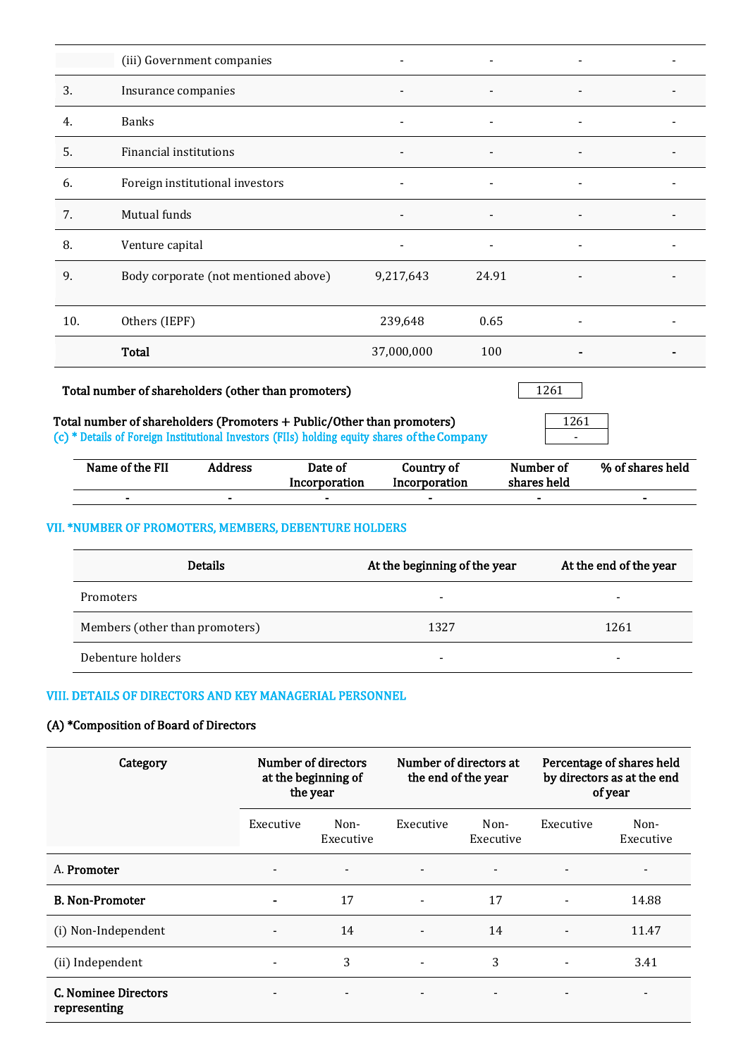|  |  |  |  |  |  |
|---|---|---|---|---|---|
|  | (iii) Government companies | - | - | - | - |
| 3. | Insurance companies | - | - | - | - |
| 4. | Banks | - | - | - | - |
| 5. | Financial institutions | - | - | - | - |
| 6. | Foreign institutional investors | - | - | - | - |
| 7. | Mutual funds | - | - | - | - |
| 8. | Venture capital | - | - | - | - |
| 9. | Body corporate (not mentioned above) | 9,217,643 | 24.91 | - | - |
| 10. | Others (IEPF) | 239,648 | 0.65 | - | - |
|  | **Total** | 37,000,000 | 100 | **-** | **-** |

**Total number of shareholders (other than promoters)** 1261

**Total number of shareholders (Promoters + Public/Other than promoters)** 1261

(c) * Details of Foreign Institutional Investors (FIIs) holding equity shares of the Company -

| Name of the FII | Address | Date of Incorporation | Country of Incorporation | Number of shares held | % of shares held |
|---|---|---|---|---|---|
| - | - | - | - | - | - |

## VII. *NUMBER OF PROMOTERS, MEMBERS, DEBENTURE HOLDERS

| Details | At the beginning of the year | At the end of the year |
|---|---|---|
| Promoters | - | - |
| Members (other than promoters) | 1327 | 1261 |
| Debenture holders | - | - |

## VIII. DETAILS OF DIRECTORS AND KEY MANAGERIAL PERSONNEL

**(A) *Composition of Board of Directors**

| Category | Number of directors at the beginning of the year |  | Number of directors at the end of the year |  | Percentage of shares held by directors as at the end of year |  |
|---|---|---|---|---|---|---|
|  | Executive | Non-Executive | Executive | Non-Executive | Executive | Non-Executive |
| A. **Promoter** | - | - | - | - | - | - |
| **B. Non-Promoter** | **-** | 17 | - | 17 | - | 14.88 |
| (i) Non-Independent | - | 14 | - | 14 | - | 11.47 |
| (ii) Independent | - | 3 | - | 3 | - | 3.41 |
| **C. Nominee Directors representing** | - | - | - | - | - | - |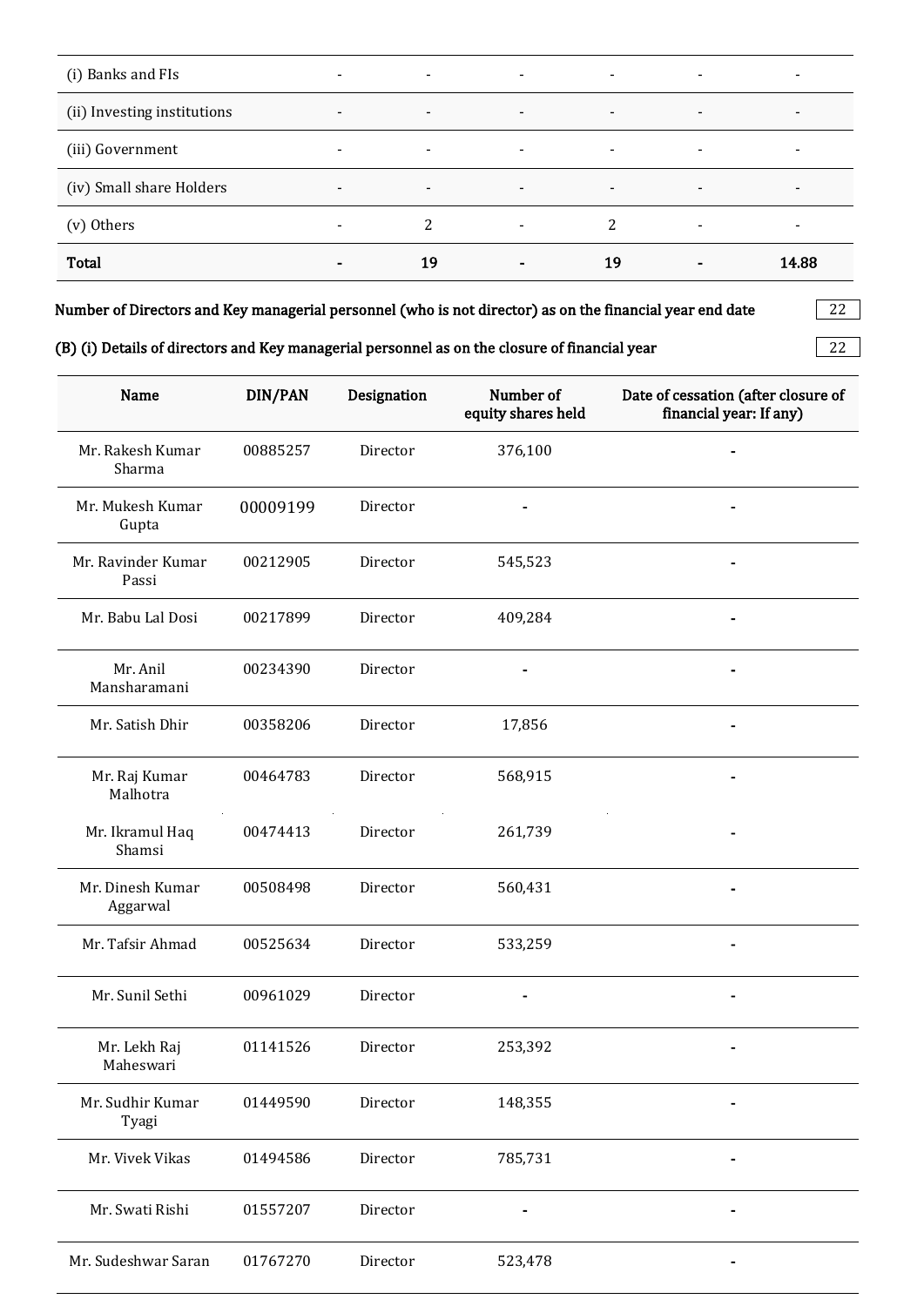| | | | | | | |
|---|---|---|---|---|---|---|
| (i) Banks and FIs | - | - | - | - | - | - |
| (ii) Investing institutions | - | - | - | - | - | - |
| (iii) Government | - | - | - | - | - | - |
| (iv) Small share Holders | - | - | - | - | - | - |
| (v) Others | - | 2 | - | 2 | - | - |
| **Total** | **-** | **19** | **-** | **19** | **-** | **14.88** |

**Number of Directors and Key managerial personnel (who is not director) as on the financial year end date** 22

**(B) (i) Details of directors and Key managerial personnel as on the closure of financial year** 22

| Name | DIN/PAN | Designation | Number of equity shares held | Date of cessation (after closure of financial year: If any) |
|---|---|---|---|---|
| Mr. Rakesh Kumar Sharma | 00885257 | Director | 376,100 | - |
| Mr. Mukesh Kumar Gupta | 00009199 | Director | - | - |
| Mr. Ravinder Kumar Passi | 00212905 | Director | 545,523 | - |
| Mr. Babu Lal Dosi | 00217899 | Director | 409,284 | - |
| Mr. Anil Mansharamani | 00234390 | Director | - | - |
| Mr. Satish Dhir | 00358206 | Director | 17,856 | - |
| Mr. Raj Kumar Malhotra | 00464783 | Director | 568,915 | - |
| Mr. Ikramul Haq Shamsi | 00474413 | Director | 261,739 | - |
| Mr. Dinesh Kumar Aggarwal | 00508498 | Director | 560,431 | - |
| Mr. Tafsir Ahmad | 00525634 | Director | 533,259 | - |
| Mr. Sunil Sethi | 00961029 | Director | - | - |
| Mr. Lekh Raj Maheswari | 01141526 | Director | 253,392 | - |
| Mr. Sudhir Kumar Tyagi | 01449590 | Director | 148,355 | - |
| Mr. Vivek Vikas | 01494586 | Director | 785,731 | - |
| Mr. Swati Rishi | 01557207 | Director | - | - |
| Mr. Sudeshwar Saran | 01767270 | Director | 523,478 | - |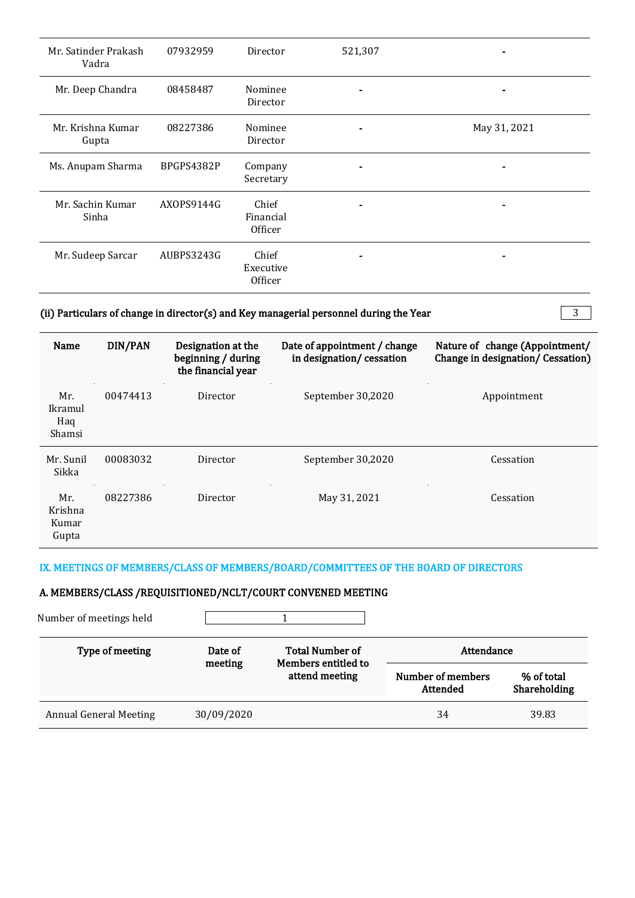| | | | | |
|---|---|---|---|---|
| Mr. Satinder Prakash Vadra | 07932959 | Director | 521,307 | - |
| Mr. Deep Chandra | 08458487 | Nominee Director | - | - |
| Mr. Krishna Kumar Gupta | 08227386 | Nominee Director | - | May 31, 2021 |
| Ms. Anupam Sharma | BPGPS4382P | Company Secretary | - | - |
| Mr. Sachin Kumar Sinha | AXOPS9144G | Chief Financial Officer | - | - |
| Mr. Sudeep Sarcar | AUBPS3243G | Chief Executive Officer | - | - |

**(ii) Particulars of change in director(s) and Key managerial personnel during the Year** 3

| Name | DIN/PAN | Designation at the beginning / during the financial year | Date of appointment / change in designation/ cessation | Nature of change (Appointment/ Change in designation/ Cessation) |
|---|---|---|---|---|
| Mr. Ikramul Haq Shamsi | 00474413 | Director | September 30,2020 | Appointment |
| Mr. Sunil Sikka | 00083032 | Director | September 30,2020 | Cessation |
| Mr. Krishna Kumar Gupta | 08227386 | Director | May 31, 2021 | Cessation |

## IX. MEETINGS OF MEMBERS/CLASS OF MEMBERS/BOARD/COMMITTEES OF THE BOARD OF DIRECTORS

### A. MEMBERS/CLASS /REQUISITIONED/NCLT/COURT CONVENED MEETING

Number of meetings held 1

| Type of meeting | Date of meeting | Total Number of Members entitled to attend meeting | Attendance | |
|---|---|---|---|---|
| | | | Number of members Attended | % of total Shareholding |
| Annual General Meeting | 30/09/2020 | | 34 | 39.83 |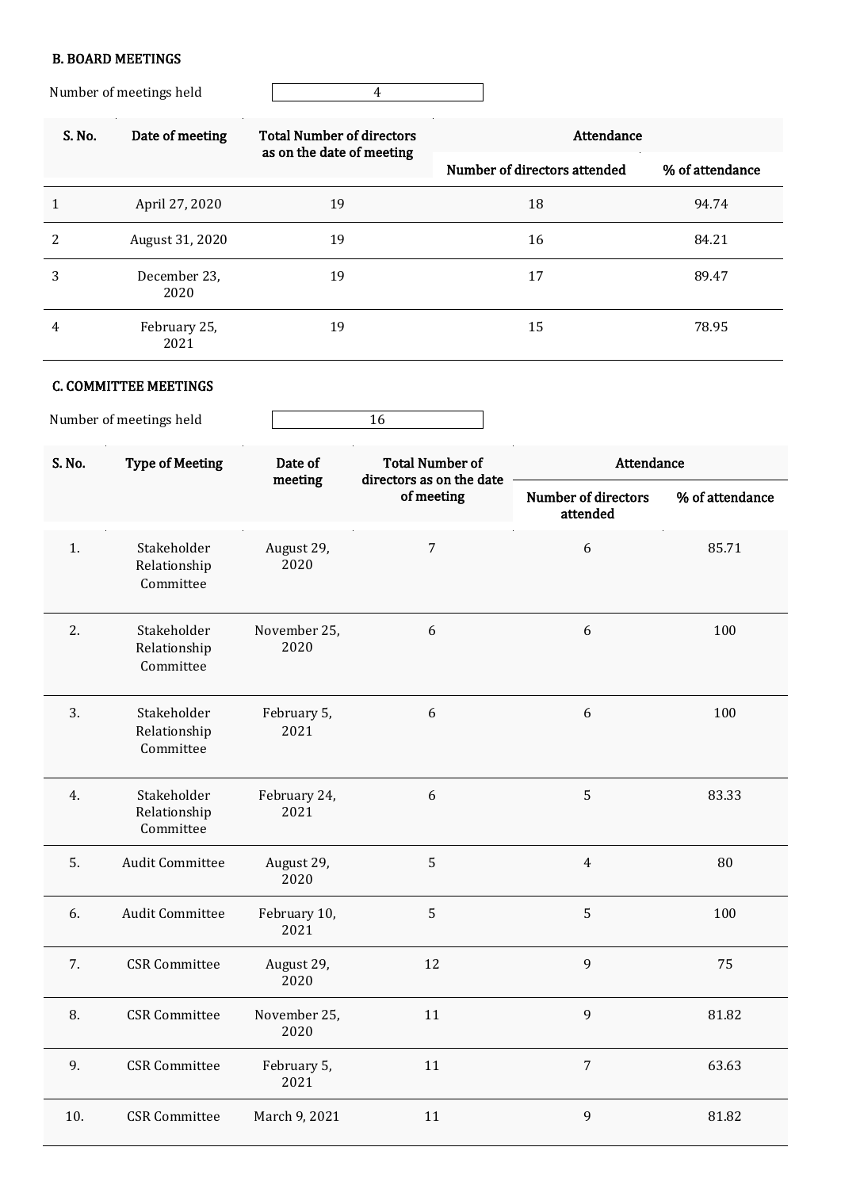### B. BOARD MEETINGS

Number of meetings held: 4

| S. No. | Date of meeting | Total Number of directors as on the date of meeting | Attendance | |
|---|---|---|---|---|
| | | | Number of directors attended | % of attendance |
| 1 | April 27, 2020 | 19 | 18 | 94.74 |
| 2 | August 31, 2020 | 19 | 16 | 84.21 |
| 3 | December 23, 2020 | 19 | 17 | 89.47 |
| 4 | February 25, 2021 | 19 | 15 | 78.95 |

### C. COMMITTEE MEETINGS

Number of meetings held: 16

| S. No. | Type of Meeting | Date of meeting | Total Number of directors as on the date of meeting | Attendance | |
|---|---|---|---|---|---|
| | | | | Number of directors attended | % of attendance |
| 1. | Stakeholder Relationship Committee | August 29, 2020 | 7 | 6 | 85.71 |
| 2. | Stakeholder Relationship Committee | November 25, 2020 | 6 | 6 | 100 |
| 3. | Stakeholder Relationship Committee | February 5, 2021 | 6 | 6 | 100 |
| 4. | Stakeholder Relationship Committee | February 24, 2021 | 6 | 5 | 83.33 |
| 5. | Audit Committee | August 29, 2020 | 5 | 4 | 80 |
| 6. | Audit Committee | February 10, 2021 | 5 | 5 | 100 |
| 7. | CSR Committee | August 29, 2020 | 12 | 9 | 75 |
| 8. | CSR Committee | November 25, 2020 | 11 | 9 | 81.82 |
| 9. | CSR Committee | February 5, 2021 | 11 | 7 | 63.63 |
| 10. | CSR Committee | March 9, 2021 | 11 | 9 | 81.82 |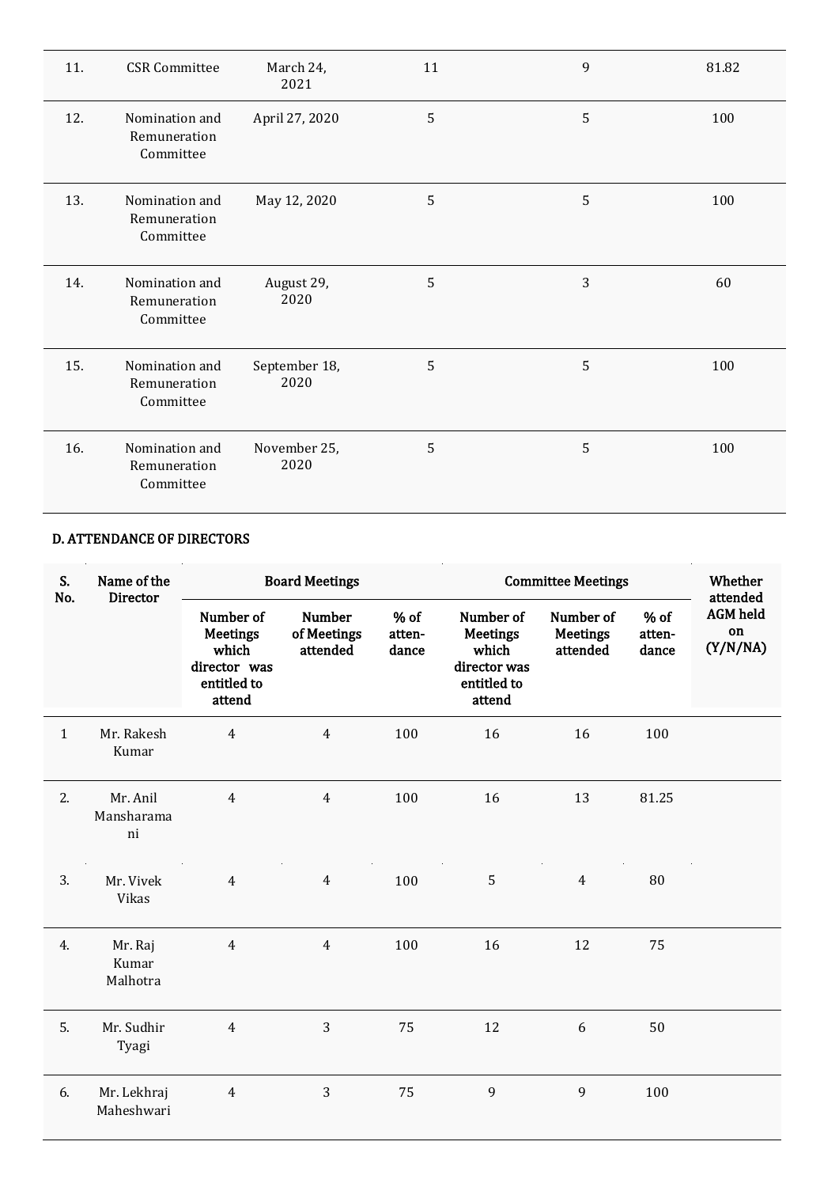| 11. | CSR Committee | March 24, 2021 | 11 | 9 | 81.82 |
|---|---|---|---|---|---|
| 12. | Nomination and Remuneration Committee | April 27, 2020 | 5 | 5 | 100 |
| 13. | Nomination and Remuneration Committee | May 12, 2020 | 5 | 5 | 100 |
| 14. | Nomination and Remuneration Committee | August 29, 2020 | 5 | 3 | 60 |
| 15. | Nomination and Remuneration Committee | September 18, 2020 | 5 | 5 | 100 |
| 16. | Nomination and Remuneration Committee | November 25, 2020 | 5 | 5 | 100 |

**D. ATTENDANCE OF DIRECTORS**

| S. No. | Name of the Director | Board Meetings | | | Committee Meetings | | | Whether attended AGM held on (Y/N/NA) |
|---|---|---|---|---|---|---|---|---|
| | | Number of Meetings which director was entitled to attend | Number of Meetings attended | % of attendance | Number of Meetings which director was entitled to attend | Number of Meetings attended | % of attendance | |
| 1 | Mr. Rakesh Kumar | 4 | 4 | 100 | 16 | 16 | 100 | |
| 2. | Mr. Anil Mansharamani | 4 | 4 | 100 | 16 | 13 | 81.25 | |
| 3. | Mr. Vivek Vikas | 4 | 4 | 100 | 5 | 4 | 80 | |
| 4. | Mr. Raj Kumar Malhotra | 4 | 4 | 100 | 16 | 12 | 75 | |
| 5. | Mr. Sudhir Tyagi | 4 | 3 | 75 | 12 | 6 | 50 | |
| 6. | Mr. Lekhraj Maheshwari | 4 | 3 | 75 | 9 | 9 | 100 | |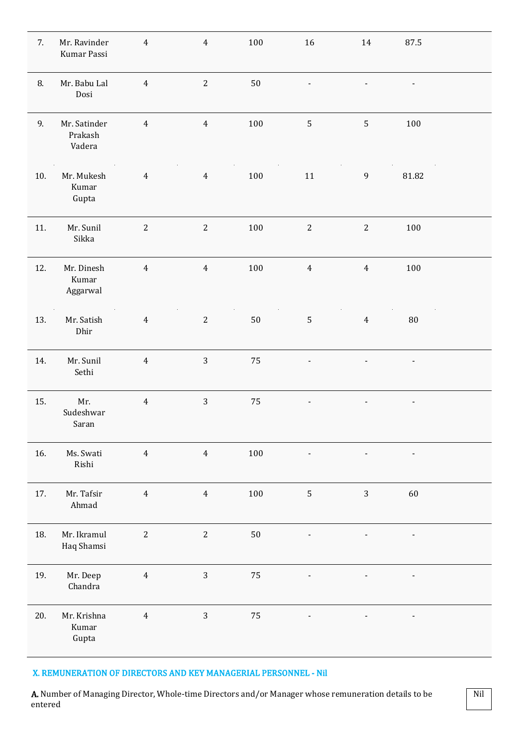| | | | | | | | |
|---|---|---|---|---|---|---|---|
| 7. | Mr. Ravinder Kumar Passi | 4 | 4 | 100 | 16 | 14 | 87.5 |
| 8. | Mr. Babu Lal Dosi | 4 | 2 | 50 | - | - | - |
| 9. | Mr. Satinder Prakash Vadera | 4 | 4 | 100 | 5 | 5 | 100 |
| 10. | Mr. Mukesh Kumar Gupta | 4 | 4 | 100 | 11 | 9 | 81.82 |
| 11. | Mr. Sunil Sikka | 2 | 2 | 100 | 2 | 2 | 100 |
| 12. | Mr. Dinesh Kumar Aggarwal | 4 | 4 | 100 | 4 | 4 | 100 |
| 13. | Mr. Satish Dhir | 4 | 2 | 50 | 5 | 4 | 80 |
| 14. | Mr. Sunil Sethi | 4 | 3 | 75 | - | - | - |
| 15. | Mr. Sudeshwar Saran | 4 | 3 | 75 | - | - | - |
| 16. | Ms. Swati Rishi | 4 | 4 | 100 | - | - | - |
| 17. | Mr. Tafsir Ahmad | 4 | 4 | 100 | 5 | 3 | 60 |
| 18. | Mr. Ikramul Haq Shamsi | 2 | 2 | 50 | - | - | - |
| 19. | Mr. Deep Chandra | 4 | 3 | 75 | - | - | - |
| 20. | Mr. Krishna Kumar Gupta | 4 | 3 | 75 | - | - | - |

## X. REMUNERATION OF DIRECTORS AND KEY MANAGERIAL PERSONNEL - Nil

**A.** Number of Managing Director, Whole-time Directors and/or Manager whose remuneration details to be entered: Nil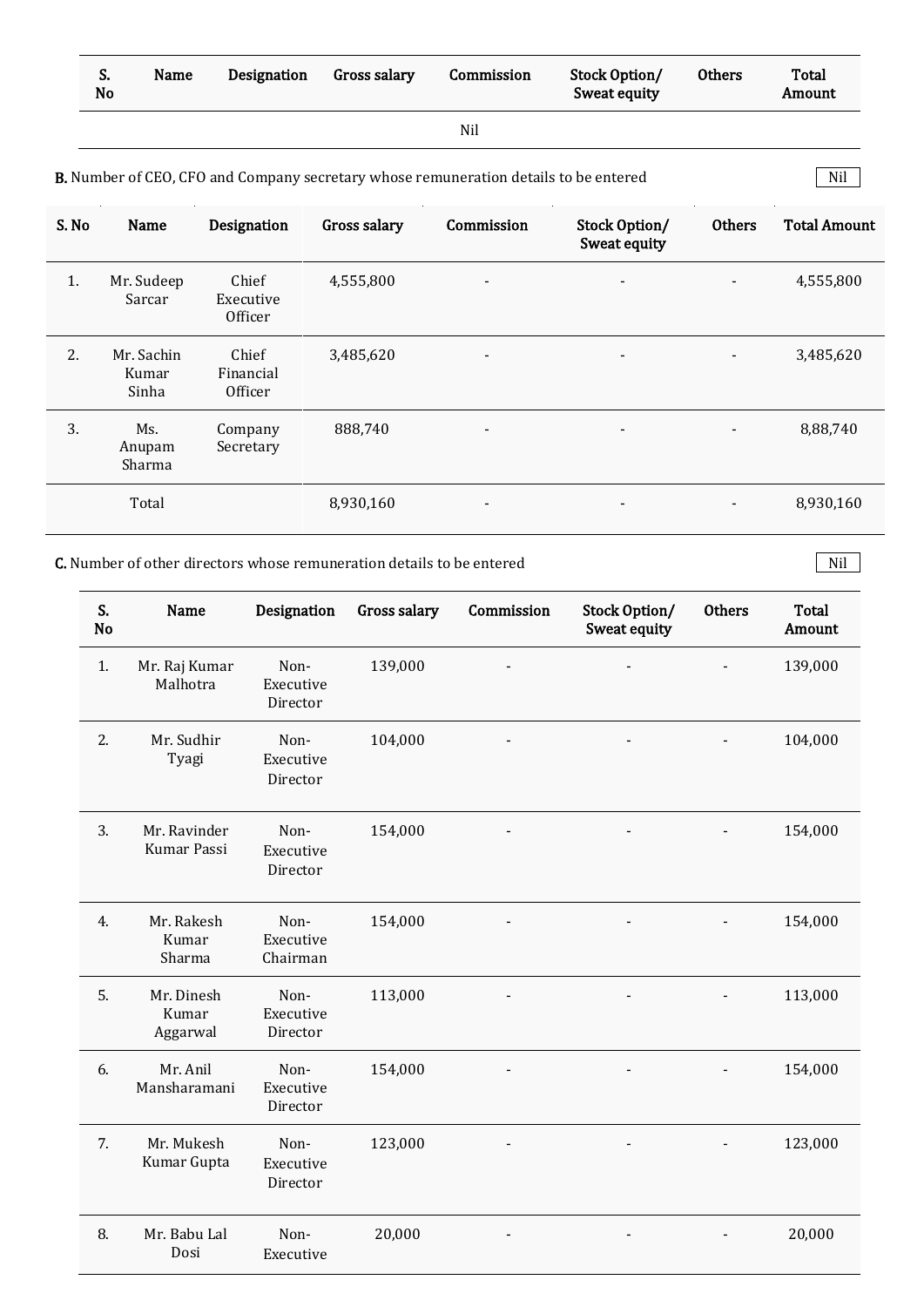| S. No | Name | Designation | Gross salary | Commission | Stock Option/ Sweat equity | Others | Total Amount |
|---|---|---|---|---|---|---|---|
| | | | | Nil | | | |

**B.** Number of CEO, CFO and Company secretary whose remuneration details to be entered — Nil

| S. No | Name | Designation | Gross salary | Commission | Stock Option/ Sweat equity | Others | Total Amount |
|---|---|---|---|---|---|---|---|
| 1. | Mr. Sudeep Sarcar | Chief Executive Officer | 4,555,800 | - | - | - | 4,555,800 |
| 2. | Mr. Sachin Kumar Sinha | Chief Financial Officer | 3,485,620 | - | - | - | 3,485,620 |
| 3. | Ms. Anupam Sharma | Company Secretary | 888,740 | - | - | - | 8,88,740 |
| | Total | | 8,930,160 | - | - | - | 8,930,160 |

**C.** Number of other directors whose remuneration details to be entered — Nil

| S. No | Name | Designation | Gross salary | Commission | Stock Option/ Sweat equity | Others | Total Amount |
|---|---|---|---|---|---|---|---|
| 1. | Mr. Raj Kumar Malhotra | Non-Executive Director | 139,000 | - | - | - | 139,000 |
| 2. | Mr. Sudhir Tyagi | Non-Executive Director | 104,000 | - | - | - | 104,000 |
| 3. | Mr. Ravinder Kumar Passi | Non-Executive Director | 154,000 | - | - | - | 154,000 |
| 4. | Mr. Rakesh Kumar Sharma | Non-Executive Chairman | 154,000 | - | - | - | 154,000 |
| 5. | Mr. Dinesh Kumar Aggarwal | Non-Executive Director | 113,000 | - | - | - | 113,000 |
| 6. | Mr. Anil Mansharamani | Non-Executive Director | 154,000 | - | - | - | 154,000 |
| 7. | Mr. Mukesh Kumar Gupta | Non-Executive Director | 123,000 | - | - | - | 123,000 |
| 8. | Mr. Babu Lal Dosi | Non-Executive | 20,000 | - | - | - | 20,000 |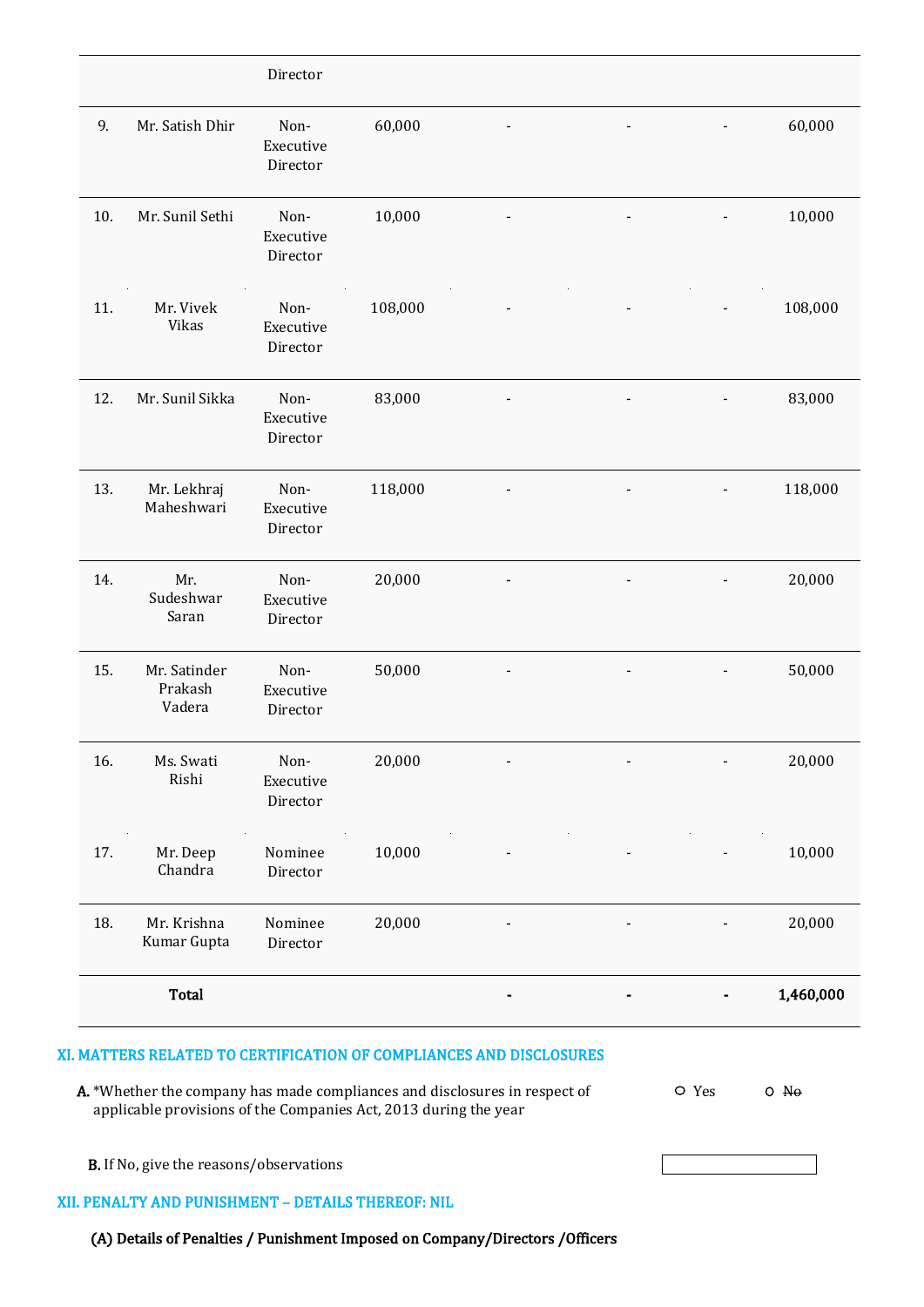| | | Director | | | | | |
|---|---|---|---|---|---|---|---|
| 9. | Mr. Satish Dhir | Non-Executive Director | 60,000 | - | - | - | 60,000 |
| 10. | Mr. Sunil Sethi | Non-Executive Director | 10,000 | - | - | - | 10,000 |
| 11. | Mr. Vivek Vikas | Non-Executive Director | 108,000 | - | - | - | 108,000 |
| 12. | Mr. Sunil Sikka | Non-Executive Director | 83,000 | - | - | - | 83,000 |
| 13. | Mr. Lekhraj Maheshwari | Non-Executive Director | 118,000 | - | - | - | 118,000 |
| 14. | Mr. Sudeshwar Saran | Non-Executive Director | 20,000 | - | - | - | 20,000 |
| 15. | Mr. Satinder Prakash Vadera | Non-Executive Director | 50,000 | - | - | - | 50,000 |
| 16. | Ms. Swati Rishi | Non-Executive Director | 20,000 | - | - | - | 20,000 |
| 17. | Mr. Deep Chandra | Nominee Director | 10,000 | - | - | - | 10,000 |
| 18. | Mr. Krishna Kumar Gupta | Nominee Director | 20,000 | - | - | - | 20,000 |
| | **Total** | | | **-** | **-** | **-** | **1,460,000** |

## XI. MATTERS RELATED TO CERTIFICATION OF COMPLIANCES AND DISCLOSURES

**A.** *Whether the company has made compliances and disclosures in respect of applicable provisions of the Companies Act, 2013 during the year — ○ Yes ○ ~~No~~

**B.** If No, give the reasons/observations

## XII. PENALTY AND PUNISHMENT – DETAILS THEREOF: NIL

**(A) Details of Penalties / Punishment Imposed on Company/Directors /Officers**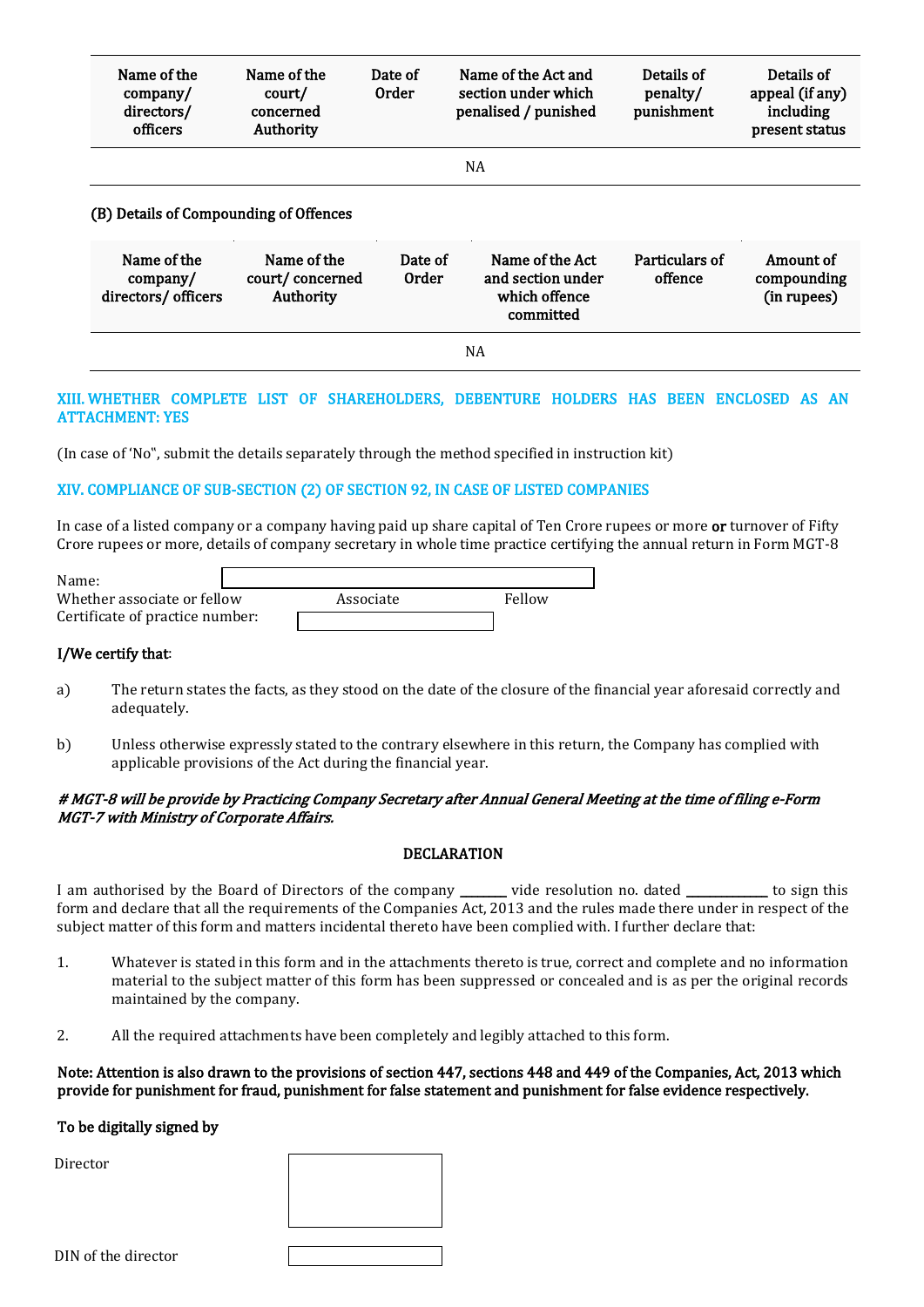| Name of the company/ directors/ officers | Name of the court/ concerned Authority | Date of Order | Name of the Act and section under which penalised / punished | Details of penalty/ punishment | Details of appeal (if any) including present status |
|---|---|---|---|---|---|
| | | | NA | | |

(B) Details of Compounding of Offences

| Name of the company/ directors/ officers | Name of the court/ concerned Authority | Date of Order | Name of the Act and section under which offence committed | Particulars of offence | Amount of compounding (in rupees) |
|---|---|---|---|---|---|
| | | | NA | | |

## XIII. WHETHER COMPLETE LIST OF SHAREHOLDERS, DEBENTURE HOLDERS HAS BEEN ENCLOSED AS AN ATTACHMENT: YES

(In case of 'No", submit the details separately through the method specified in instruction kit)

## XIV. COMPLIANCE OF SUB-SECTION (2) OF SECTION 92, IN CASE OF LISTED COMPANIES

In case of a listed company or a company having paid up share capital of Ten Crore rupees or more **or** turnover of Fifty Crore rupees or more, details of company secretary in whole time practice certifying the annual return in Form MGT-8

Name:

Whether associate or fellow    Associate    Fellow

Certificate of practice number:

**I/We certify that**:

a) The return states the facts, as they stood on the date of the closure of the financial year aforesaid correctly and adequately.

b) Unless otherwise expressly stated to the contrary elsewhere in this return, the Company has complied with applicable provisions of the Act during the financial year.

***# MGT-8 will be provide by Practicing Company Secretary after Annual General Meeting at the time of filing e-Form MGT-7 with Ministry of Corporate Affairs.***

**DECLARATION**

I am authorised by the Board of Directors of the company _______ vide resolution no. dated _____________ to sign this form and declare that all the requirements of the Companies Act, 2013 and the rules made there under in respect of the subject matter of this form and matters incidental thereto have been complied with. I further declare that:

1. Whatever is stated in this form and in the attachments thereto is true, correct and complete and no information material to the subject matter of this form has been suppressed or concealed and is as per the original records maintained by the company.

2. All the required attachments have been completely and legibly attached to this form.

**Note: Attention is also drawn to the provisions of section 447, sections 448 and 449 of the Companies, Act, 2013 which provide for punishment for fraud, punishment for false statement and punishment for false evidence respectively.**

**To be digitally signed by**

Director

DIN of the director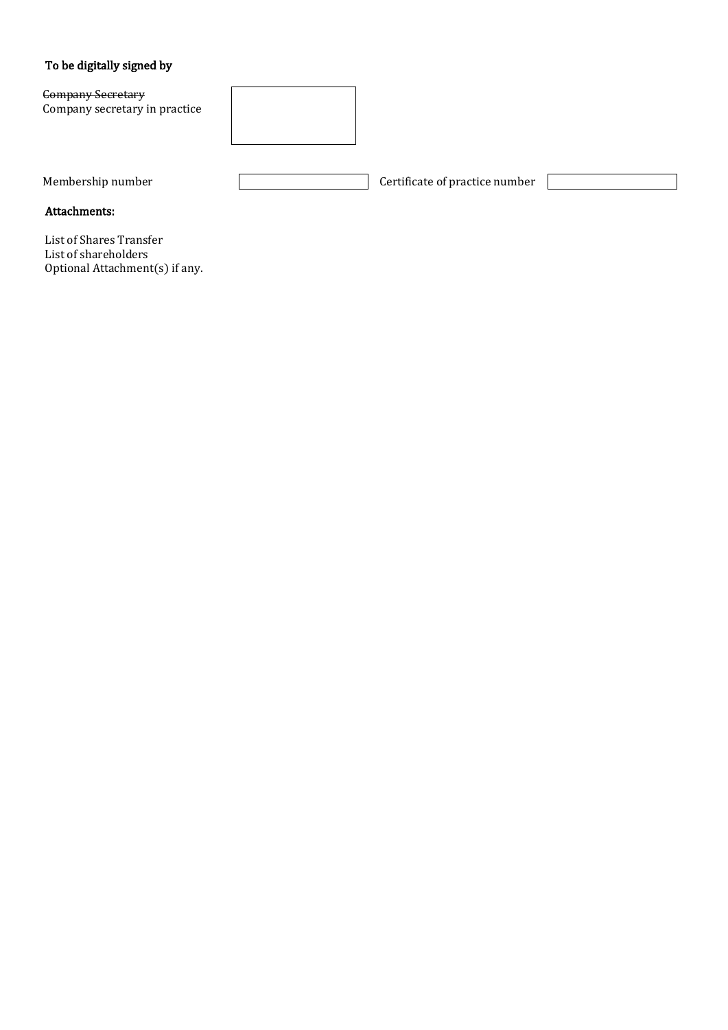**To be digitally signed by**

~~Company Secretary~~
Company secretary in practice

Membership number | Certificate of practice number

**Attachments:**

List of Shares Transfer
List of shareholders
Optional Attachment(s) if any.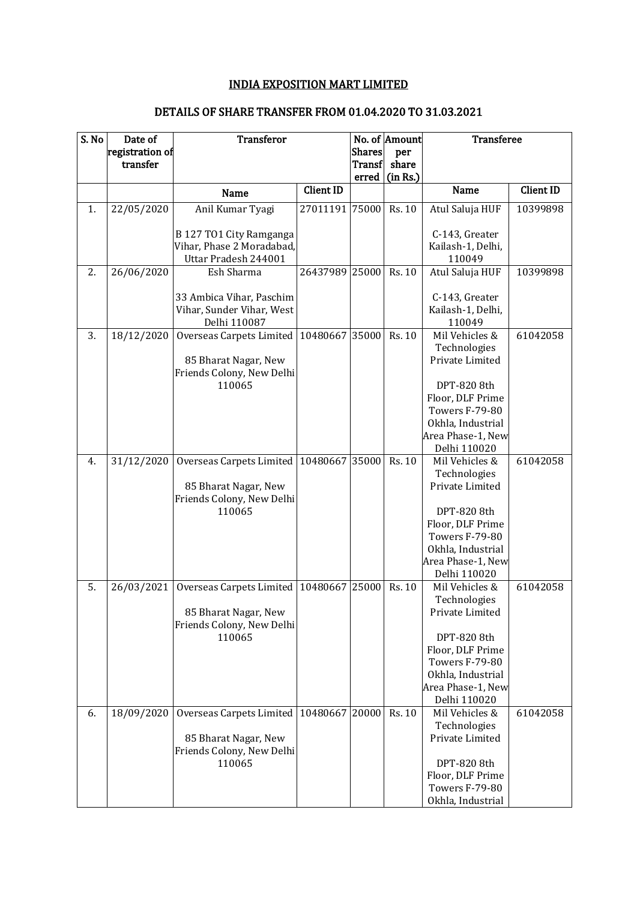# INDIA EXPOSITION MART LIMITED

## DETAILS OF SHARE TRANSFER FROM 01.04.2020 TO 31.03.2021

| S. No | Date of registration of transfer | Transferor | | No. of Shares Transferred | Amount per share (in Rs.) | Transferee | |
|---|---|---|---|---|---|---|---|
| | | Name | Client ID | | | Name | Client ID |
| 1. | 22/05/2020 | Anil Kumar Tyagi<br><br>B 127 TO1 City Ramganga Vihar, Phase 2 Moradabad, Uttar Pradesh 244001 | 27011191 | 75000 | Rs. 10 | Atul Saluja HUF<br><br>C-143, Greater Kailash-1, Delhi, 110049 | 10399898 |
| 2. | 26/06/2020 | Esh Sharma<br><br>33 Ambica Vihar, Paschim Vihar, Sunder Vihar, West Delhi 110087 | 26437989 | 25000 | Rs. 10 | Atul Saluja HUF<br><br>C-143, Greater Kailash-1, Delhi, 110049 | 10399898 |
| 3. | 18/12/2020 | Overseas Carpets Limited<br><br>85 Bharat Nagar, New Friends Colony, New Delhi 110065 | 10480667 | 35000 | Rs. 10 | Mil Vehicles & Technologies Private Limited<br><br>DPT-820 8th Floor, DLF Prime Towers F-79-80 Okhla, Industrial Area Phase-1, New Delhi 110020 | 61042058 |
| 4. | 31/12/2020 | Overseas Carpets Limited<br><br>85 Bharat Nagar, New Friends Colony, New Delhi 110065 | 10480667 | 35000 | Rs. 10 | Mil Vehicles & Technologies Private Limited<br><br>DPT-820 8th Floor, DLF Prime Towers F-79-80 Okhla, Industrial Area Phase-1, New Delhi 110020 | 61042058 |
| 5. | 26/03/2021 | Overseas Carpets Limited<br><br>85 Bharat Nagar, New Friends Colony, New Delhi 110065 | 10480667 | 25000 | Rs. 10 | Mil Vehicles & Technologies Private Limited<br><br>DPT-820 8th Floor, DLF Prime Towers F-79-80 Okhla, Industrial Area Phase-1, New Delhi 110020 | 61042058 |
| 6. | 18/09/2020 | Overseas Carpets Limited<br><br>85 Bharat Nagar, New Friends Colony, New Delhi 110065 | 10480667 | 20000 | Rs. 10 | Mil Vehicles & Technologies Private Limited<br><br>DPT-820 8th Floor, DLF Prime Towers F-79-80 Okhla, Industrial | 61042058 |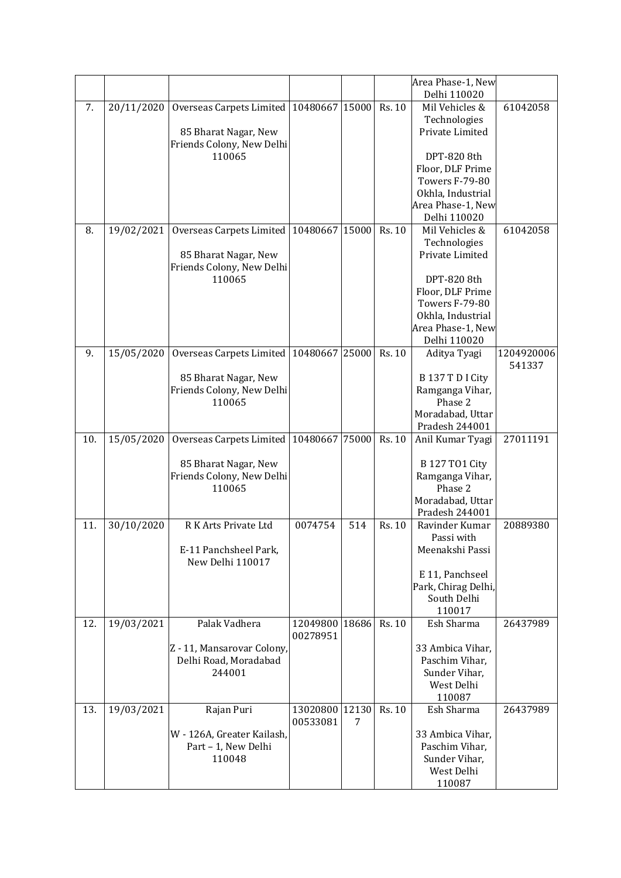|  |  |  |  |  |  | Area Phase-1, New Delhi 110020 |  |
|---|---|---|---|---|---|---|---|
| 7. | 20/11/2020 | Overseas Carpets Limited<br><br>85 Bharat Nagar, New Friends Colony, New Delhi 110065 | 10480667 | 15000 | Rs. 10 | Mil Vehicles & Technologies Private Limited<br><br>DPT-820 8th Floor, DLF Prime Towers F-79-80 Okhla, Industrial Area Phase-1, New Delhi 110020 | 61042058 |
| 8. | 19/02/2021 | Overseas Carpets Limited<br><br>85 Bharat Nagar, New Friends Colony, New Delhi 110065 | 10480667 | 15000 | Rs. 10 | Mil Vehicles & Technologies Private Limited<br><br>DPT-820 8th Floor, DLF Prime Towers F-79-80 Okhla, Industrial Area Phase-1, New Delhi 110020 | 61042058 |
| 9. | 15/05/2020 | Overseas Carpets Limited<br><br>85 Bharat Nagar, New Friends Colony, New Delhi 110065 | 10480667 | 25000 | Rs. 10 | Aditya Tyagi<br><br>B 137 T D I City Ramganga Vihar, Phase 2 Moradabad, Uttar Pradesh 244001 | 1204920006541337 |
| 10. | 15/05/2020 | Overseas Carpets Limited<br><br>85 Bharat Nagar, New Friends Colony, New Delhi 110065 | 10480667 | 75000 | Rs. 10 | Anil Kumar Tyagi<br><br>B 127 TO1 City Ramganga Vihar, Phase 2 Moradabad, Uttar Pradesh 244001 | 27011191 |
| 11. | 30/10/2020 | R K Arts Private Ltd<br><br>E-11 Panchsheel Park, New Delhi 110017 | 0074754 | 514 | Rs. 10 | Ravinder Kumar Passi with Meenakshi Passi<br><br>E 11, Panchseel Park, Chirag Delhi, South Delhi 110017 | 20889380 |
| 12. | 19/03/2021 | Palak Vadhera<br><br>Z - 11, Mansarovar Colony, Delhi Road, Moradabad 244001 | 1204980000278951 | 18686 | Rs. 10 | Esh Sharma<br><br>33 Ambica Vihar, Paschim Vihar, Sunder Vihar, West Delhi 110087 | 26437989 |
| 13. | 19/03/2021 | Rajan Puri<br><br>W - 126A, Greater Kailash, Part – 1, New Delhi 110048 | 1302080000533081 | 121307 | Rs. 10 | Esh Sharma<br><br>33 Ambica Vihar, Paschim Vihar, Sunder Vihar, West Delhi 110087 | 26437989 |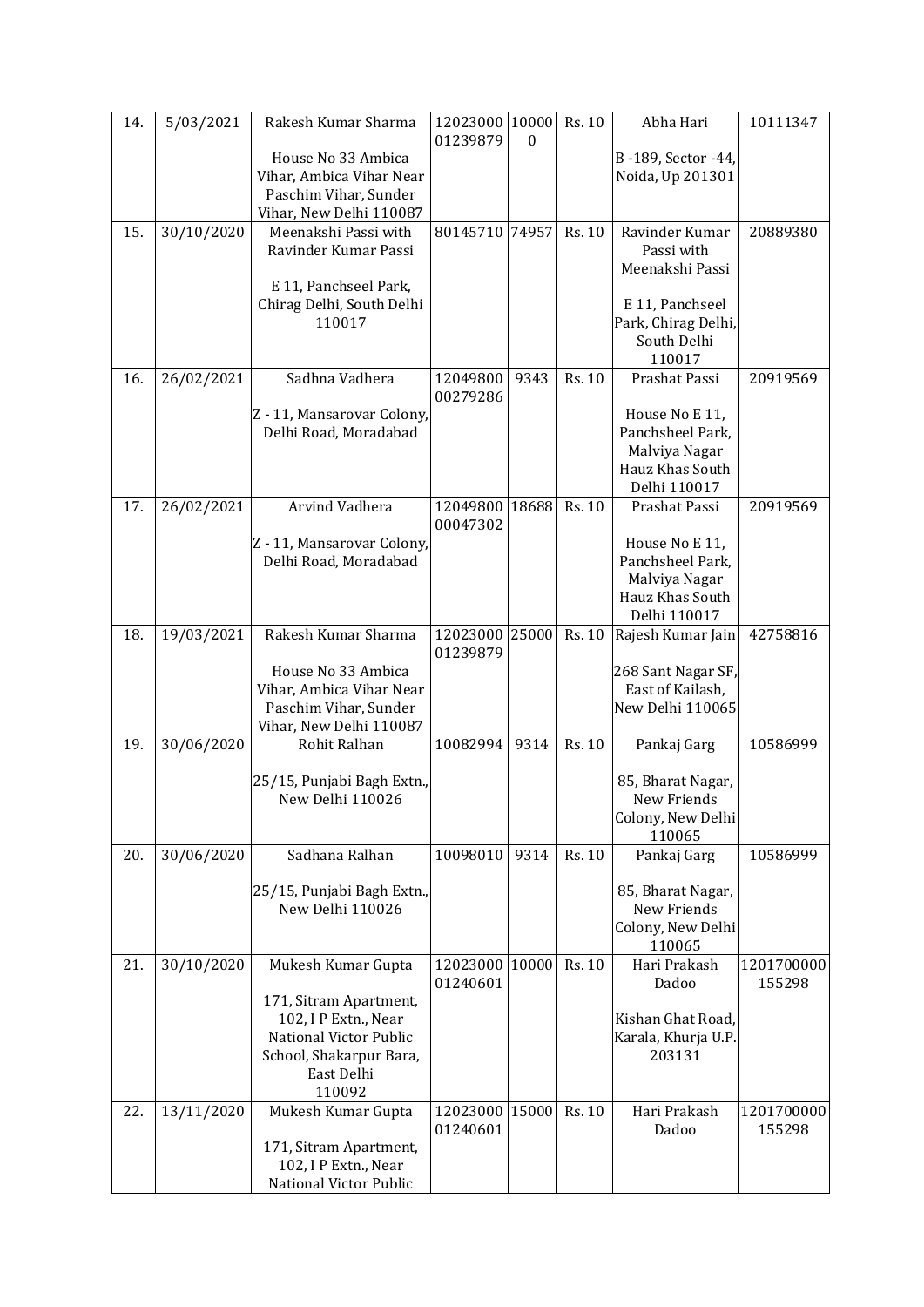| 14. | 5/03/2021 | Rakesh Kumar Sharma<br><br>House No 33 Ambica Vihar, Ambica Vihar Near Paschim Vihar, Sunder Vihar, New Delhi 110087 | 1202300001239879 | 100000 | Rs. 10 | Abha Hari<br><br>B -189, Sector -44, Noida, Up 201301 | 10111347 |
|---|---|---|---|---|---|---|---|
| 15. | 30/10/2020 | Meenakshi Passi with Ravinder Kumar Passi<br><br>E 11, Panchseel Park, Chirag Delhi, South Delhi 110017 | 80145710 | 74957 | Rs. 10 | Ravinder Kumar Passi with Meenakshi Passi<br><br>E 11, Panchseel Park, Chirag Delhi, South Delhi 110017 | 20889380 |
| 16. | 26/02/2021 | Sadhna Vadhera<br><br>Z - 11, Mansarovar Colony, Delhi Road, Moradabad | 1204980000279286 | 9343 | Rs. 10 | Prashat Passi<br><br>House No E 11, Panchsheel Park, Malviya Nagar Hauz Khas South Delhi 110017 | 20919569 |
| 17. | 26/02/2021 | Arvind Vadhera<br><br>Z - 11, Mansarovar Colony, Delhi Road, Moradabad | 1204980000047302 | 18688 | Rs. 10 | Prashat Passi<br><br>House No E 11, Panchsheel Park, Malviya Nagar Hauz Khas South Delhi 110017 | 20919569 |
| 18. | 19/03/2021 | Rakesh Kumar Sharma<br><br>House No 33 Ambica Vihar, Ambica Vihar Near Paschim Vihar, Sunder Vihar, New Delhi 110087 | 1202300001239879 | 25000 | Rs. 10 | Rajesh Kumar Jain<br><br>268 Sant Nagar SF, East of Kailash, New Delhi 110065 | 42758816 |
| 19. | 30/06/2020 | Rohit Ralhan<br><br>25/15, Punjabi Bagh Extn., New Delhi 110026 | 10082994 | 9314 | Rs. 10 | Pankaj Garg<br><br>85, Bharat Nagar, New Friends Colony, New Delhi 110065 | 10586999 |
| 20. | 30/06/2020 | Sadhana Ralhan<br><br>25/15, Punjabi Bagh Extn., New Delhi 110026 | 10098010 | 9314 | Rs. 10 | Pankaj Garg<br><br>85, Bharat Nagar, New Friends Colony, New Delhi 110065 | 10586999 |
| 21. | 30/10/2020 | Mukesh Kumar Gupta<br><br>171, Sitram Apartment, 102, I P Extn., Near National Victor Public School, Shakarpur Bara, East Delhi 110092 | 1202300001240601 | 10000 | Rs. 10 | Hari Prakash Dadoo<br><br>Kishan Ghat Road, Karala, Khurja U.P. 203131 | 1201700000155298 |
| 22. | 13/11/2020 | Mukesh Kumar Gupta<br><br>171, Sitram Apartment, 102, I P Extn., Near National Victor Public | 1202300001240601 | 15000 | Rs. 10 | Hari Prakash Dadoo | 1201700000155298 |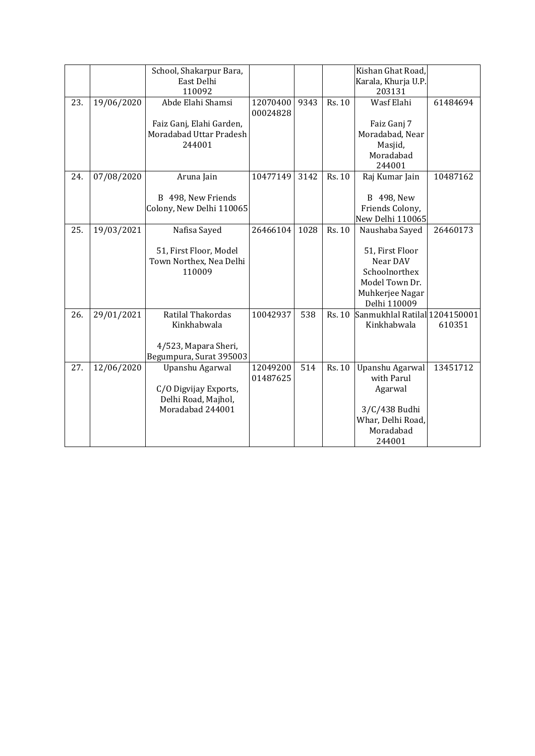|  |  |  |  |  |  |  |  |
|---|---|---|---|---|---|---|---|
|  |  | School, Shakarpur Bara, East Delhi 110092 |  |  |  | Kishan Ghat Road, Karala, Khurja U.P. 203131 |  |
| 23. | 19/06/2020 | Abde Elahi Shamsi<br><br>Faiz Ganj, Elahi Garden, Moradabad Uttar Pradesh 244001 | 12070400 00024828 | 9343 | Rs. 10 | Wasf Elahi<br><br>Faiz Ganj 7 Moradabad, Near Masjid, Moradabad 244001 | 61484694 |
| 24. | 07/08/2020 | Aruna Jain<br><br>B 498, New Friends Colony, New Delhi 110065 | 10477149 | 3142 | Rs. 10 | Raj Kumar Jain<br><br>B 498, New Friends Colony, New Delhi 110065 | 10487162 |
| 25. | 19/03/2021 | Nafisa Sayed<br><br>51, First Floor, Model Town Northex, Nea Delhi 110009 | 26466104 | 1028 | Rs. 10 | Naushaba Sayed<br><br>51, First Floor Near DAV Schoolnorthex Model Town Dr. Muhkerjee Nagar Delhi 110009 | 26460173 |
| 26. | 29/01/2021 | Ratilal Thakordas Kinkhabwala<br><br>4/523, Mapara Sheri, Begumpura, Surat 395003 | 10042937 | 538 | Rs. 10 | Sanmukhlal Ratilal Kinkhabwala | 1204150001 610351 |
| 27. | 12/06/2020 | Upanshu Agarwal<br><br>C/O Digvijay Exports, Delhi Road, Majhol, Moradabad 244001 | 12049200 01487625 | 514 | Rs. 10 | Upanshu Agarwal with Parul Agarwal<br><br>3/C/438 Budhi Whar, Delhi Road, Moradabad 244001 | 13451712 |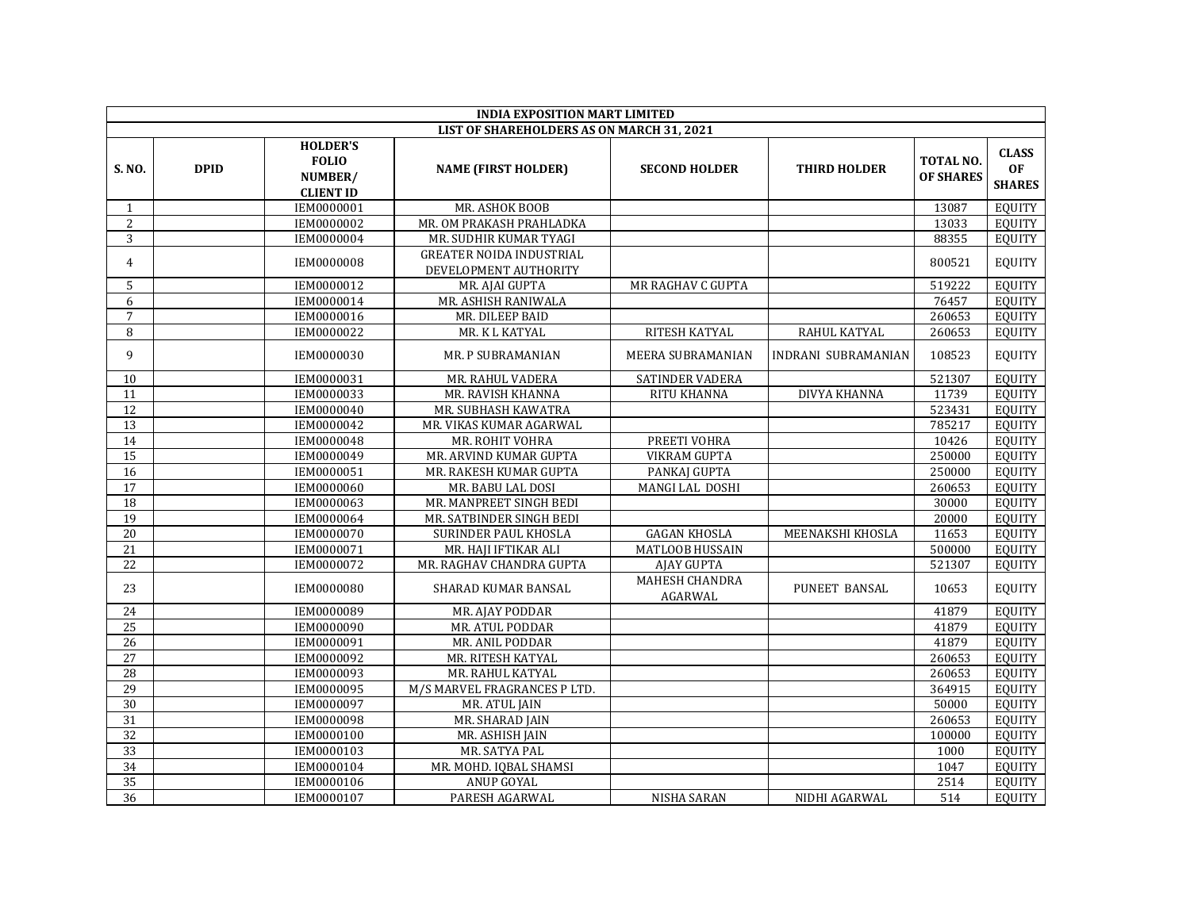| INDIA EXPOSITION MART LIMITED | | | | | | | |
|---|---|---|---|---|---|---|---|
| LIST OF SHAREHOLDERS AS ON MARCH 31, 2021 | | | | | | | |
| **S. NO.** | **DPID** | **HOLDER'S FOLIO NUMBER/ CLIENT ID** | **NAME (FIRST HOLDER)** | **SECOND HOLDER** | **THIRD HOLDER** | **TOTAL NO. OF SHARES** | **CLASS OF SHARES** |
| 1 | | IEM0000001 | MR. ASHOK BOOB | | | 13087 | EQUITY |
| 2 | | IEM0000002 | MR. OM PRAKASH PRAHLADKA | | | 13033 | EQUITY |
| 3 | | IEM0000004 | MR. SUDHIR KUMAR TYAGI | | | 88355 | EQUITY |
| 4 | | IEM0000008 | GREATER NOIDA INDUSTRIAL DEVELOPMENT AUTHORITY | | | 800521 | EQUITY |
| 5 | | IEM0000012 | MR. AJAI GUPTA | MR RAGHAV C GUPTA | | 519222 | EQUITY |
| 6 | | IEM0000014 | MR. ASHISH RANIWALA | | | 76457 | EQUITY |
| 7 | | IEM0000016 | MR. DILEEP BAID | | | 260653 | EQUITY |
| 8 | | IEM0000022 | MR. K L KATYAL | RITESH KATYAL | RAHUL KATYAL | 260653 | EQUITY |
| 9 | | IEM0000030 | MR. P SUBRAMANIAN | MEERA SUBRAMANIAN | INDRANI SUBRAMANIAN | 108523 | EQUITY |
| 10 | | IEM0000031 | MR. RAHUL VADERA | SATINDER VADERA | | 521307 | EQUITY |
| 11 | | IEM0000033 | MR. RAVISH KHANNA | RITU KHANNA | DIVYA KHANNA | 11739 | EQUITY |
| 12 | | IEM0000040 | MR. SUBHASH KAWATRA | | | 523431 | EQUITY |
| 13 | | IEM0000042 | MR. VIKAS KUMAR AGARWAL | | | 785217 | EQUITY |
| 14 | | IEM0000048 | MR. ROHIT VOHRA | PREETI VOHRA | | 10426 | EQUITY |
| 15 | | IEM0000049 | MR. ARVIND KUMAR GUPTA | VIKRAM GUPTA | | 250000 | EQUITY |
| 16 | | IEM0000051 | MR. RAKESH KUMAR GUPTA | PANKAJ GUPTA | | 250000 | EQUITY |
| 17 | | IEM0000060 | MR. BABU LAL DOSI | MANGI LAL DOSHI | | 260653 | EQUITY |
| 18 | | IEM0000063 | MR. MANPREET SINGH BEDI | | | 30000 | EQUITY |
| 19 | | IEM0000064 | MR. SATBINDER SINGH BEDI | | | 20000 | EQUITY |
| 20 | | IEM0000070 | SURINDER PAUL KHOSLA | GAGAN KHOSLA | MEENAKSHI KHOSLA | 11653 | EQUITY |
| 21 | | IEM0000071 | MR. HAJI IFTIKAR ALI | MATLOOB HUSSAIN | | 500000 | EQUITY |
| 22 | | IEM0000072 | MR. RAGHAV CHANDRA GUPTA | AJAY GUPTA | | 521307 | EQUITY |
| 23 | | IEM0000080 | SHARAD KUMAR BANSAL | MAHESH CHANDRA AGARWAL | PUNEET BANSAL | 10653 | EQUITY |
| 24 | | IEM0000089 | MR. AJAY PODDAR | | | 41879 | EQUITY |
| 25 | | IEM0000090 | MR. ATUL PODDAR | | | 41879 | EQUITY |
| 26 | | IEM0000091 | MR. ANIL PODDAR | | | 41879 | EQUITY |
| 27 | | IEM0000092 | MR. RITESH KATYAL | | | 260653 | EQUITY |
| 28 | | IEM0000093 | MR. RAHUL KATYAL | | | 260653 | EQUITY |
| 29 | | IEM0000095 | M/S MARVEL FRAGRANCES P LTD. | | | 364915 | EQUITY |
| 30 | | IEM0000097 | MR. ATUL JAIN | | | 50000 | EQUITY |
| 31 | | IEM0000098 | MR. SHARAD JAIN | | | 260653 | EQUITY |
| 32 | | IEM0000100 | MR. ASHISH JAIN | | | 100000 | EQUITY |
| 33 | | IEM0000103 | MR. SATYA PAL | | | 1000 | EQUITY |
| 34 | | IEM0000104 | MR. MOHD. IQBAL SHAMSI | | | 1047 | EQUITY |
| 35 | | IEM0000106 | ANUP GOYAL | | | 2514 | EQUITY |
| 36 | | IEM0000107 | PARESH AGARWAL | NISHA SARAN | NIDHI AGARWAL | 514 | EQUITY |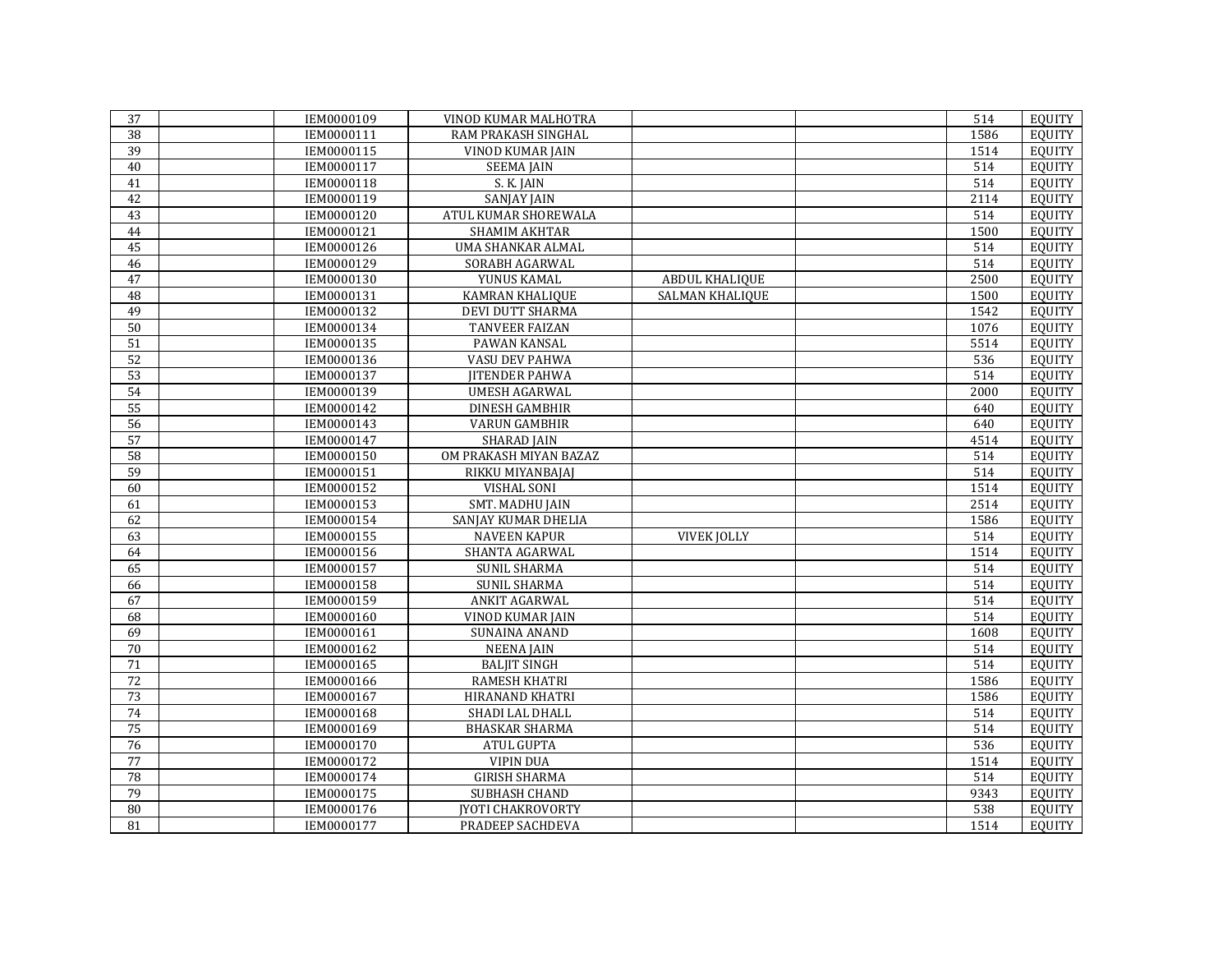| | | | | | | | |
|---|---|---|---|---|---|---|---|
| 37 | | IEM0000109 | VINOD KUMAR MALHOTRA | | | 514 | EQUITY |
| 38 | | IEM0000111 | RAM PRAKASH SINGHAL | | | 1586 | EQUITY |
| 39 | | IEM0000115 | VINOD KUMAR JAIN | | | 1514 | EQUITY |
| 40 | | IEM0000117 | SEEMA JAIN | | | 514 | EQUITY |
| 41 | | IEM0000118 | S. K. JAIN | | | 514 | EQUITY |
| 42 | | IEM0000119 | SANJAY JAIN | | | 2114 | EQUITY |
| 43 | | IEM0000120 | ATUL KUMAR SHOREWALA | | | 514 | EQUITY |
| 44 | | IEM0000121 | SHAMIM AKHTAR | | | 1500 | EQUITY |
| 45 | | IEM0000126 | UMA SHANKAR ALMAL | | | 514 | EQUITY |
| 46 | | IEM0000129 | SORABH AGARWAL | | | 514 | EQUITY |
| 47 | | IEM0000130 | YUNUS KAMAL | ABDUL KHALIQUE | | 2500 | EQUITY |
| 48 | | IEM0000131 | KAMRAN KHALIQUE | SALMAN KHALIQUE | | 1500 | EQUITY |
| 49 | | IEM0000132 | DEVI DUTT SHARMA | | | 1542 | EQUITY |
| 50 | | IEM0000134 | TANVEER FAIZAN | | | 1076 | EQUITY |
| 51 | | IEM0000135 | PAWAN KANSAL | | | 5514 | EQUITY |
| 52 | | IEM0000136 | VASU DEV PAHWA | | | 536 | EQUITY |
| 53 | | IEM0000137 | JITENDER PAHWA | | | 514 | EQUITY |
| 54 | | IEM0000139 | UMESH AGARWAL | | | 2000 | EQUITY |
| 55 | | IEM0000142 | DINESH GAMBHIR | | | 640 | EQUITY |
| 56 | | IEM0000143 | VARUN GAMBHIR | | | 640 | EQUITY |
| 57 | | IEM0000147 | SHARAD JAIN | | | 4514 | EQUITY |
| 58 | | IEM0000150 | OM PRAKASH MIYAN BAZAZ | | | 514 | EQUITY |
| 59 | | IEM0000151 | RIKKU MIYANBAJAJ | | | 514 | EQUITY |
| 60 | | IEM0000152 | VISHAL SONI | | | 1514 | EQUITY |
| 61 | | IEM0000153 | SMT. MADHU JAIN | | | 2514 | EQUITY |
| 62 | | IEM0000154 | SANJAY KUMAR DHELIA | | | 1586 | EQUITY |
| 63 | | IEM0000155 | NAVEEN KAPUR | VIVEK JOLLY | | 514 | EQUITY |
| 64 | | IEM0000156 | SHANTA AGARWAL | | | 1514 | EQUITY |
| 65 | | IEM0000157 | SUNIL SHARMA | | | 514 | EQUITY |
| 66 | | IEM0000158 | SUNIL SHARMA | | | 514 | EQUITY |
| 67 | | IEM0000159 | ANKIT AGARWAL | | | 514 | EQUITY |
| 68 | | IEM0000160 | VINOD KUMAR JAIN | | | 514 | EQUITY |
| 69 | | IEM0000161 | SUNAINA ANAND | | | 1608 | EQUITY |
| 70 | | IEM0000162 | NEENA JAIN | | | 514 | EQUITY |
| 71 | | IEM0000165 | BALJIT SINGH | | | 514 | EQUITY |
| 72 | | IEM0000166 | RAMESH KHATRI | | | 1586 | EQUITY |
| 73 | | IEM0000167 | HIRANAND KHATRI | | | 1586 | EQUITY |
| 74 | | IEM0000168 | SHADI LAL DHALL | | | 514 | EQUITY |
| 75 | | IEM0000169 | BHASKAR SHARMA | | | 514 | EQUITY |
| 76 | | IEM0000170 | ATUL GUPTA | | | 536 | EQUITY |
| 77 | | IEM0000172 | VIPIN DUA | | | 1514 | EQUITY |
| 78 | | IEM0000174 | GIRISH SHARMA | | | 514 | EQUITY |
| 79 | | IEM0000175 | SUBHASH CHAND | | | 9343 | EQUITY |
| 80 | | IEM0000176 | JYOTI CHAKROVORTY | | | 538 | EQUITY |
| 81 | | IEM0000177 | PRADEEP SACHDEVA | | | 1514 | EQUITY |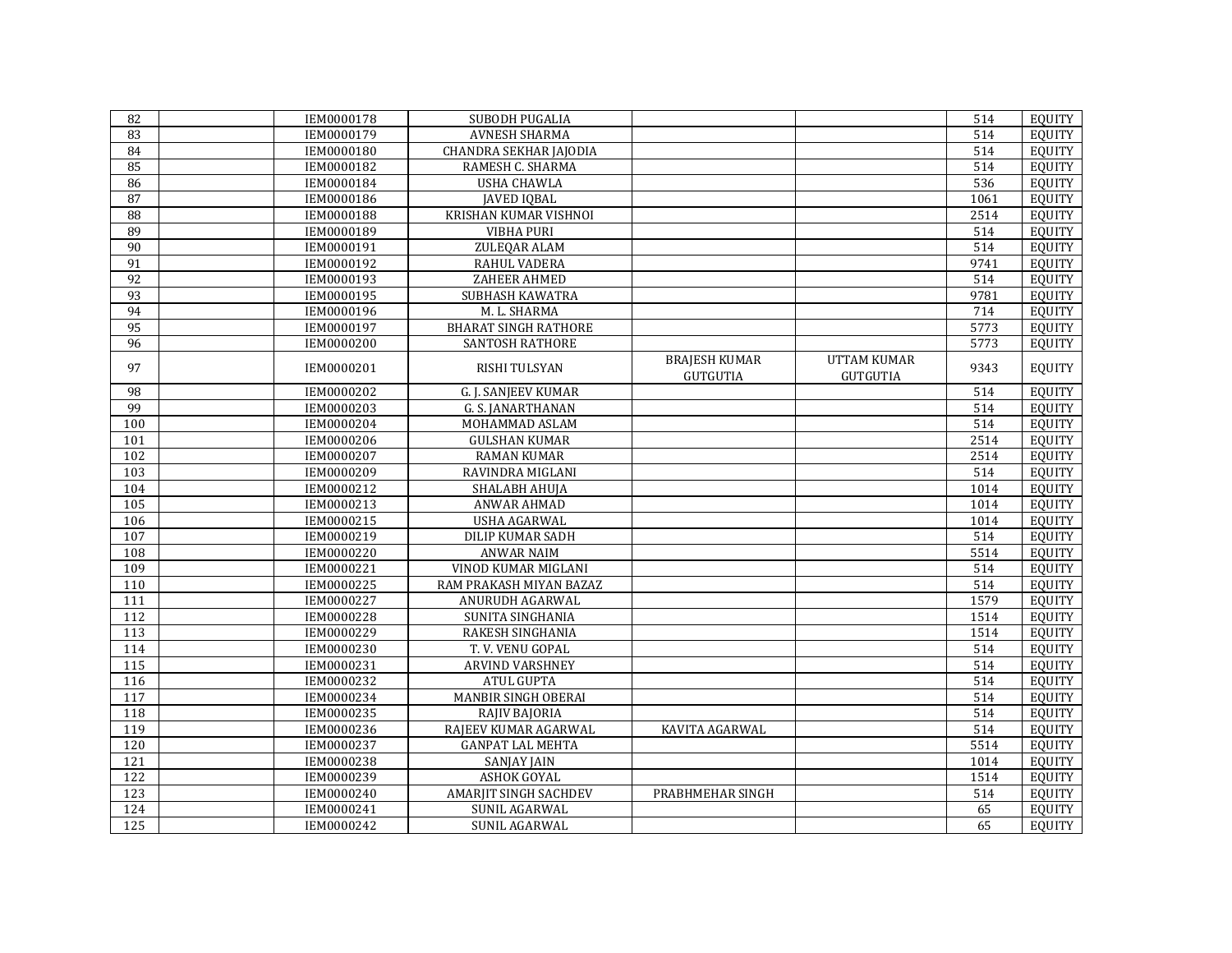| 82 | | IEM0000178 | SUBODH PUGALIA | | | 514 | EQUITY |
|---|---|---|---|---|---|---|---|
| 83 | | IEM0000179 | AVNESH SHARMA | | | 514 | EQUITY |
| 84 | | IEM0000180 | CHANDRA SEKHAR JAJODIA | | | 514 | EQUITY |
| 85 | | IEM0000182 | RAMESH C. SHARMA | | | 514 | EQUITY |
| 86 | | IEM0000184 | USHA CHAWLA | | | 536 | EQUITY |
| 87 | | IEM0000186 | JAVED IQBAL | | | 1061 | EQUITY |
| 88 | | IEM0000188 | KRISHAN KUMAR VISHNOI | | | 2514 | EQUITY |
| 89 | | IEM0000189 | VIBHA PURI | | | 514 | EQUITY |
| 90 | | IEM0000191 | ZULEQAR ALAM | | | 514 | EQUITY |
| 91 | | IEM0000192 | RAHUL VADERA | | | 9741 | EQUITY |
| 92 | | IEM0000193 | ZAHEER AHMED | | | 514 | EQUITY |
| 93 | | IEM0000195 | SUBHASH KAWATRA | | | 9781 | EQUITY |
| 94 | | IEM0000196 | M. L. SHARMA | | | 714 | EQUITY |
| 95 | | IEM0000197 | BHARAT SINGH RATHORE | | | 5773 | EQUITY |
| 96 | | IEM0000200 | SANTOSH RATHORE | | | 5773 | EQUITY |
| 97 | | IEM0000201 | RISHI TULSYAN | BRAJESH KUMAR GUTGUTIA | UTTAM KUMAR GUTGUTIA | 9343 | EQUITY |
| 98 | | IEM0000202 | G. J. SANJEEV KUMAR | | | 514 | EQUITY |
| 99 | | IEM0000203 | G. S. JANARTHANAN | | | 514 | EQUITY |
| 100 | | IEM0000204 | MOHAMMAD ASLAM | | | 514 | EQUITY |
| 101 | | IEM0000206 | GULSHAN KUMAR | | | 2514 | EQUITY |
| 102 | | IEM0000207 | RAMAN KUMAR | | | 2514 | EQUITY |
| 103 | | IEM0000209 | RAVINDRA MIGLANI | | | 514 | EQUITY |
| 104 | | IEM0000212 | SHALABH AHUJA | | | 1014 | EQUITY |
| 105 | | IEM0000213 | ANWAR AHMAD | | | 1014 | EQUITY |
| 106 | | IEM0000215 | USHA AGARWAL | | | 1014 | EQUITY |
| 107 | | IEM0000219 | DILIP KUMAR SADH | | | 514 | EQUITY |
| 108 | | IEM0000220 | ANWAR NAIM | | | 5514 | EQUITY |
| 109 | | IEM0000221 | VINOD KUMAR MIGLANI | | | 514 | EQUITY |
| 110 | | IEM0000225 | RAM PRAKASH MIYAN BAZAZ | | | 514 | EQUITY |
| 111 | | IEM0000227 | ANURUDH AGARWAL | | | 1579 | EQUITY |
| 112 | | IEM0000228 | SUNITA SINGHANIA | | | 1514 | EQUITY |
| 113 | | IEM0000229 | RAKESH SINGHANIA | | | 1514 | EQUITY |
| 114 | | IEM0000230 | T. V. VENU GOPAL | | | 514 | EQUITY |
| 115 | | IEM0000231 | ARVIND VARSHNEY | | | 514 | EQUITY |
| 116 | | IEM0000232 | ATUL GUPTA | | | 514 | EQUITY |
| 117 | | IEM0000234 | MANBIR SINGH OBERAI | | | 514 | EQUITY |
| 118 | | IEM0000235 | RAJIV BAJORIA | | | 514 | EQUITY |
| 119 | | IEM0000236 | RAJEEV KUMAR AGARWAL | KAVITA AGARWAL | | 514 | EQUITY |
| 120 | | IEM0000237 | GANPAT LAL MEHTA | | | 5514 | EQUITY |
| 121 | | IEM0000238 | SANJAY JAIN | | | 1014 | EQUITY |
| 122 | | IEM0000239 | ASHOK GOYAL | | | 1514 | EQUITY |
| 123 | | IEM0000240 | AMARJIT SINGH SACHDEV | PRABHMEHAR SINGH | | 514 | EQUITY |
| 124 | | IEM0000241 | SUNIL AGARWAL | | | 65 | EQUITY |
| 125 | | IEM0000242 | SUNIL AGARWAL | | | 65 | EQUITY |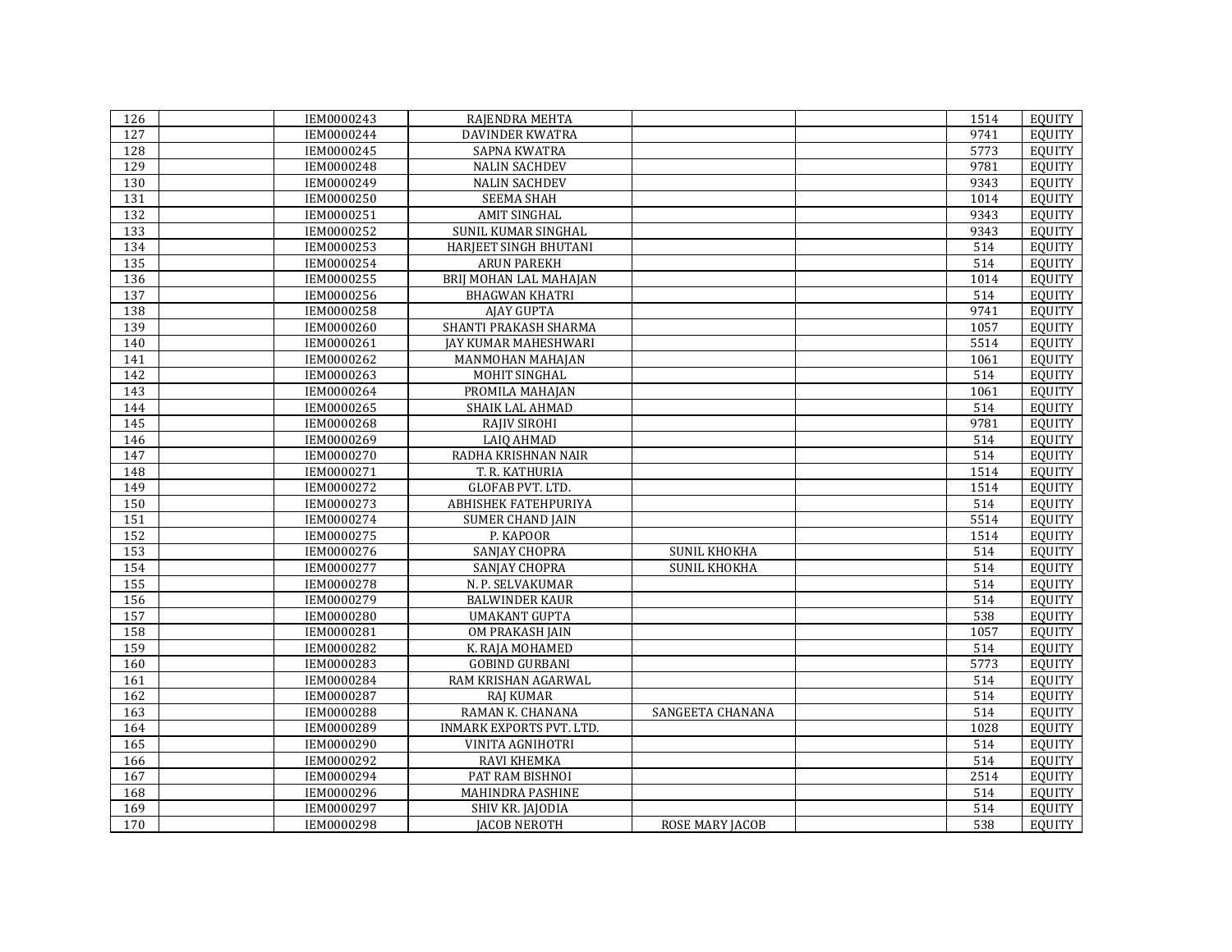| | | | | | | | |
|---|---|---|---|---|---|---|---|
| 126 | | IEM0000243 | RAJENDRA MEHTA | | | 1514 | EQUITY |
| 127 | | IEM0000244 | DAVINDER KWATRA | | | 9741 | EQUITY |
| 128 | | IEM0000245 | SAPNA KWATRA | | | 5773 | EQUITY |
| 129 | | IEM0000248 | NALIN SACHDEV | | | 9781 | EQUITY |
| 130 | | IEM0000249 | NALIN SACHDEV | | | 9343 | EQUITY |
| 131 | | IEM0000250 | SEEMA SHAH | | | 1014 | EQUITY |
| 132 | | IEM0000251 | AMIT SINGHAL | | | 9343 | EQUITY |
| 133 | | IEM0000252 | SUNIL KUMAR SINGHAL | | | 9343 | EQUITY |
| 134 | | IEM0000253 | HARJEET SINGH BHUTANI | | | 514 | EQUITY |
| 135 | | IEM0000254 | ARUN PAREKH | | | 514 | EQUITY |
| 136 | | IEM0000255 | BRIJ MOHAN LAL MAHAJAN | | | 1014 | EQUITY |
| 137 | | IEM0000256 | BHAGWAN KHATRI | | | 514 | EQUITY |
| 138 | | IEM0000258 | AJAY GUPTA | | | 9741 | EQUITY |
| 139 | | IEM0000260 | SHANTI PRAKASH SHARMA | | | 1057 | EQUITY |
| 140 | | IEM0000261 | JAY KUMAR MAHESHWARI | | | 5514 | EQUITY |
| 141 | | IEM0000262 | MANMOHAN MAHAJAN | | | 1061 | EQUITY |
| 142 | | IEM0000263 | MOHIT SINGHAL | | | 514 | EQUITY |
| 143 | | IEM0000264 | PROMILA MAHAJAN | | | 1061 | EQUITY |
| 144 | | IEM0000265 | SHAIK LAL AHMAD | | | 514 | EQUITY |
| 145 | | IEM0000268 | RAJIV SIROHI | | | 9781 | EQUITY |
| 146 | | IEM0000269 | LAIQ AHMAD | | | 514 | EQUITY |
| 147 | | IEM0000270 | RADHA KRISHNAN NAIR | | | 514 | EQUITY |
| 148 | | IEM0000271 | T. R. KATHURIA | | | 1514 | EQUITY |
| 149 | | IEM0000272 | GLOFAB PVT. LTD. | | | 1514 | EQUITY |
| 150 | | IEM0000273 | ABHISHEK FATEHPURIYA | | | 514 | EQUITY |
| 151 | | IEM0000274 | SUMER CHAND JAIN | | | 5514 | EQUITY |
| 152 | | IEM0000275 | P. KAPOOR | | | 1514 | EQUITY |
| 153 | | IEM0000276 | SANJAY CHOPRA | SUNIL KHOKHA | | 514 | EQUITY |
| 154 | | IEM0000277 | SANJAY CHOPRA | SUNIL KHOKHA | | 514 | EQUITY |
| 155 | | IEM0000278 | N. P. SELVAKUMAR | | | 514 | EQUITY |
| 156 | | IEM0000279 | BALWINDER KAUR | | | 514 | EQUITY |
| 157 | | IEM0000280 | UMAKANT GUPTA | | | 538 | EQUITY |
| 158 | | IEM0000281 | OM PRAKASH JAIN | | | 1057 | EQUITY |
| 159 | | IEM0000282 | K. RAJA MOHAMED | | | 514 | EQUITY |
| 160 | | IEM0000283 | GOBIND GURBANI | | | 5773 | EQUITY |
| 161 | | IEM0000284 | RAM KRISHAN AGARWAL | | | 514 | EQUITY |
| 162 | | IEM0000287 | RAJ KUMAR | | | 514 | EQUITY |
| 163 | | IEM0000288 | RAMAN K. CHANANA | SANGEETA CHANANA | | 514 | EQUITY |
| 164 | | IEM0000289 | INMARK EXPORTS PVT. LTD. | | | 1028 | EQUITY |
| 165 | | IEM0000290 | VINITA AGNIHOTRI | | | 514 | EQUITY |
| 166 | | IEM0000292 | RAVI KHEMKA | | | 514 | EQUITY |
| 167 | | IEM0000294 | PAT RAM BISHNOI | | | 2514 | EQUITY |
| 168 | | IEM0000296 | MAHINDRA PASHINE | | | 514 | EQUITY |
| 169 | | IEM0000297 | SHIV KR. JAJODIA | | | 514 | EQUITY |
| 170 | | IEM0000298 | JACOB NEROTH | ROSE MARY JACOB | | 538 | EQUITY |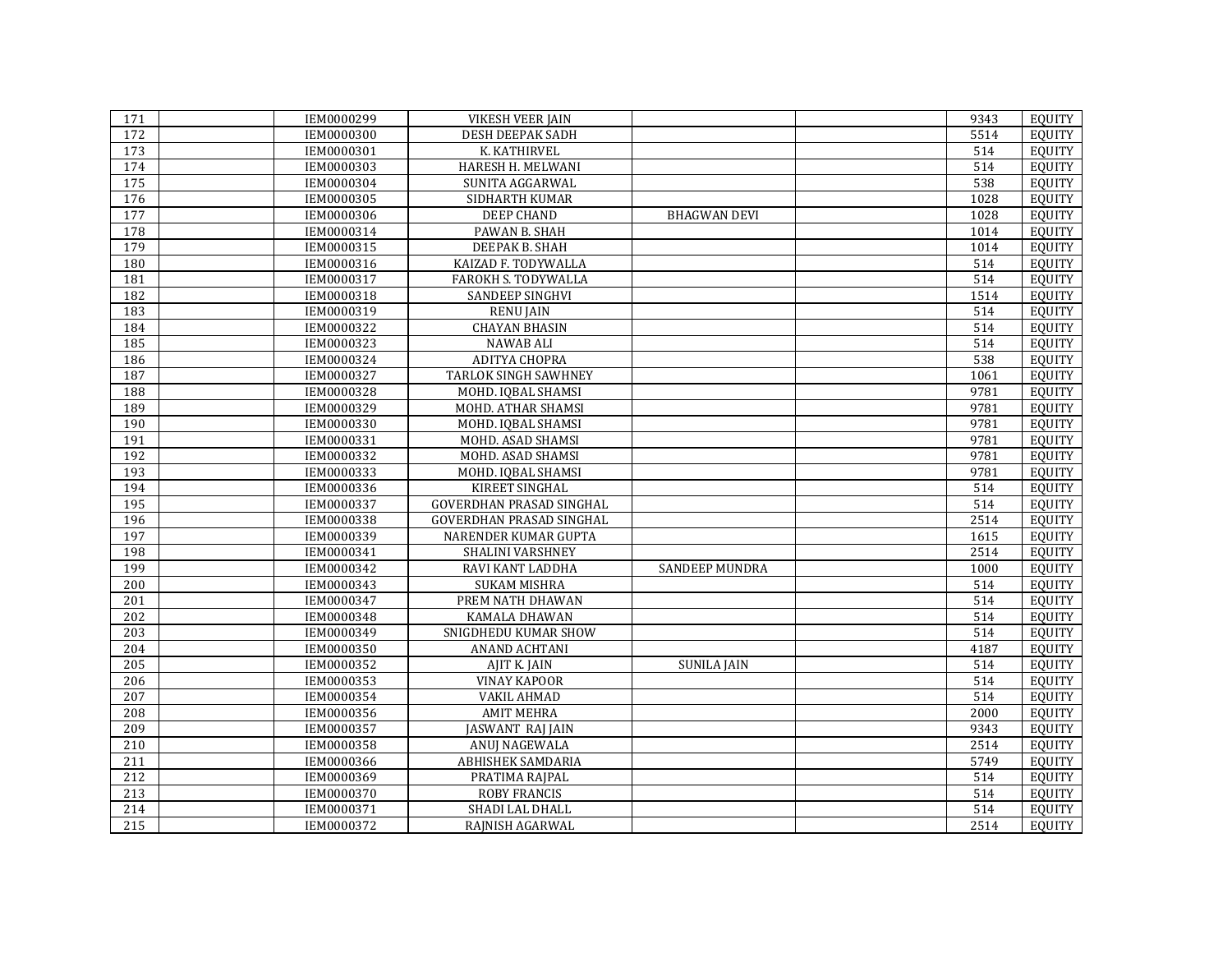| | | | | | | | |
|---|---|---|---|---|---|---|---|
| 171 | | IEM0000299 | VIKESH VEER JAIN | | | 9343 | EQUITY |
| 172 | | IEM0000300 | DESH DEEPAK SADH | | | 5514 | EQUITY |
| 173 | | IEM0000301 | K. KATHIRVEL | | | 514 | EQUITY |
| 174 | | IEM0000303 | HARESH H. MELWANI | | | 514 | EQUITY |
| 175 | | IEM0000304 | SUNITA AGGARWAL | | | 538 | EQUITY |
| 176 | | IEM0000305 | SIDHARTH KUMAR | | | 1028 | EQUITY |
| 177 | | IEM0000306 | DEEP CHAND | BHAGWAN DEVI | | 1028 | EQUITY |
| 178 | | IEM0000314 | PAWAN B. SHAH | | | 1014 | EQUITY |
| 179 | | IEM0000315 | DEEPAK B. SHAH | | | 1014 | EQUITY |
| 180 | | IEM0000316 | KAIZAD F. TODYWALLA | | | 514 | EQUITY |
| 181 | | IEM0000317 | FAROKH S. TODYWALLA | | | 514 | EQUITY |
| 182 | | IEM0000318 | SANDEEP SINGHVI | | | 1514 | EQUITY |
| 183 | | IEM0000319 | RENU JAIN | | | 514 | EQUITY |
| 184 | | IEM0000322 | CHAYAN BHASIN | | | 514 | EQUITY |
| 185 | | IEM0000323 | NAWAB ALI | | | 514 | EQUITY |
| 186 | | IEM0000324 | ADITYA CHOPRA | | | 538 | EQUITY |
| 187 | | IEM0000327 | TARLOK SINGH SAWHNEY | | | 1061 | EQUITY |
| 188 | | IEM0000328 | MOHD. IQBAL SHAMSI | | | 9781 | EQUITY |
| 189 | | IEM0000329 | MOHD. ATHAR SHAMSI | | | 9781 | EQUITY |
| 190 | | IEM0000330 | MOHD. IQBAL SHAMSI | | | 9781 | EQUITY |
| 191 | | IEM0000331 | MOHD. ASAD SHAMSI | | | 9781 | EQUITY |
| 192 | | IEM0000332 | MOHD. ASAD SHAMSI | | | 9781 | EQUITY |
| 193 | | IEM0000333 | MOHD. IQBAL SHAMSI | | | 9781 | EQUITY |
| 194 | | IEM0000336 | KIREET SINGHAL | | | 514 | EQUITY |
| 195 | | IEM0000337 | GOVERDHAN PRASAD SINGHAL | | | 514 | EQUITY |
| 196 | | IEM0000338 | GOVERDHAN PRASAD SINGHAL | | | 2514 | EQUITY |
| 197 | | IEM0000339 | NARENDER KUMAR GUPTA | | | 1615 | EQUITY |
| 198 | | IEM0000341 | SHALINI VARSHNEY | | | 2514 | EQUITY |
| 199 | | IEM0000342 | RAVI KANT LADDHA | SANDEEP MUNDRA | | 1000 | EQUITY |
| 200 | | IEM0000343 | SUKAM MISHRA | | | 514 | EQUITY |
| 201 | | IEM0000347 | PREM NATH DHAWAN | | | 514 | EQUITY |
| 202 | | IEM0000348 | KAMALA DHAWAN | | | 514 | EQUITY |
| 203 | | IEM0000349 | SNIGDHEDU KUMAR SHOW | | | 514 | EQUITY |
| 204 | | IEM0000350 | ANAND ACHTANI | | | 4187 | EQUITY |
| 205 | | IEM0000352 | AJIT K. JAIN | SUNILA JAIN | | 514 | EQUITY |
| 206 | | IEM0000353 | VINAY KAPOOR | | | 514 | EQUITY |
| 207 | | IEM0000354 | VAKIL AHMAD | | | 514 | EQUITY |
| 208 | | IEM0000356 | AMIT MEHRA | | | 2000 | EQUITY |
| 209 | | IEM0000357 | JASWANT RAJ JAIN | | | 9343 | EQUITY |
| 210 | | IEM0000358 | ANUJ NAGEWALA | | | 2514 | EQUITY |
| 211 | | IEM0000366 | ABHISHEK SAMDARIA | | | 5749 | EQUITY |
| 212 | | IEM0000369 | PRATIMA RAJPAL | | | 514 | EQUITY |
| 213 | | IEM0000370 | ROBY FRANCIS | | | 514 | EQUITY |
| 214 | | IEM0000371 | SHADI LAL DHALL | | | 514 | EQUITY |
| 215 | | IEM0000372 | RAJNISH AGARWAL | | | 2514 | EQUITY |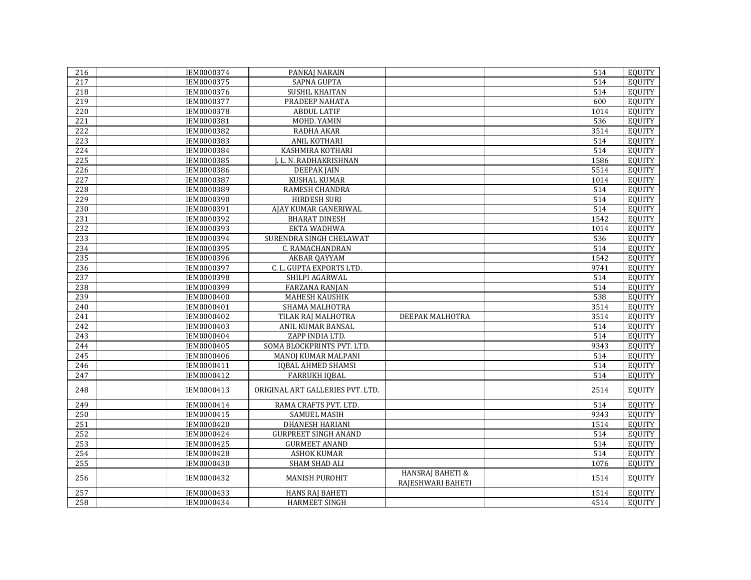| | | | | | | | |
|---|---|---|---|---|---|---|---|
| 216 | | IEM0000374 | PANKAJ NARAIN | | | 514 | EQUITY |
| 217 | | IEM0000375 | SAPNA GUPTA | | | 514 | EQUITY |
| 218 | | IEM0000376 | SUSHIL KHAITAN | | | 514 | EQUITY |
| 219 | | IEM0000377 | PRADEEP NAHATA | | | 600 | EQUITY |
| 220 | | IEM0000378 | ABDUL LATIF | | | 1014 | EQUITY |
| 221 | | IEM0000381 | MOHD. YAMIN | | | 536 | EQUITY |
| 222 | | IEM0000382 | RADHA AKAR | | | 3514 | EQUITY |
| 223 | | IEM0000383 | ANIL KOTHARI | | | 514 | EQUITY |
| 224 | | IEM0000384 | KASHMIRA KOTHARI | | | 514 | EQUITY |
| 225 | | IEM0000385 | J. L. N. RADHAKRISHNAN | | | 1586 | EQUITY |
| 226 | | IEM0000386 | DEEPAK JAIN | | | 5514 | EQUITY |
| 227 | | IEM0000387 | KUSHAL KUMAR | | | 1014 | EQUITY |
| 228 | | IEM0000389 | RAMESH CHANDRA | | | 514 | EQUITY |
| 229 | | IEM0000390 | HIRDESH SURI | | | 514 | EQUITY |
| 230 | | IEM0000391 | AJAY KUMAR GANERIWAL | | | 514 | EQUITY |
| 231 | | IEM0000392 | BHARAT DINESH | | | 1542 | EQUITY |
| 232 | | IEM0000393 | EKTA WADHWA | | | 1014 | EQUITY |
| 233 | | IEM0000394 | SURENDRA SINGH CHELAWAT | | | 536 | EQUITY |
| 234 | | IEM0000395 | C. RAMACHANDRAN | | | 514 | EQUITY |
| 235 | | IEM0000396 | AKBAR QAYYAM | | | 1542 | EQUITY |
| 236 | | IEM0000397 | C. L. GUPTA EXPORTS LTD. | | | 9741 | EQUITY |
| 237 | | IEM0000398 | SHILPI AGARWAL | | | 514 | EQUITY |
| 238 | | IEM0000399 | FARZANA RANJAN | | | 514 | EQUITY |
| 239 | | IEM0000400 | MAHESH KAUSHIK | | | 538 | EQUITY |
| 240 | | IEM0000401 | SHAMA MALHOTRA | | | 3514 | EQUITY |
| 241 | | IEM0000402 | TILAK RAJ MALHOTRA | DEEPAK MALHOTRA | | 3514 | EQUITY |
| 242 | | IEM0000403 | ANIL KUMAR BANSAL | | | 514 | EQUITY |
| 243 | | IEM0000404 | ZAPP INDIA LTD. | | | 514 | EQUITY |
| 244 | | IEM0000405 | SOMA BLOCKPRINTS PVT. LTD. | | | 9343 | EQUITY |
| 245 | | IEM0000406 | MANOJ KUMAR MALPANI | | | 514 | EQUITY |
| 246 | | IEM0000411 | IQBAL AHMED SHAMSI | | | 514 | EQUITY |
| 247 | | IEM0000412 | FARRUKH IQBAL | | | 514 | EQUITY |
| 248 | | IEM0000413 | ORIGINAL ART GALLERIES PVT. LTD. | | | 2514 | EQUITY |
| 249 | | IEM0000414 | RAMA CRAFTS PVT. LTD. | | | 514 | EQUITY |
| 250 | | IEM0000415 | SAMUEL MASIH | | | 9343 | EQUITY |
| 251 | | IEM0000420 | DHANESH HARIANI | | | 1514 | EQUITY |
| 252 | | IEM0000424 | GURPREET SINGH ANAND | | | 514 | EQUITY |
| 253 | | IEM0000425 | GURMEET ANAND | | | 514 | EQUITY |
| 254 | | IEM0000428 | ASHOK KUMAR | | | 514 | EQUITY |
| 255 | | IEM0000430 | SHAM SHAD ALI | | | 1076 | EQUITY |
| 256 | | IEM0000432 | MANISH PUROHIT | HANSRAJ BAHETI & RAJESHWARI BAHETI | | 1514 | EQUITY |
| 257 | | IEM0000433 | HANS RAJ BAHETI | | | 1514 | EQUITY |
| 258 | | IEM0000434 | HARMEET SINGH | | | 4514 | EQUITY |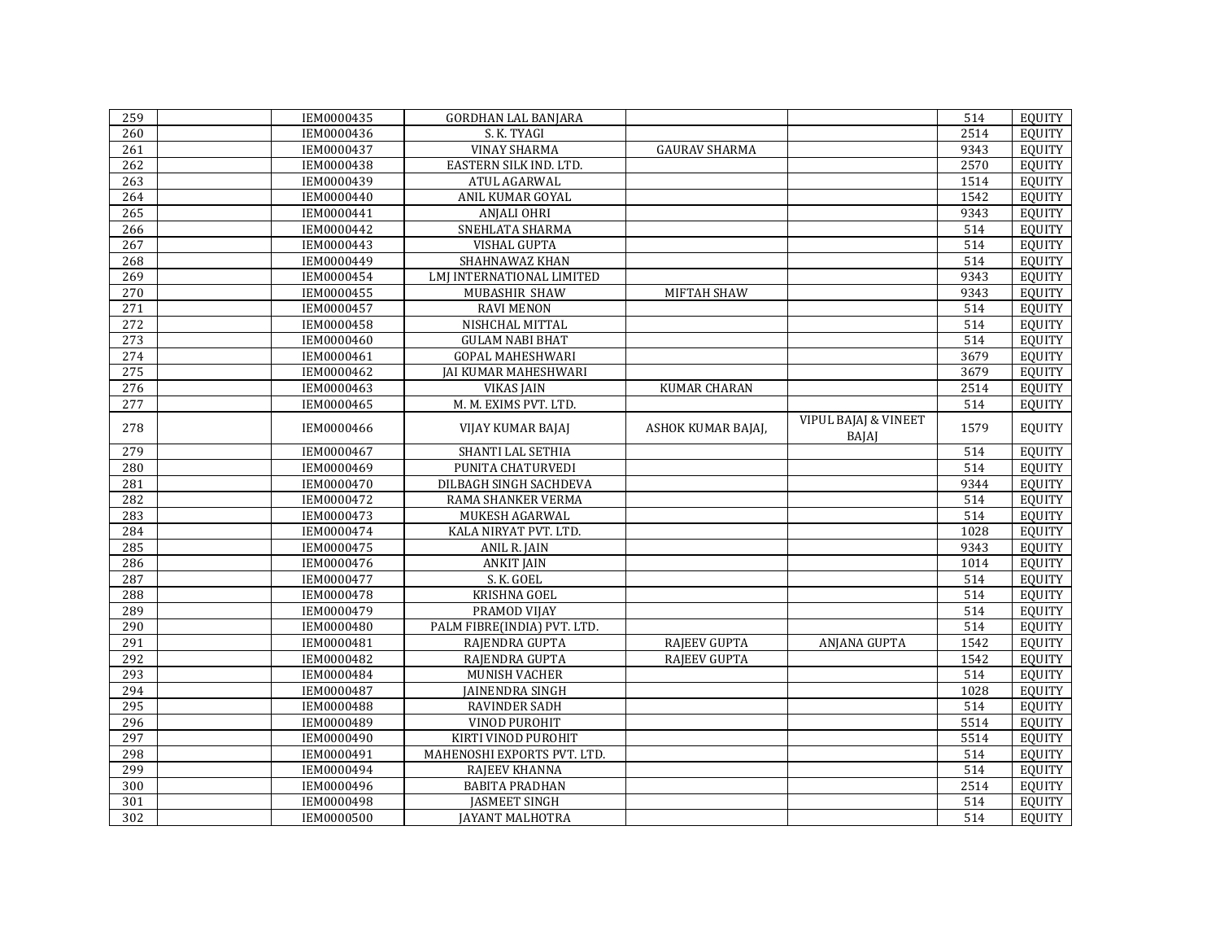| | | | | | | | |
|---|---|---|---|---|---|---|---|
| 259 | | IEM0000435 | GORDHAN LAL BANJARA | | | 514 | EQUITY |
| 260 | | IEM0000436 | S. K. TYAGI | | | 2514 | EQUITY |
| 261 | | IEM0000437 | VINAY SHARMA | GAURAV SHARMA | | 9343 | EQUITY |
| 262 | | IEM0000438 | EASTERN SILK IND. LTD. | | | 2570 | EQUITY |
| 263 | | IEM0000439 | ATUL AGARWAL | | | 1514 | EQUITY |
| 264 | | IEM0000440 | ANIL KUMAR GOYAL | | | 1542 | EQUITY |
| 265 | | IEM0000441 | ANJALI OHRI | | | 9343 | EQUITY |
| 266 | | IEM0000442 | SNEHLATA SHARMA | | | 514 | EQUITY |
| 267 | | IEM0000443 | VISHAL GUPTA | | | 514 | EQUITY |
| 268 | | IEM0000449 | SHAHNAWAZ KHAN | | | 514 | EQUITY |
| 269 | | IEM0000454 | LMJ INTERNATIONAL LIMITED | | | 9343 | EQUITY |
| 270 | | IEM0000455 | MUBASHIR SHAW | MIFTAH SHAW | | 9343 | EQUITY |
| 271 | | IEM0000457 | RAVI MENON | | | 514 | EQUITY |
| 272 | | IEM0000458 | NISHCHAL MITTAL | | | 514 | EQUITY |
| 273 | | IEM0000460 | GULAM NABI BHAT | | | 514 | EQUITY |
| 274 | | IEM0000461 | GOPAL MAHESHWARI | | | 3679 | EQUITY |
| 275 | | IEM0000462 | JAI KUMAR MAHESHWARI | | | 3679 | EQUITY |
| 276 | | IEM0000463 | VIKAS JAIN | KUMAR CHARAN | | 2514 | EQUITY |
| 277 | | IEM0000465 | M. M. EXIMS PVT. LTD. | | | 514 | EQUITY |
| 278 | | IEM0000466 | VIJAY KUMAR BAJAJ | ASHOK KUMAR BAJAJ, | VIPUL BAJAJ & VINEET BAJAJ | 1579 | EQUITY |
| 279 | | IEM0000467 | SHANTI LAL SETHIA | | | 514 | EQUITY |
| 280 | | IEM0000469 | PUNITA CHATURVEDI | | | 514 | EQUITY |
| 281 | | IEM0000470 | DILBAGH SINGH SACHDEVA | | | 9344 | EQUITY |
| 282 | | IEM0000472 | RAMA SHANKER VERMA | | | 514 | EQUITY |
| 283 | | IEM0000473 | MUKESH AGARWAL | | | 514 | EQUITY |
| 284 | | IEM0000474 | KALA NIRYAT PVT. LTD. | | | 1028 | EQUITY |
| 285 | | IEM0000475 | ANIL R. JAIN | | | 9343 | EQUITY |
| 286 | | IEM0000476 | ANKIT JAIN | | | 1014 | EQUITY |
| 287 | | IEM0000477 | S. K. GOEL | | | 514 | EQUITY |
| 288 | | IEM0000478 | KRISHNA GOEL | | | 514 | EQUITY |
| 289 | | IEM0000479 | PRAMOD VIJAY | | | 514 | EQUITY |
| 290 | | IEM0000480 | PALM FIBRE(INDIA) PVT. LTD. | | | 514 | EQUITY |
| 291 | | IEM0000481 | RAJENDRA GUPTA | RAJEEV GUPTA | ANJANA GUPTA | 1542 | EQUITY |
| 292 | | IEM0000482 | RAJENDRA GUPTA | RAJEEV GUPTA | | 1542 | EQUITY |
| 293 | | IEM0000484 | MUNISH VACHER | | | 514 | EQUITY |
| 294 | | IEM0000487 | JAINENDRA SINGH | | | 1028 | EQUITY |
| 295 | | IEM0000488 | RAVINDER SADH | | | 514 | EQUITY |
| 296 | | IEM0000489 | VINOD PUROHIT | | | 5514 | EQUITY |
| 297 | | IEM0000490 | KIRTI VINOD PUROHIT | | | 5514 | EQUITY |
| 298 | | IEM0000491 | MAHENOSHI EXPORTS PVT. LTD. | | | 514 | EQUITY |
| 299 | | IEM0000494 | RAJEEV KHANNA | | | 514 | EQUITY |
| 300 | | IEM0000496 | BABITA PRADHAN | | | 2514 | EQUITY |
| 301 | | IEM0000498 | JASMEET SINGH | | | 514 | EQUITY |
| 302 | | IEM0000500 | JAYANT MALHOTRA | | | 514 | EQUITY |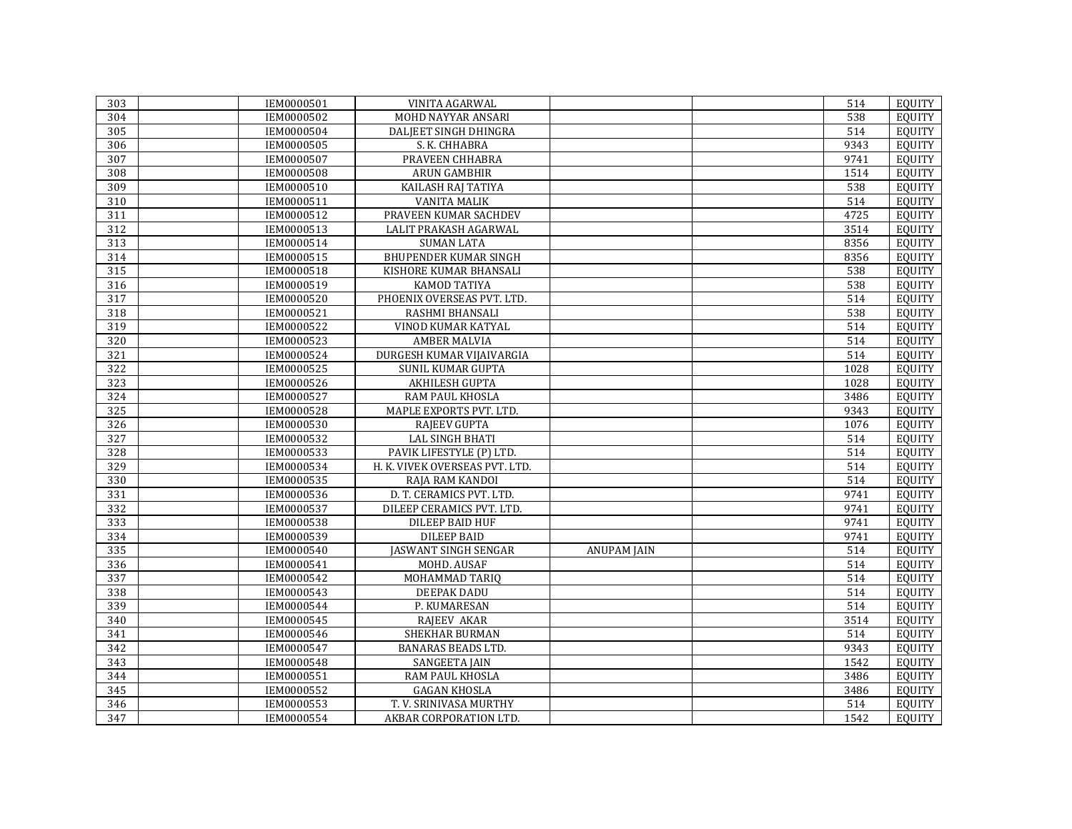| | | | | | | | |
|---|---|---|---|---|---|---|---|
| 303 | | IEM0000501 | VINITA AGARWAL | | | 514 | EQUITY |
| 304 | | IEM0000502 | MOHD NAYYAR ANSARI | | | 538 | EQUITY |
| 305 | | IEM0000504 | DALJEET SINGH DHINGRA | | | 514 | EQUITY |
| 306 | | IEM0000505 | S. K. CHHABRA | | | 9343 | EQUITY |
| 307 | | IEM0000507 | PRAVEEN CHHABRA | | | 9741 | EQUITY |
| 308 | | IEM0000508 | ARUN GAMBHIR | | | 1514 | EQUITY |
| 309 | | IEM0000510 | KAILASH RAJ TATIYA | | | 538 | EQUITY |
| 310 | | IEM0000511 | VANITA MALIK | | | 514 | EQUITY |
| 311 | | IEM0000512 | PRAVEEN KUMAR SACHDEV | | | 4725 | EQUITY |
| 312 | | IEM0000513 | LALIT PRAKASH AGARWAL | | | 3514 | EQUITY |
| 313 | | IEM0000514 | SUMAN LATA | | | 8356 | EQUITY |
| 314 | | IEM0000515 | BHUPENDER KUMAR SINGH | | | 8356 | EQUITY |
| 315 | | IEM0000518 | KISHORE KUMAR BHANSALI | | | 538 | EQUITY |
| 316 | | IEM0000519 | KAMOD TATIYA | | | 538 | EQUITY |
| 317 | | IEM0000520 | PHOENIX OVERSEAS PVT. LTD. | | | 514 | EQUITY |
| 318 | | IEM0000521 | RASHMI BHANSALI | | | 538 | EQUITY |
| 319 | | IEM0000522 | VINOD KUMAR KATYAL | | | 514 | EQUITY |
| 320 | | IEM0000523 | AMBER MALVIA | | | 514 | EQUITY |
| 321 | | IEM0000524 | DURGESH KUMAR VIJAIVARGIA | | | 514 | EQUITY |
| 322 | | IEM0000525 | SUNIL KUMAR GUPTA | | | 1028 | EQUITY |
| 323 | | IEM0000526 | AKHILESH GUPTA | | | 1028 | EQUITY |
| 324 | | IEM0000527 | RAM PAUL KHOSLA | | | 3486 | EQUITY |
| 325 | | IEM0000528 | MAPLE EXPORTS PVT. LTD. | | | 9343 | EQUITY |
| 326 | | IEM0000530 | RAJEEV GUPTA | | | 1076 | EQUITY |
| 327 | | IEM0000532 | LAL SINGH BHATI | | | 514 | EQUITY |
| 328 | | IEM0000533 | PAVIK LIFESTYLE (P) LTD. | | | 514 | EQUITY |
| 329 | | IEM0000534 | H. K. VIVEK OVERSEAS PVT. LTD. | | | 514 | EQUITY |
| 330 | | IEM0000535 | RAJA RAM KANDOI | | | 514 | EQUITY |
| 331 | | IEM0000536 | D. T. CERAMICS PVT. LTD. | | | 9741 | EQUITY |
| 332 | | IEM0000537 | DILEEP CERAMICS PVT. LTD. | | | 9741 | EQUITY |
| 333 | | IEM0000538 | DILEEP BAID HUF | | | 9741 | EQUITY |
| 334 | | IEM0000539 | DILEEP BAID | | | 9741 | EQUITY |
| 335 | | IEM0000540 | JASWANT SINGH SENGAR | ANUPAM JAIN | | 514 | EQUITY |
| 336 | | IEM0000541 | MOHD. AUSAF | | | 514 | EQUITY |
| 337 | | IEM0000542 | MOHAMMAD TARIQ | | | 514 | EQUITY |
| 338 | | IEM0000543 | DEEPAK DADU | | | 514 | EQUITY |
| 339 | | IEM0000544 | P. KUMARESAN | | | 514 | EQUITY |
| 340 | | IEM0000545 | RAJEEV AKAR | | | 3514 | EQUITY |
| 341 | | IEM0000546 | SHEKHAR BURMAN | | | 514 | EQUITY |
| 342 | | IEM0000547 | BANARAS BEADS LTD. | | | 9343 | EQUITY |
| 343 | | IEM0000548 | SANGEETA JAIN | | | 1542 | EQUITY |
| 344 | | IEM0000551 | RAM PAUL KHOSLA | | | 3486 | EQUITY |
| 345 | | IEM0000552 | GAGAN KHOSLA | | | 3486 | EQUITY |
| 346 | | IEM0000553 | T. V. SRINIVASA MURTHY | | | 514 | EQUITY |
| 347 | | IEM0000554 | AKBAR CORPORATION LTD. | | | 1542 | EQUITY |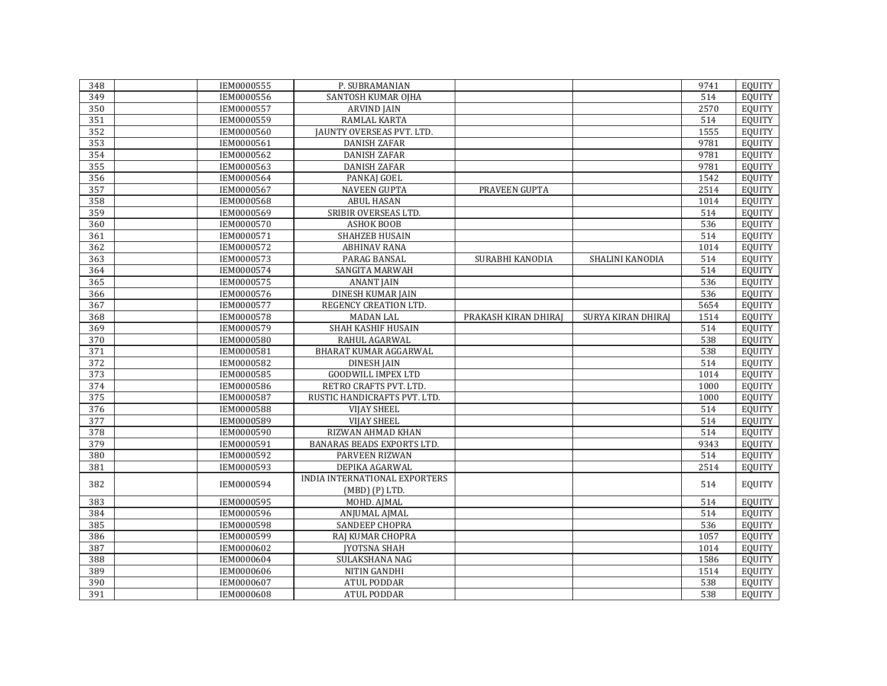| | | | | | | | |
|---|---|---|---|---|---|---|---|
| 348 | | IEM0000555 | P. SUBRAMANIAN | | | 9741 | EQUITY |
| 349 | | IEM0000556 | SANTOSH KUMAR OJHA | | | 514 | EQUITY |
| 350 | | IEM0000557 | ARVIND JAIN | | | 2570 | EQUITY |
| 351 | | IEM0000559 | RAMLAL KARTA | | | 514 | EQUITY |
| 352 | | IEM0000560 | JAUNTY OVERSEAS PVT. LTD. | | | 1555 | EQUITY |
| 353 | | IEM0000561 | DANISH ZAFAR | | | 9781 | EQUITY |
| 354 | | IEM0000562 | DANISH ZAFAR | | | 9781 | EQUITY |
| 355 | | IEM0000563 | DANISH ZAFAR | | | 9781 | EQUITY |
| 356 | | IEM0000564 | PANKAJ GOEL | | | 1542 | EQUITY |
| 357 | | IEM0000567 | NAVEEN GUPTA | PRAVEEN GUPTA | | 2514 | EQUITY |
| 358 | | IEM0000568 | ABUL HASAN | | | 1014 | EQUITY |
| 359 | | IEM0000569 | SRIBIR OVERSEAS LTD. | | | 514 | EQUITY |
| 360 | | IEM0000570 | ASHOK BOOB | | | 536 | EQUITY |
| 361 | | IEM0000571 | SHAHZEB HUSAIN | | | 514 | EQUITY |
| 362 | | IEM0000572 | ABHINAV RANA | | | 1014 | EQUITY |
| 363 | | IEM0000573 | PARAG BANSAL | SURABHI KANODIA | SHALINI KANODIA | 514 | EQUITY |
| 364 | | IEM0000574 | SANGITA MARWAH | | | 514 | EQUITY |
| 365 | | IEM0000575 | ANANT JAIN | | | 536 | EQUITY |
| 366 | | IEM0000576 | DINESH KUMAR JAIN | | | 536 | EQUITY |
| 367 | | IEM0000577 | REGENCY CREATION LTD. | | | 5654 | EQUITY |
| 368 | | IEM0000578 | MADAN LAL | PRAKASH KIRAN DHIRAJ | SURYA KIRAN DHIRAJ | 1514 | EQUITY |
| 369 | | IEM0000579 | SHAH KASHIF HUSAIN | | | 514 | EQUITY |
| 370 | | IEM0000580 | RAHUL AGARWAL | | | 538 | EQUITY |
| 371 | | IEM0000581 | BHARAT KUMAR AGGARWAL | | | 538 | EQUITY |
| 372 | | IEM0000582 | DINESH JAIN | | | 514 | EQUITY |
| 373 | | IEM0000585 | GOODWILL IMPEX LTD | | | 1014 | EQUITY |
| 374 | | IEM0000586 | RETRO CRAFTS PVT. LTD. | | | 1000 | EQUITY |
| 375 | | IEM0000587 | RUSTIC HANDICRAFTS PVT. LTD. | | | 1000 | EQUITY |
| 376 | | IEM0000588 | VIJAY SHEEL | | | 514 | EQUITY |
| 377 | | IEM0000589 | VIJAY SHEEL | | | 514 | EQUITY |
| 378 | | IEM0000590 | RIZWAN AHMAD KHAN | | | 514 | EQUITY |
| 379 | | IEM0000591 | BANARAS BEADS EXPORTS LTD. | | | 9343 | EQUITY |
| 380 | | IEM0000592 | PARVEEN RIZWAN | | | 514 | EQUITY |
| 381 | | IEM0000593 | DEPIKA AGARWAL | | | 2514 | EQUITY |
| 382 | | IEM0000594 | INDIA INTERNATIONAL EXPORTERS (MBD) (P) LTD. | | | 514 | EQUITY |
| 383 | | IEM0000595 | MOHD. AJMAL | | | 514 | EQUITY |
| 384 | | IEM0000596 | ANJUMAL AJMAL | | | 514 | EQUITY |
| 385 | | IEM0000598 | SANDEEP CHOPRA | | | 536 | EQUITY |
| 386 | | IEM0000599 | RAJ KUMAR CHOPRA | | | 1057 | EQUITY |
| 387 | | IEM0000602 | JYOTSNA SHAH | | | 1014 | EQUITY |
| 388 | | IEM0000604 | SULAKSHANA NAG | | | 1586 | EQUITY |
| 389 | | IEM0000606 | NITIN GANDHI | | | 1514 | EQUITY |
| 390 | | IEM0000607 | ATUL PODDAR | | | 538 | EQUITY |
| 391 | | IEM0000608 | ATUL PODDAR | | | 538 | EQUITY |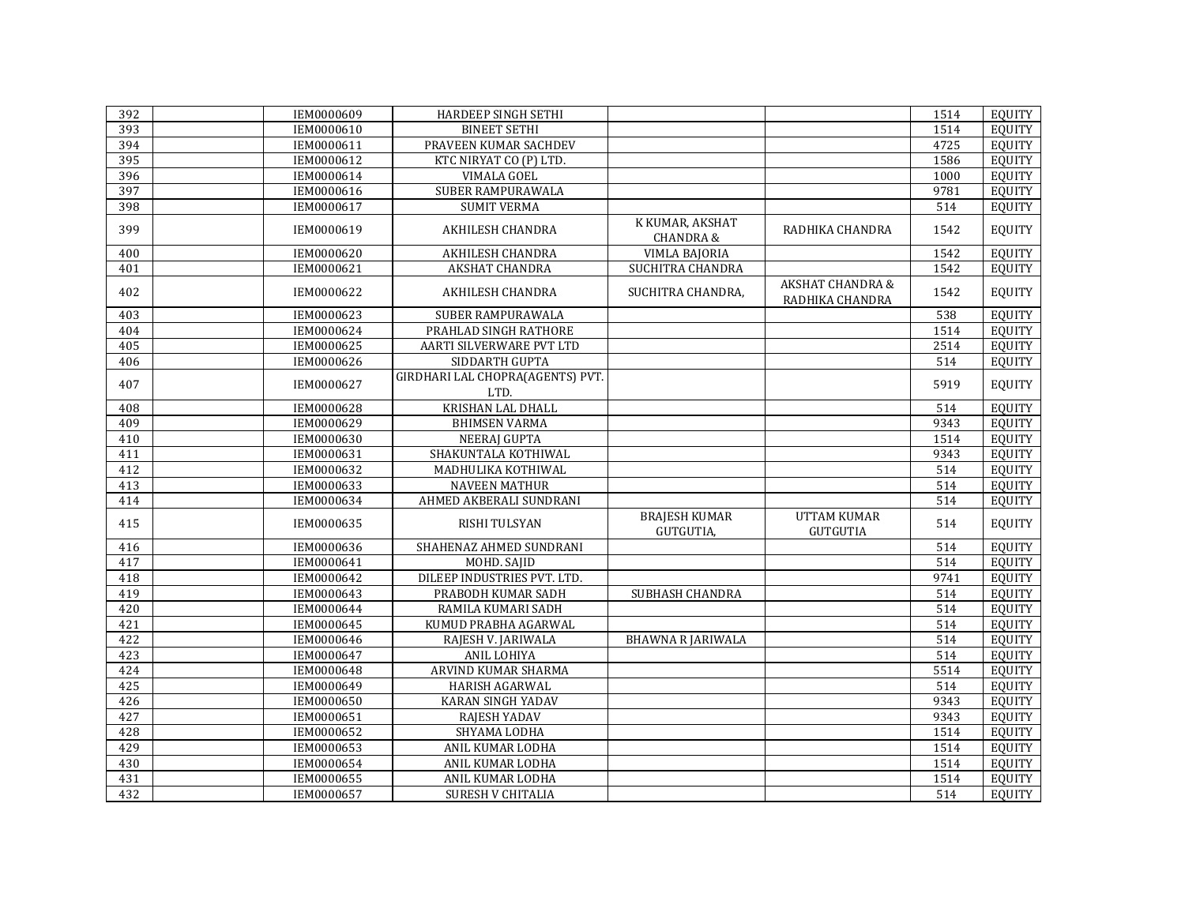| | | | | | | | |
|---|---|---|---|---|---|---|---|
| 392 | | IEM0000609 | HARDEEP SINGH SETHI | | | 1514 | EQUITY |
| 393 | | IEM0000610 | BINEET SETHI | | | 1514 | EQUITY |
| 394 | | IEM0000611 | PRAVEEN KUMAR SACHDEV | | | 4725 | EQUITY |
| 395 | | IEM0000612 | KTC NIRYAT CO (P) LTD. | | | 1586 | EQUITY |
| 396 | | IEM0000614 | VIMALA GOEL | | | 1000 | EQUITY |
| 397 | | IEM0000616 | SUBER RAMPURAWALA | | | 9781 | EQUITY |
| 398 | | IEM0000617 | SUMIT VERMA | | | 514 | EQUITY |
| 399 | | IEM0000619 | AKHILESH CHANDRA | K KUMAR, AKSHAT CHANDRA & | RADHIKA CHANDRA | 1542 | EQUITY |
| 400 | | IEM0000620 | AKHILESH CHANDRA | VIMLA BAJORIA | | 1542 | EQUITY |
| 401 | | IEM0000621 | AKSHAT CHANDRA | SUCHITRA CHANDRA | | 1542 | EQUITY |
| 402 | | IEM0000622 | AKHILESH CHANDRA | SUCHITRA CHANDRA, | AKSHAT CHANDRA & RADHIKA CHANDRA | 1542 | EQUITY |
| 403 | | IEM0000623 | SUBER RAMPURAWALA | | | 538 | EQUITY |
| 404 | | IEM0000624 | PRAHLAD SINGH RATHORE | | | 1514 | EQUITY |
| 405 | | IEM0000625 | AARTI SILVERWARE PVT LTD | | | 2514 | EQUITY |
| 406 | | IEM0000626 | SIDDARTH GUPTA | | | 514 | EQUITY |
| 407 | | IEM0000627 | GIRDHARI LAL CHOPRA(AGENTS) PVT. LTD. | | | 5919 | EQUITY |
| 408 | | IEM0000628 | KRISHAN LAL DHALL | | | 514 | EQUITY |
| 409 | | IEM0000629 | BHIMSEN VARMA | | | 9343 | EQUITY |
| 410 | | IEM0000630 | NEERAJ GUPTA | | | 1514 | EQUITY |
| 411 | | IEM0000631 | SHAKUNTALA KOTHIWAL | | | 9343 | EQUITY |
| 412 | | IEM0000632 | MADHULIKA KOTHIWAL | | | 514 | EQUITY |
| 413 | | IEM0000633 | NAVEEN MATHUR | | | 514 | EQUITY |
| 414 | | IEM0000634 | AHMED AKBERALI SUNDRANI | | | 514 | EQUITY |
| 415 | | IEM0000635 | RISHI TULSYAN | BRAJESH KUMAR GUTGUTIA, | UTTAM KUMAR GUTGUTIA | 514 | EQUITY |
| 416 | | IEM0000636 | SHAHENAZ AHMED SUNDRANI | | | 514 | EQUITY |
| 417 | | IEM0000641 | MOHD. SAJID | | | 514 | EQUITY |
| 418 | | IEM0000642 | DILEEP INDUSTRIES PVT. LTD. | | | 9741 | EQUITY |
| 419 | | IEM0000643 | PRABODH KUMAR SADH | SUBHASH CHANDRA | | 514 | EQUITY |
| 420 | | IEM0000644 | RAMILA KUMARI SADH | | | 514 | EQUITY |
| 421 | | IEM0000645 | KUMUD PRABHA AGARWAL | | | 514 | EQUITY |
| 422 | | IEM0000646 | RAJESH V. JARIWALA | BHAWNA R JARIWALA | | 514 | EQUITY |
| 423 | | IEM0000647 | ANIL LOHIYA | | | 514 | EQUITY |
| 424 | | IEM0000648 | ARVIND KUMAR SHARMA | | | 5514 | EQUITY |
| 425 | | IEM0000649 | HARISH AGARWAL | | | 514 | EQUITY |
| 426 | | IEM0000650 | KARAN SINGH YADAV | | | 9343 | EQUITY |
| 427 | | IEM0000651 | RAJESH YADAV | | | 9343 | EQUITY |
| 428 | | IEM0000652 | SHYAMA LODHA | | | 1514 | EQUITY |
| 429 | | IEM0000653 | ANIL KUMAR LODHA | | | 1514 | EQUITY |
| 430 | | IEM0000654 | ANIL KUMAR LODHA | | | 1514 | EQUITY |
| 431 | | IEM0000655 | ANIL KUMAR LODHA | | | 1514 | EQUITY |
| 432 | | IEM0000657 | SURESH V CHITALIA | | | 514 | EQUITY |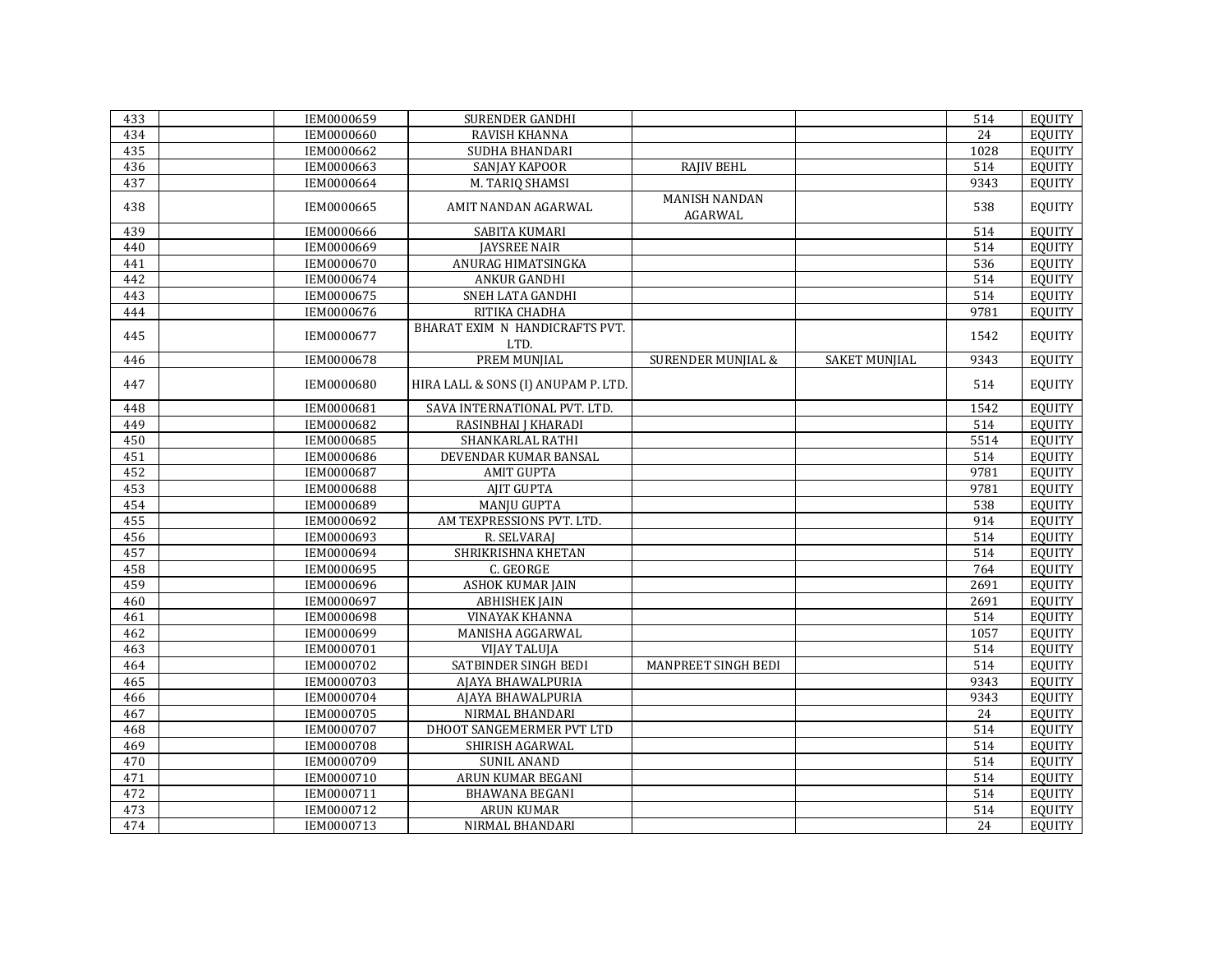| | | | | | | | |
|---|---|---|---|---|---|---|---|
| 433 | | IEM0000659 | SURENDER GANDHI | | | 514 | EQUITY |
| 434 | | IEM0000660 | RAVISH KHANNA | | | 24 | EQUITY |
| 435 | | IEM0000662 | SUDHA BHANDARI | | | 1028 | EQUITY |
| 436 | | IEM0000663 | SANJAY KAPOOR | RAJIV BEHL | | 514 | EQUITY |
| 437 | | IEM0000664 | M. TARIQ SHAMSI | | | 9343 | EQUITY |
| 438 | | IEM0000665 | AMIT NANDAN AGARWAL | MANISH NANDAN AGARWAL | | 538 | EQUITY |
| 439 | | IEM0000666 | SABITA KUMARI | | | 514 | EQUITY |
| 440 | | IEM0000669 | JAYSREE NAIR | | | 514 | EQUITY |
| 441 | | IEM0000670 | ANURAG HIMATSINGKA | | | 536 | EQUITY |
| 442 | | IEM0000674 | ANKUR GANDHI | | | 514 | EQUITY |
| 443 | | IEM0000675 | SNEH LATA GANDHI | | | 514 | EQUITY |
| 444 | | IEM0000676 | RITIKA CHADHA | | | 9781 | EQUITY |
| 445 | | IEM0000677 | BHARAT EXIM N HANDICRAFTS PVT. LTD. | | | 1542 | EQUITY |
| 446 | | IEM0000678 | PREM MUNJIAL | SURENDER MUNJIAL & | SAKET MUNJIAL | 9343 | EQUITY |
| 447 | | IEM0000680 | HIRA LALL & SONS (I) ANUPAM P. LTD. | | | 514 | EQUITY |
| 448 | | IEM0000681 | SAVA INTERNATIONAL PVT. LTD. | | | 1542 | EQUITY |
| 449 | | IEM0000682 | RASINBHAI J KHARADI | | | 514 | EQUITY |
| 450 | | IEM0000685 | SHANKARLAL RATHI | | | 5514 | EQUITY |
| 451 | | IEM0000686 | DEVENDAR KUMAR BANSAL | | | 514 | EQUITY |
| 452 | | IEM0000687 | AMIT GUPTA | | | 9781 | EQUITY |
| 453 | | IEM0000688 | AJIT GUPTA | | | 9781 | EQUITY |
| 454 | | IEM0000689 | MANJU GUPTA | | | 538 | EQUITY |
| 455 | | IEM0000692 | AM TEXPRESSIONS PVT. LTD. | | | 914 | EQUITY |
| 456 | | IEM0000693 | R. SELVARAJ | | | 514 | EQUITY |
| 457 | | IEM0000694 | SHRIKRISHNA KHETAN | | | 514 | EQUITY |
| 458 | | IEM0000695 | C. GEORGE | | | 764 | EQUITY |
| 459 | | IEM0000696 | ASHOK KUMAR JAIN | | | 2691 | EQUITY |
| 460 | | IEM0000697 | ABHISHEK JAIN | | | 2691 | EQUITY |
| 461 | | IEM0000698 | VINAYAK KHANNA | | | 514 | EQUITY |
| 462 | | IEM0000699 | MANISHA AGGARWAL | | | 1057 | EQUITY |
| 463 | | IEM0000701 | VIJAY TALUJA | | | 514 | EQUITY |
| 464 | | IEM0000702 | SATBINDER SINGH BEDI | MANPREET SINGH BEDI | | 514 | EQUITY |
| 465 | | IEM0000703 | AJAYA BHAWALPURIA | | | 9343 | EQUITY |
| 466 | | IEM0000704 | AJAYA BHAWALPURIA | | | 9343 | EQUITY |
| 467 | | IEM0000705 | NIRMAL BHANDARI | | | 24 | EQUITY |
| 468 | | IEM0000707 | DHOOT SANGEMERMER PVT LTD | | | 514 | EQUITY |
| 469 | | IEM0000708 | SHIRISH AGARWAL | | | 514 | EQUITY |
| 470 | | IEM0000709 | SUNIL ANAND | | | 514 | EQUITY |
| 471 | | IEM0000710 | ARUN KUMAR BEGANI | | | 514 | EQUITY |
| 472 | | IEM0000711 | BHAWANA BEGANI | | | 514 | EQUITY |
| 473 | | IEM0000712 | ARUN KUMAR | | | 514 | EQUITY |
| 474 | | IEM0000713 | NIRMAL BHANDARI | | | 24 | EQUITY |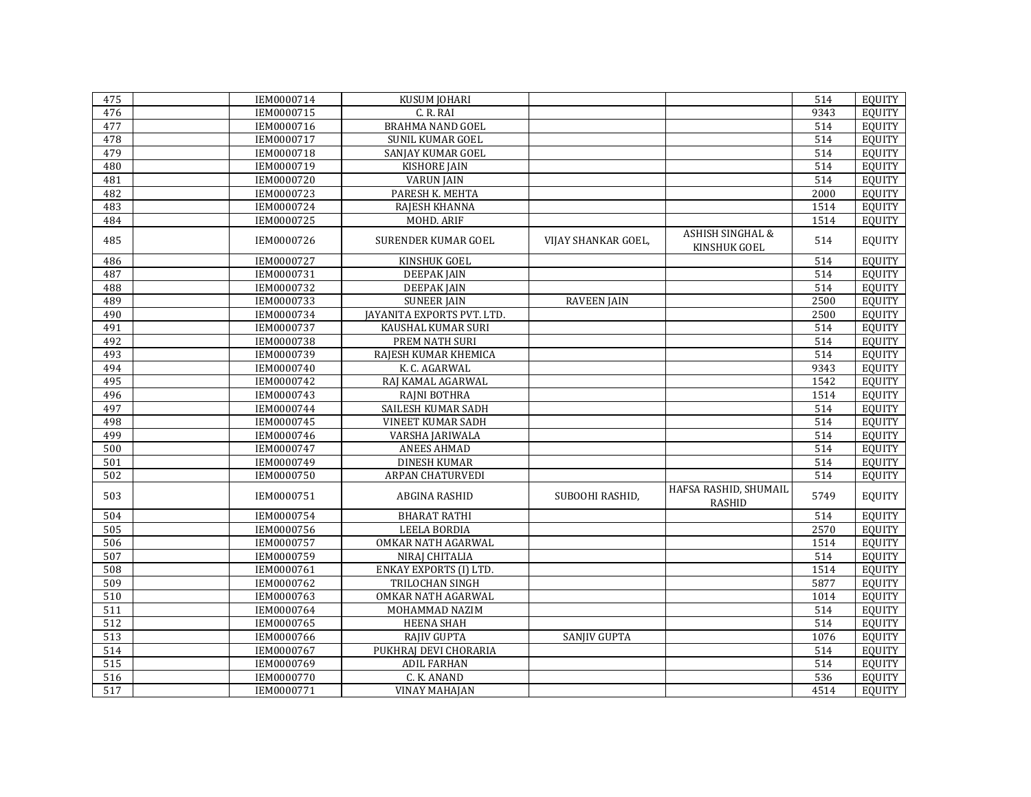| | | | | | | | |
|---|---|---|---|---|---|---|---|
| 475 | | IEM0000714 | KUSUM JOHARI | | | 514 | EQUITY |
| 476 | | IEM0000715 | C. R. RAI | | | 9343 | EQUITY |
| 477 | | IEM0000716 | BRAHMA NAND GOEL | | | 514 | EQUITY |
| 478 | | IEM0000717 | SUNIL KUMAR GOEL | | | 514 | EQUITY |
| 479 | | IEM0000718 | SANJAY KUMAR GOEL | | | 514 | EQUITY |
| 480 | | IEM0000719 | KISHORE JAIN | | | 514 | EQUITY |
| 481 | | IEM0000720 | VARUN JAIN | | | 514 | EQUITY |
| 482 | | IEM0000723 | PARESH K. MEHTA | | | 2000 | EQUITY |
| 483 | | IEM0000724 | RAJESH KHANNA | | | 1514 | EQUITY |
| 484 | | IEM0000725 | MOHD. ARIF | | | 1514 | EQUITY |
| 485 | | IEM0000726 | SURENDER KUMAR GOEL | VIJAY SHANKAR GOEL, | ASHISH SINGHAL & KINSHUK GOEL | 514 | EQUITY |
| 486 | | IEM0000727 | KINSHUK GOEL | | | 514 | EQUITY |
| 487 | | IEM0000731 | DEEPAK JAIN | | | 514 | EQUITY |
| 488 | | IEM0000732 | DEEPAK JAIN | | | 514 | EQUITY |
| 489 | | IEM0000733 | SUNEER JAIN | RAVEEN JAIN | | 2500 | EQUITY |
| 490 | | IEM0000734 | JAYANITA EXPORTS PVT. LTD. | | | 2500 | EQUITY |
| 491 | | IEM0000737 | KAUSHAL KUMAR SURI | | | 514 | EQUITY |
| 492 | | IEM0000738 | PREM NATH SURI | | | 514 | EQUITY |
| 493 | | IEM0000739 | RAJESH KUMAR KHEMICA | | | 514 | EQUITY |
| 494 | | IEM0000740 | K. C. AGARWAL | | | 9343 | EQUITY |
| 495 | | IEM0000742 | RAJ KAMAL AGARWAL | | | 1542 | EQUITY |
| 496 | | IEM0000743 | RAJNI BOTHRA | | | 1514 | EQUITY |
| 497 | | IEM0000744 | SAILESH KUMAR SADH | | | 514 | EQUITY |
| 498 | | IEM0000745 | VINEET KUMAR SADH | | | 514 | EQUITY |
| 499 | | IEM0000746 | VARSHA JARIWALA | | | 514 | EQUITY |
| 500 | | IEM0000747 | ANEES AHMAD | | | 514 | EQUITY |
| 501 | | IEM0000749 | DINESH KUMAR | | | 514 | EQUITY |
| 502 | | IEM0000750 | ARPAN CHATURVEDI | | | 514 | EQUITY |
| 503 | | IEM0000751 | ABGINA RASHID | SUBOOHI RASHID, | HAFSA RASHID, SHUMAIL RASHID | 5749 | EQUITY |
| 504 | | IEM0000754 | BHARAT RATHI | | | 514 | EQUITY |
| 505 | | IEM0000756 | LEELA BORDIA | | | 2570 | EQUITY |
| 506 | | IEM0000757 | OMKAR NATH AGARWAL | | | 1514 | EQUITY |
| 507 | | IEM0000759 | NIRAJ CHITALIA | | | 514 | EQUITY |
| 508 | | IEM0000761 | ENKAY EXPORTS (I) LTD. | | | 1514 | EQUITY |
| 509 | | IEM0000762 | TRILOCHAN SINGH | | | 5877 | EQUITY |
| 510 | | IEM0000763 | OMKAR NATH AGARWAL | | | 1014 | EQUITY |
| 511 | | IEM0000764 | MOHAMMAD NAZIM | | | 514 | EQUITY |
| 512 | | IEM0000765 | HEENA SHAH | | | 514 | EQUITY |
| 513 | | IEM0000766 | RAJIV GUPTA | SANJIV GUPTA | | 1076 | EQUITY |
| 514 | | IEM0000767 | PUKHRAJ DEVI CHORARIA | | | 514 | EQUITY |
| 515 | | IEM0000769 | ADIL FARHAN | | | 514 | EQUITY |
| 516 | | IEM0000770 | C. K. ANAND | | | 536 | EQUITY |
| 517 | | IEM0000771 | VINAY MAHAJAN | | | 4514 | EQUITY |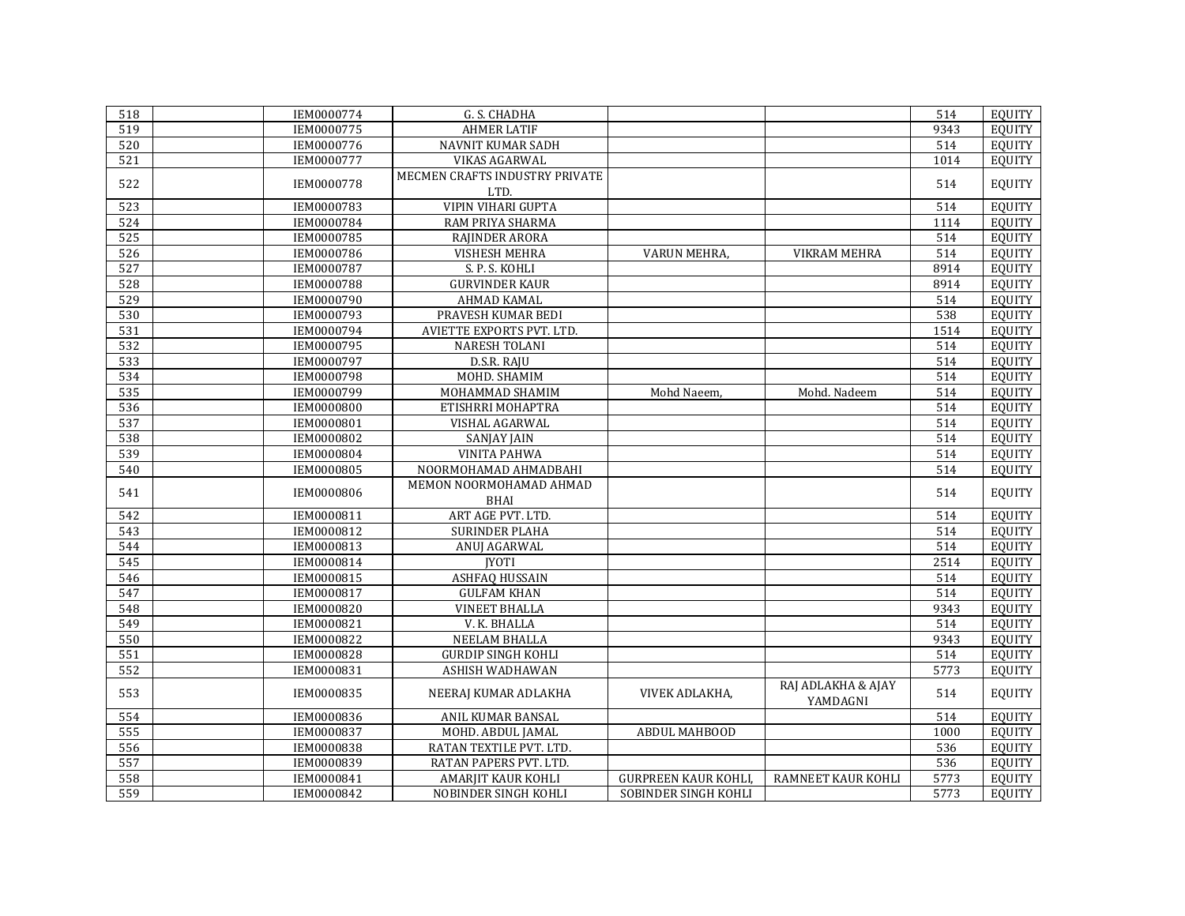| | | | | | | | |
|---|---|---|---|---|---|---|---|
| 518 | | IEM0000774 | G. S. CHADHA | | | 514 | EQUITY |
| 519 | | IEM0000775 | AHMER LATIF | | | 9343 | EQUITY |
| 520 | | IEM0000776 | NAVNIT KUMAR SADH | | | 514 | EQUITY |
| 521 | | IEM0000777 | VIKAS AGARWAL | | | 1014 | EQUITY |
| 522 | | IEM0000778 | MECMEN CRAFTS INDUSTRY PRIVATE LTD. | | | 514 | EQUITY |
| 523 | | IEM0000783 | VIPIN VIHARI GUPTA | | | 514 | EQUITY |
| 524 | | IEM0000784 | RAM PRIYA SHARMA | | | 1114 | EQUITY |
| 525 | | IEM0000785 | RAJINDER ARORA | | | 514 | EQUITY |
| 526 | | IEM0000786 | VISHESH MEHRA | VARUN MEHRA, | VIKRAM MEHRA | 514 | EQUITY |
| 527 | | IEM0000787 | S. P. S. KOHLI | | | 8914 | EQUITY |
| 528 | | IEM0000788 | GURVINDER KAUR | | | 8914 | EQUITY |
| 529 | | IEM0000790 | AHMAD KAMAL | | | 514 | EQUITY |
| 530 | | IEM0000793 | PRAVESH KUMAR BEDI | | | 538 | EQUITY |
| 531 | | IEM0000794 | AVIETTE EXPORTS PVT. LTD. | | | 1514 | EQUITY |
| 532 | | IEM0000795 | NARESH TOLANI | | | 514 | EQUITY |
| 533 | | IEM0000797 | D.S.R. RAJU | | | 514 | EQUITY |
| 534 | | IEM0000798 | MOHD. SHAMIM | | | 514 | EQUITY |
| 535 | | IEM0000799 | MOHAMMAD SHAMIM | Mohd Naeem, | Mohd. Nadeem | 514 | EQUITY |
| 536 | | IEM0000800 | ETISHRRI MOHAPTRA | | | 514 | EQUITY |
| 537 | | IEM0000801 | VISHAL AGARWAL | | | 514 | EQUITY |
| 538 | | IEM0000802 | SANJAY JAIN | | | 514 | EQUITY |
| 539 | | IEM0000804 | VINITA PAHWA | | | 514 | EQUITY |
| 540 | | IEM0000805 | NOORMOHAMAD AHMADBAHI | | | 514 | EQUITY |
| 541 | | IEM0000806 | MEMON NOORMOHAMAD AHMAD BHAI | | | 514 | EQUITY |
| 542 | | IEM0000811 | ART AGE PVT. LTD. | | | 514 | EQUITY |
| 543 | | IEM0000812 | SURINDER PLAHA | | | 514 | EQUITY |
| 544 | | IEM0000813 | ANUJ AGARWAL | | | 514 | EQUITY |
| 545 | | IEM0000814 | JYOTI | | | 2514 | EQUITY |
| 546 | | IEM0000815 | ASHFAQ HUSSAIN | | | 514 | EQUITY |
| 547 | | IEM0000817 | GULFAM KHAN | | | 514 | EQUITY |
| 548 | | IEM0000820 | VINEET BHALLA | | | 9343 | EQUITY |
| 549 | | IEM0000821 | V. K. BHALLA | | | 514 | EQUITY |
| 550 | | IEM0000822 | NEELAM BHALLA | | | 9343 | EQUITY |
| 551 | | IEM0000828 | GURDIP SINGH KOHLI | | | 514 | EQUITY |
| 552 | | IEM0000831 | ASHISH WADHAWAN | | | 5773 | EQUITY |
| 553 | | IEM0000835 | NEERAJ KUMAR ADLAKHA | VIVEK ADLAKHA, | RAJ ADLAKHA & AJAY YAMDAGNI | 514 | EQUITY |
| 554 | | IEM0000836 | ANIL KUMAR BANSAL | | | 514 | EQUITY |
| 555 | | IEM0000837 | MOHD. ABDUL JAMAL | ABDUL MAHBOOD | | 1000 | EQUITY |
| 556 | | IEM0000838 | RATAN TEXTILE PVT. LTD. | | | 536 | EQUITY |
| 557 | | IEM0000839 | RATAN PAPERS PVT. LTD. | | | 536 | EQUITY |
| 558 | | IEM0000841 | AMARJIT KAUR KOHLI | GURPREEN KAUR KOHLI, | RAMNEET KAUR KOHLI | 5773 | EQUITY |
| 559 | | IEM0000842 | NOBINDER SINGH KOHLI | SOBINDER SINGH KOHLI | | 5773 | EQUITY |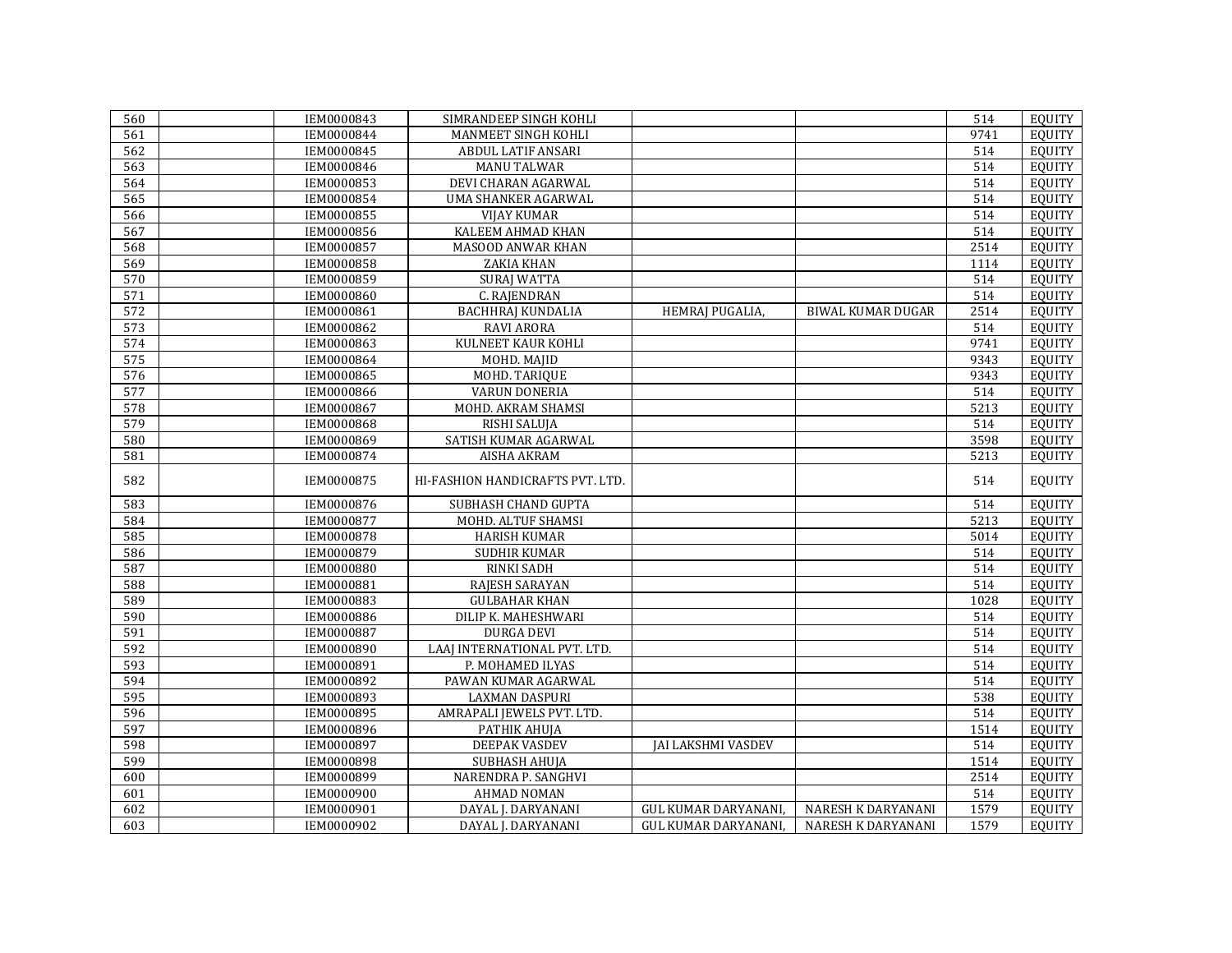| 560 | | IEM0000843 | SIMRANDEEP SINGH KOHLI | | | 514 | EQUITY |
|---|---|---|---|---|---|---|---|
| 561 | | IEM0000844 | MANMEET SINGH KOHLI | | | 9741 | EQUITY |
| 562 | | IEM0000845 | ABDUL LATIF ANSARI | | | 514 | EQUITY |
| 563 | | IEM0000846 | MANU TALWAR | | | 514 | EQUITY |
| 564 | | IEM0000853 | DEVI CHARAN AGARWAL | | | 514 | EQUITY |
| 565 | | IEM0000854 | UMA SHANKER AGARWAL | | | 514 | EQUITY |
| 566 | | IEM0000855 | VIJAY KUMAR | | | 514 | EQUITY |
| 567 | | IEM0000856 | KALEEM AHMAD KHAN | | | 514 | EQUITY |
| 568 | | IEM0000857 | MASOOD ANWAR KHAN | | | 2514 | EQUITY |
| 569 | | IEM0000858 | ZAKIA KHAN | | | 1114 | EQUITY |
| 570 | | IEM0000859 | SURAJ WATTA | | | 514 | EQUITY |
| 571 | | IEM0000860 | C. RAJENDRAN | | | 514 | EQUITY |
| 572 | | IEM0000861 | BACHHRAJ KUNDALIA | HEMRAJ PUGALIA, | BIWAL KUMAR DUGAR | 2514 | EQUITY |
| 573 | | IEM0000862 | RAVI ARORA | | | 514 | EQUITY |
| 574 | | IEM0000863 | KULNEET KAUR KOHLI | | | 9741 | EQUITY |
| 575 | | IEM0000864 | MOHD. MAJID | | | 9343 | EQUITY |
| 576 | | IEM0000865 | MOHD. TARIQUE | | | 9343 | EQUITY |
| 577 | | IEM0000866 | VARUN DONERIA | | | 514 | EQUITY |
| 578 | | IEM0000867 | MOHD. AKRAM SHAMSI | | | 5213 | EQUITY |
| 579 | | IEM0000868 | RISHI SALUJA | | | 514 | EQUITY |
| 580 | | IEM0000869 | SATISH KUMAR AGARWAL | | | 3598 | EQUITY |
| 581 | | IEM0000874 | AISHA AKRAM | | | 5213 | EQUITY |
| 582 | | IEM0000875 | HI-FASHION HANDICRAFTS PVT. LTD. | | | 514 | EQUITY |
| 583 | | IEM0000876 | SUBHASH CHAND GUPTA | | | 514 | EQUITY |
| 584 | | IEM0000877 | MOHD. ALTUF SHAMSI | | | 5213 | EQUITY |
| 585 | | IEM0000878 | HARISH KUMAR | | | 5014 | EQUITY |
| 586 | | IEM0000879 | SUDHIR KUMAR | | | 514 | EQUITY |
| 587 | | IEM0000880 | RINKI SADH | | | 514 | EQUITY |
| 588 | | IEM0000881 | RAJESH SARAYAN | | | 514 | EQUITY |
| 589 | | IEM0000883 | GULBAHAR KHAN | | | 1028 | EQUITY |
| 590 | | IEM0000886 | DILIP K. MAHESHWARI | | | 514 | EQUITY |
| 591 | | IEM0000887 | DURGA DEVI | | | 514 | EQUITY |
| 592 | | IEM0000890 | LAAJ INTERNATIONAL PVT. LTD. | | | 514 | EQUITY |
| 593 | | IEM0000891 | P. MOHAMED ILYAS | | | 514 | EQUITY |
| 594 | | IEM0000892 | PAWAN KUMAR AGARWAL | | | 514 | EQUITY |
| 595 | | IEM0000893 | LAXMAN DASPURI | | | 538 | EQUITY |
| 596 | | IEM0000895 | AMRAPALI JEWELS PVT. LTD. | | | 514 | EQUITY |
| 597 | | IEM0000896 | PATHIK AHUJA | | | 1514 | EQUITY |
| 598 | | IEM0000897 | DEEPAK VASDEV | JAI LAKSHMI VASDEV | | 514 | EQUITY |
| 599 | | IEM0000898 | SUBHASH AHUJA | | | 1514 | EQUITY |
| 600 | | IEM0000899 | NARENDRA P. SANGHVI | | | 2514 | EQUITY |
| 601 | | IEM0000900 | AHMAD NOMAN | | | 514 | EQUITY |
| 602 | | IEM0000901 | DAYAL J. DARYANANI | GUL KUMAR DARYANANI, | NARESH K DARYANANI | 1579 | EQUITY |
| 603 | | IEM0000902 | DAYAL J. DARYANANI | GUL KUMAR DARYANANI, | NARESH K DARYANANI | 1579 | EQUITY |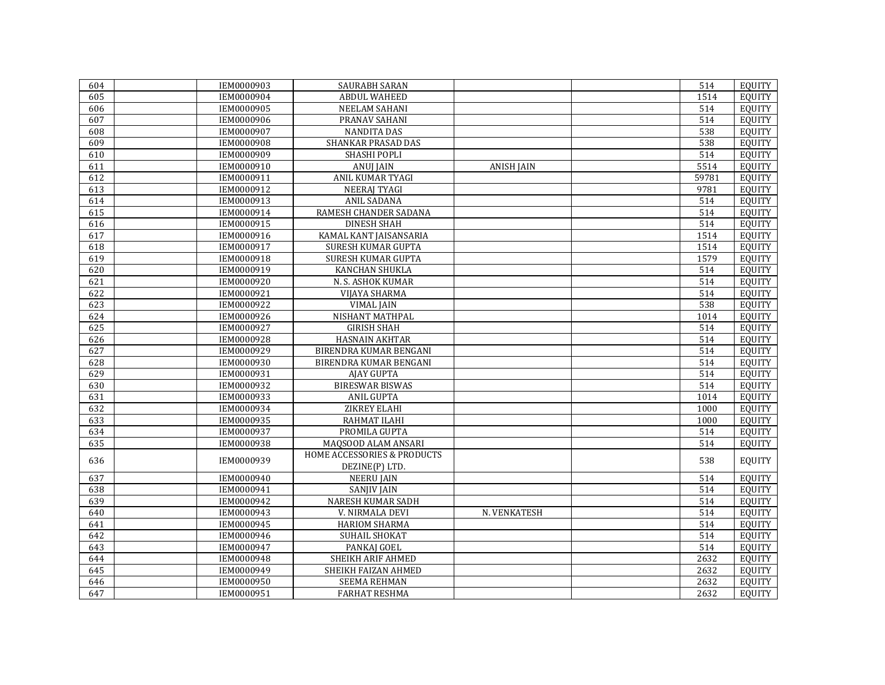| 604 | | IEM0000903 | SAURABH SARAN | | | 514 | EQUITY |
|---|---|---|---|---|---|---|---|
| 605 | | IEM0000904 | ABDUL WAHEED | | | 1514 | EQUITY |
| 606 | | IEM0000905 | NEELAM SAHANI | | | 514 | EQUITY |
| 607 | | IEM0000906 | PRANAV SAHANI | | | 514 | EQUITY |
| 608 | | IEM0000907 | NANDITA DAS | | | 538 | EQUITY |
| 609 | | IEM0000908 | SHANKAR PRASAD DAS | | | 538 | EQUITY |
| 610 | | IEM0000909 | SHASHI POPLI | | | 514 | EQUITY |
| 611 | | IEM0000910 | ANUJ JAIN | ANISH JAIN | | 5514 | EQUITY |
| 612 | | IEM0000911 | ANIL KUMAR TYAGI | | | 59781 | EQUITY |
| 613 | | IEM0000912 | NEERAJ TYAGI | | | 9781 | EQUITY |
| 614 | | IEM0000913 | ANIL SADANA | | | 514 | EQUITY |
| 615 | | IEM0000914 | RAMESH CHANDER SADANA | | | 514 | EQUITY |
| 616 | | IEM0000915 | DINESH SHAH | | | 514 | EQUITY |
| 617 | | IEM0000916 | KAMAL KANT JAISANSARIA | | | 1514 | EQUITY |
| 618 | | IEM0000917 | SURESH KUMAR GUPTA | | | 1514 | EQUITY |
| 619 | | IEM0000918 | SURESH KUMAR GUPTA | | | 1579 | EQUITY |
| 620 | | IEM0000919 | KANCHAN SHUKLA | | | 514 | EQUITY |
| 621 | | IEM0000920 | N. S. ASHOK KUMAR | | | 514 | EQUITY |
| 622 | | IEM0000921 | VIJAYA SHARMA | | | 514 | EQUITY |
| 623 | | IEM0000922 | VIMAL JAIN | | | 538 | EQUITY |
| 624 | | IEM0000926 | NISHANT MATHPAL | | | 1014 | EQUITY |
| 625 | | IEM0000927 | GIRISH SHAH | | | 514 | EQUITY |
| 626 | | IEM0000928 | HASNAIN AKHTAR | | | 514 | EQUITY |
| 627 | | IEM0000929 | BIRENDRA KUMAR BENGANI | | | 514 | EQUITY |
| 628 | | IEM0000930 | BIRENDRA KUMAR BENGANI | | | 514 | EQUITY |
| 629 | | IEM0000931 | AJAY GUPTA | | | 514 | EQUITY |
| 630 | | IEM0000932 | BIRESWAR BISWAS | | | 514 | EQUITY |
| 631 | | IEM0000933 | ANIL GUPTA | | | 1014 | EQUITY |
| 632 | | IEM0000934 | ZIKREY ELAHI | | | 1000 | EQUITY |
| 633 | | IEM0000935 | RAHMAT ILAHI | | | 1000 | EQUITY |
| 634 | | IEM0000937 | PROMILA GUPTA | | | 514 | EQUITY |
| 635 | | IEM0000938 | MAQSOOD ALAM ANSARI | | | 514 | EQUITY |
| 636 | | IEM0000939 | HOME ACCESSORIES & PRODUCTS DEZINE(P) LTD. | | | 538 | EQUITY |
| 637 | | IEM0000940 | NEERU JAIN | | | 514 | EQUITY |
| 638 | | IEM0000941 | SANJIV JAIN | | | 514 | EQUITY |
| 639 | | IEM0000942 | NARESH KUMAR SADH | | | 514 | EQUITY |
| 640 | | IEM0000943 | V. NIRMALA DEVI | N. VENKATESH | | 514 | EQUITY |
| 641 | | IEM0000945 | HARIOM SHARMA | | | 514 | EQUITY |
| 642 | | IEM0000946 | SUHAIL SHOKAT | | | 514 | EQUITY |
| 643 | | IEM0000947 | PANKAJ GOEL | | | 514 | EQUITY |
| 644 | | IEM0000948 | SHEIKH ARIF AHMED | | | 2632 | EQUITY |
| 645 | | IEM0000949 | SHEIKH FAIZAN AHMED | | | 2632 | EQUITY |
| 646 | | IEM0000950 | SEEMA REHMAN | | | 2632 | EQUITY |
| 647 | | IEM0000951 | FARHAT RESHMA | | | 2632 | EQUITY |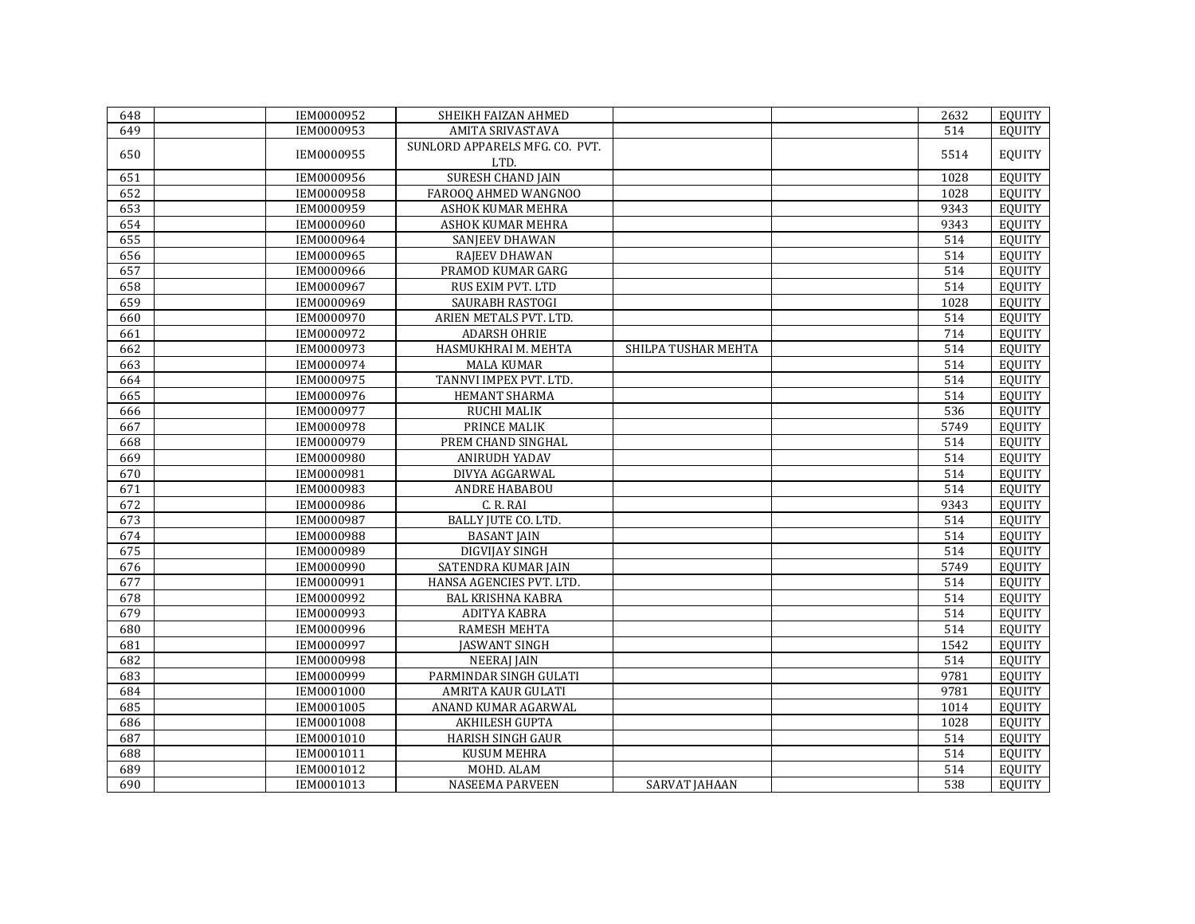| | | | | | | | |
|---|---|---|---|---|---|---|---|
| 648 | | IEM0000952 | SHEIKH FAIZAN AHMED | | | 2632 | EQUITY |
| 649 | | IEM0000953 | AMITA SRIVASTAVA | | | 514 | EQUITY |
| 650 | | IEM0000955 | SUNLORD APPARELS MFG. CO. PVT. LTD. | | | 5514 | EQUITY |
| 651 | | IEM0000956 | SURESH CHAND JAIN | | | 1028 | EQUITY |
| 652 | | IEM0000958 | FAROOQ AHMED WANGNOO | | | 1028 | EQUITY |
| 653 | | IEM0000959 | ASHOK KUMAR MEHRA | | | 9343 | EQUITY |
| 654 | | IEM0000960 | ASHOK KUMAR MEHRA | | | 9343 | EQUITY |
| 655 | | IEM0000964 | SANJEEV DHAWAN | | | 514 | EQUITY |
| 656 | | IEM0000965 | RAJEEV DHAWAN | | | 514 | EQUITY |
| 657 | | IEM0000966 | PRAMOD KUMAR GARG | | | 514 | EQUITY |
| 658 | | IEM0000967 | RUS EXIM PVT. LTD | | | 514 | EQUITY |
| 659 | | IEM0000969 | SAURABH RASTOGI | | | 1028 | EQUITY |
| 660 | | IEM0000970 | ARIEN METALS PVT. LTD. | | | 514 | EQUITY |
| 661 | | IEM0000972 | ADARSH OHRIE | | | 714 | EQUITY |
| 662 | | IEM0000973 | HASMUKHRAI M. MEHTA | SHILPA TUSHAR MEHTA | | 514 | EQUITY |
| 663 | | IEM0000974 | MALA KUMAR | | | 514 | EQUITY |
| 664 | | IEM0000975 | TANNVI IMPEX PVT. LTD. | | | 514 | EQUITY |
| 665 | | IEM0000976 | HEMANT SHARMA | | | 514 | EQUITY |
| 666 | | IEM0000977 | RUCHI MALIK | | | 536 | EQUITY |
| 667 | | IEM0000978 | PRINCE MALIK | | | 5749 | EQUITY |
| 668 | | IEM0000979 | PREM CHAND SINGHAL | | | 514 | EQUITY |
| 669 | | IEM0000980 | ANIRUDH YADAV | | | 514 | EQUITY |
| 670 | | IEM0000981 | DIVYA AGGARWAL | | | 514 | EQUITY |
| 671 | | IEM0000983 | ANDRE HABABOU | | | 514 | EQUITY |
| 672 | | IEM0000986 | C. R. RAI | | | 9343 | EQUITY |
| 673 | | IEM0000987 | BALLY JUTE CO. LTD. | | | 514 | EQUITY |
| 674 | | IEM0000988 | BASANT JAIN | | | 514 | EQUITY |
| 675 | | IEM0000989 | DIGVIJAY SINGH | | | 514 | EQUITY |
| 676 | | IEM0000990 | SATENDRA KUMAR JAIN | | | 5749 | EQUITY |
| 677 | | IEM0000991 | HANSA AGENCIES PVT. LTD. | | | 514 | EQUITY |
| 678 | | IEM0000992 | BAL KRISHNA KABRA | | | 514 | EQUITY |
| 679 | | IEM0000993 | ADITYA KABRA | | | 514 | EQUITY |
| 680 | | IEM0000996 | RAMESH MEHTA | | | 514 | EQUITY |
| 681 | | IEM0000997 | JASWANT SINGH | | | 1542 | EQUITY |
| 682 | | IEM0000998 | NEERAJ JAIN | | | 514 | EQUITY |
| 683 | | IEM0000999 | PARMINDAR SINGH GULATI | | | 9781 | EQUITY |
| 684 | | IEM0001000 | AMRITA KAUR GULATI | | | 9781 | EQUITY |
| 685 | | IEM0001005 | ANAND KUMAR AGARWAL | | | 1014 | EQUITY |
| 686 | | IEM0001008 | AKHILESH GUPTA | | | 1028 | EQUITY |
| 687 | | IEM0001010 | HARISH SINGH GAUR | | | 514 | EQUITY |
| 688 | | IEM0001011 | KUSUM MEHRA | | | 514 | EQUITY |
| 689 | | IEM0001012 | MOHD. ALAM | | | 514 | EQUITY |
| 690 | | IEM0001013 | NASEEMA PARVEEN | SARVAT JAHAAN | | 538 | EQUITY |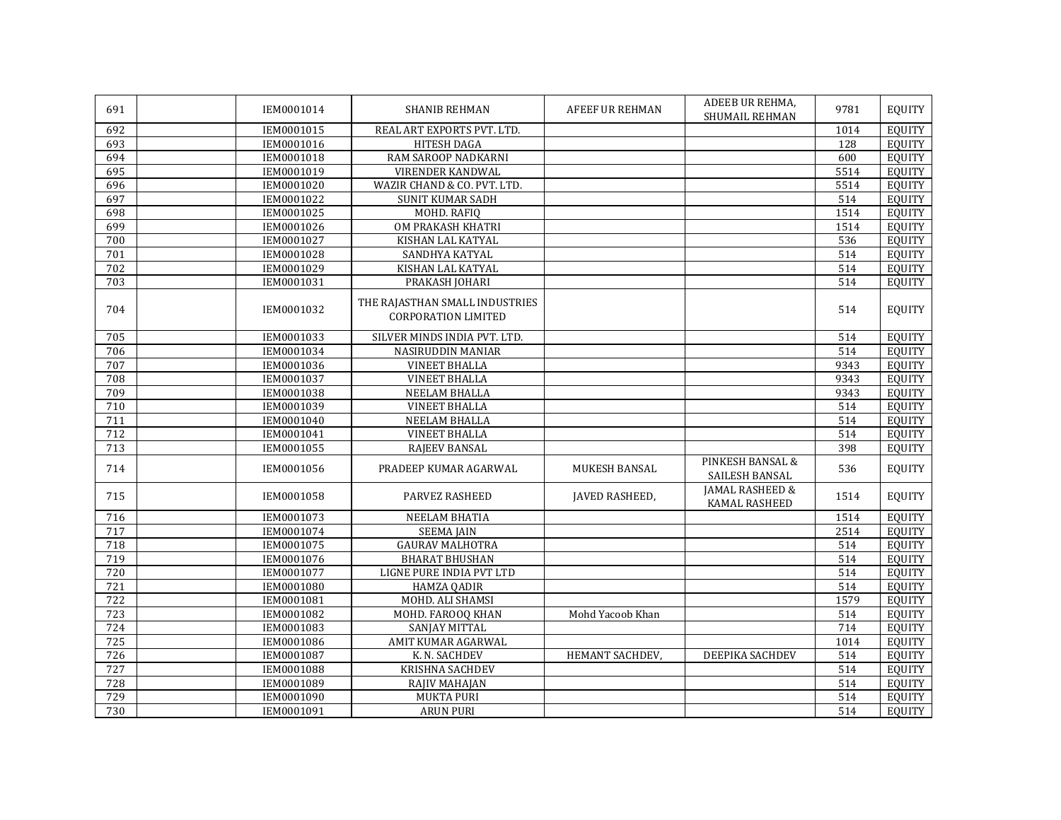| | | | | | | | |
|---|---|---|---|---|---|---|---|
| 691 | | IEM0001014 | SHANIB REHMAN | AFEEF UR REHMAN | ADEEB UR REHMA, SHUMAIL REHMAN | 9781 | EQUITY |
| 692 | | IEM0001015 | REAL ART EXPORTS PVT. LTD. | | | 1014 | EQUITY |
| 693 | | IEM0001016 | HITESH DAGA | | | 128 | EQUITY |
| 694 | | IEM0001018 | RAM SAROOP NADKARNI | | | 600 | EQUITY |
| 695 | | IEM0001019 | VIRENDER KANDWAL | | | 5514 | EQUITY |
| 696 | | IEM0001020 | WAZIR CHAND & CO. PVT. LTD. | | | 5514 | EQUITY |
| 697 | | IEM0001022 | SUNIT KUMAR SADH | | | 514 | EQUITY |
| 698 | | IEM0001025 | MOHD. RAFIQ | | | 1514 | EQUITY |
| 699 | | IEM0001026 | OM PRAKASH KHATRI | | | 1514 | EQUITY |
| 700 | | IEM0001027 | KISHAN LAL KATYAL | | | 536 | EQUITY |
| 701 | | IEM0001028 | SANDHYA KATYAL | | | 514 | EQUITY |
| 702 | | IEM0001029 | KISHAN LAL KATYAL | | | 514 | EQUITY |
| 703 | | IEM0001031 | PRAKASH JOHARI | | | 514 | EQUITY |
| 704 | | IEM0001032 | THE RAJASTHAN SMALL INDUSTRIES CORPORATION LIMITED | | | 514 | EQUITY |
| 705 | | IEM0001033 | SILVER MINDS INDIA PVT. LTD. | | | 514 | EQUITY |
| 706 | | IEM0001034 | NASIRUDDIN MANIAR | | | 514 | EQUITY |
| 707 | | IEM0001036 | VINEET BHALLA | | | 9343 | EQUITY |
| 708 | | IEM0001037 | VINEET BHALLA | | | 9343 | EQUITY |
| 709 | | IEM0001038 | NEELAM BHALLA | | | 9343 | EQUITY |
| 710 | | IEM0001039 | VINEET BHALLA | | | 514 | EQUITY |
| 711 | | IEM0001040 | NEELAM BHALLA | | | 514 | EQUITY |
| 712 | | IEM0001041 | VINEET BHALLA | | | 514 | EQUITY |
| 713 | | IEM0001055 | RAJEEV BANSAL | | | 398 | EQUITY |
| 714 | | IEM0001056 | PRADEEP KUMAR AGARWAL | MUKESH BANSAL | PINKESH BANSAL & SAILESH BANSAL | 536 | EQUITY |
| 715 | | IEM0001058 | PARVEZ RASHEED | JAVED RASHEED, | JAMAL RASHEED & KAMAL RASHEED | 1514 | EQUITY |
| 716 | | IEM0001073 | NEELAM BHATIA | | | 1514 | EQUITY |
| 717 | | IEM0001074 | SEEMA JAIN | | | 2514 | EQUITY |
| 718 | | IEM0001075 | GAURAV MALHOTRA | | | 514 | EQUITY |
| 719 | | IEM0001076 | BHARAT BHUSHAN | | | 514 | EQUITY |
| 720 | | IEM0001077 | LIGNE PURE INDIA PVT LTD | | | 514 | EQUITY |
| 721 | | IEM0001080 | HAMZA QADIR | | | 514 | EQUITY |
| 722 | | IEM0001081 | MOHD. ALI SHAMSI | | | 1579 | EQUITY |
| 723 | | IEM0001082 | MOHD. FAROOQ KHAN | Mohd Yacoob Khan | | 514 | EQUITY |
| 724 | | IEM0001083 | SANJAY MITTAL | | | 714 | EQUITY |
| 725 | | IEM0001086 | AMIT KUMAR AGARWAL | | | 1014 | EQUITY |
| 726 | | IEM0001087 | K. N. SACHDEV | HEMANT SACHDEV, | DEEPIKA SACHDEV | 514 | EQUITY |
| 727 | | IEM0001088 | KRISHNA SACHDEV | | | 514 | EQUITY |
| 728 | | IEM0001089 | RAJIV MAHAJAN | | | 514 | EQUITY |
| 729 | | IEM0001090 | MUKTA PURI | | | 514 | EQUITY |
| 730 | | IEM0001091 | ARUN PURI | | | 514 | EQUITY |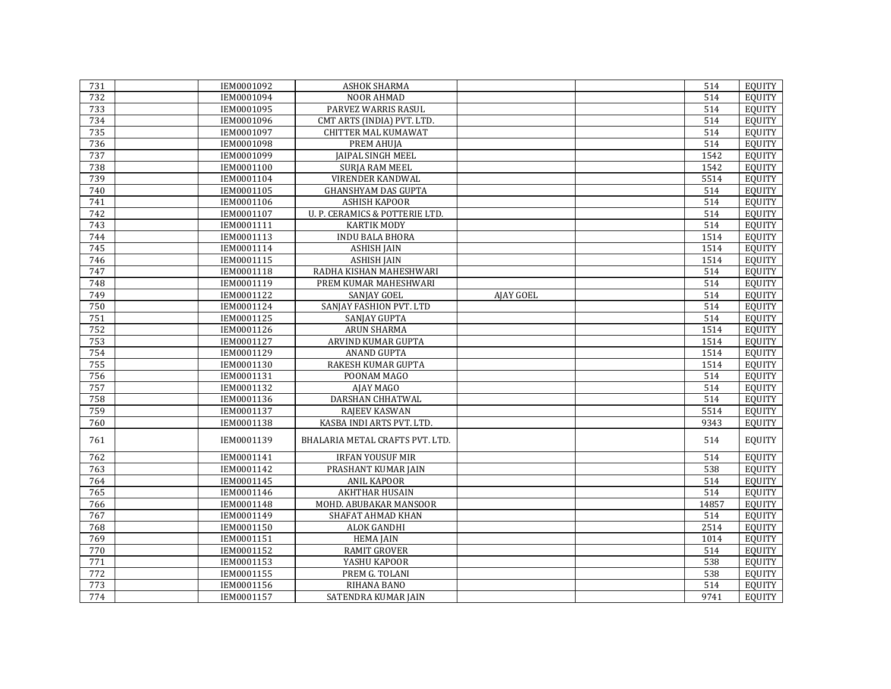| 731 | | IEM0001092 | ASHOK SHARMA | | | 514 | EQUITY |
|---|---|---|---|---|---|---|---|
| 732 | | IEM0001094 | NOOR AHMAD | | | 514 | EQUITY |
| 733 | | IEM0001095 | PARVEZ WARRIS RASUL | | | 514 | EQUITY |
| 734 | | IEM0001096 | CMT ARTS (INDIA) PVT. LTD. | | | 514 | EQUITY |
| 735 | | IEM0001097 | CHITTER MAL KUMAWAT | | | 514 | EQUITY |
| 736 | | IEM0001098 | PREM AHUJA | | | 514 | EQUITY |
| 737 | | IEM0001099 | JAIPAL SINGH MEEL | | | 1542 | EQUITY |
| 738 | | IEM0001100 | SURJA RAM MEEL | | | 1542 | EQUITY |
| 739 | | IEM0001104 | VIRENDER KANDWAL | | | 5514 | EQUITY |
| 740 | | IEM0001105 | GHANSHYAM DAS GUPTA | | | 514 | EQUITY |
| 741 | | IEM0001106 | ASHISH KAPOOR | | | 514 | EQUITY |
| 742 | | IEM0001107 | U. P. CERAMICS & POTTERIE LTD. | | | 514 | EQUITY |
| 743 | | IEM0001111 | KARTIK MODY | | | 514 | EQUITY |
| 744 | | IEM0001113 | INDU BALA BHORA | | | 1514 | EQUITY |
| 745 | | IEM0001114 | ASHISH JAIN | | | 1514 | EQUITY |
| 746 | | IEM0001115 | ASHISH JAIN | | | 1514 | EQUITY |
| 747 | | IEM0001118 | RADHA KISHAN MAHESHWARI | | | 514 | EQUITY |
| 748 | | IEM0001119 | PREM KUMAR MAHESHWARI | | | 514 | EQUITY |
| 749 | | IEM0001122 | SANJAY GOEL | AJAY GOEL | | 514 | EQUITY |
| 750 | | IEM0001124 | SANJAY FASHION PVT. LTD | | | 514 | EQUITY |
| 751 | | IEM0001125 | SANJAY GUPTA | | | 514 | EQUITY |
| 752 | | IEM0001126 | ARUN SHARMA | | | 1514 | EQUITY |
| 753 | | IEM0001127 | ARVIND KUMAR GUPTA | | | 1514 | EQUITY |
| 754 | | IEM0001129 | ANAND GUPTA | | | 1514 | EQUITY |
| 755 | | IEM0001130 | RAKESH KUMAR GUPTA | | | 1514 | EQUITY |
| 756 | | IEM0001131 | POONAM MAGO | | | 514 | EQUITY |
| 757 | | IEM0001132 | AJAY MAGO | | | 514 | EQUITY |
| 758 | | IEM0001136 | DARSHAN CHHATWAL | | | 514 | EQUITY |
| 759 | | IEM0001137 | RAJEEV KASWAN | | | 5514 | EQUITY |
| 760 | | IEM0001138 | KASBA INDI ARTS PVT. LTD. | | | 9343 | EQUITY |
| 761 | | IEM0001139 | BHALARIA METAL CRAFTS PVT. LTD. | | | 514 | EQUITY |
| 762 | | IEM0001141 | IRFAN YOUSUF MIR | | | 514 | EQUITY |
| 763 | | IEM0001142 | PRASHANT KUMAR JAIN | | | 538 | EQUITY |
| 764 | | IEM0001145 | ANIL KAPOOR | | | 514 | EQUITY |
| 765 | | IEM0001146 | AKHTHAR HUSAIN | | | 514 | EQUITY |
| 766 | | IEM0001148 | MOHD. ABUBAKAR MANSOOR | | | 14857 | EQUITY |
| 767 | | IEM0001149 | SHAFAT AHMAD KHAN | | | 514 | EQUITY |
| 768 | | IEM0001150 | ALOK GANDHI | | | 2514 | EQUITY |
| 769 | | IEM0001151 | HEMA JAIN | | | 1014 | EQUITY |
| 770 | | IEM0001152 | RAMIT GROVER | | | 514 | EQUITY |
| 771 | | IEM0001153 | YASHU KAPOOR | | | 538 | EQUITY |
| 772 | | IEM0001155 | PREM G. TOLANI | | | 538 | EQUITY |
| 773 | | IEM0001156 | RIHANA BANO | | | 514 | EQUITY |
| 774 | | IEM0001157 | SATENDRA KUMAR JAIN | | | 9741 | EQUITY |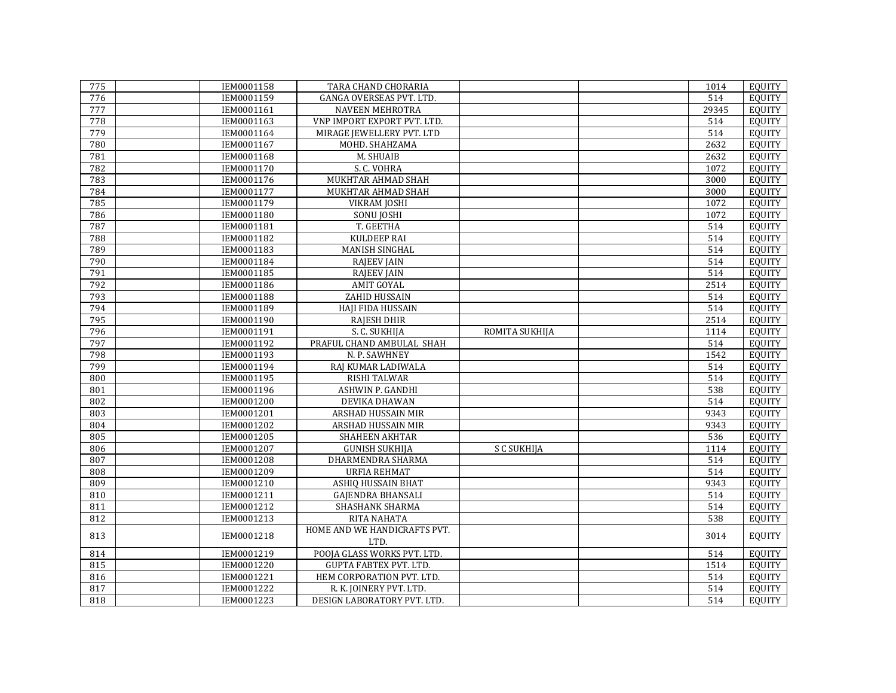| | | | | | | | |
|---|---|---|---|---|---|---|---|
| 775 | | IEM0001158 | TARA CHAND CHORARIA | | | 1014 | EQUITY |
| 776 | | IEM0001159 | GANGA OVERSEAS PVT. LTD. | | | 514 | EQUITY |
| 777 | | IEM0001161 | NAVEEN MEHROTRA | | | 29345 | EQUITY |
| 778 | | IEM0001163 | VNP IMPORT EXPORT PVT. LTD. | | | 514 | EQUITY |
| 779 | | IEM0001164 | MIRAGE JEWELLERY PVT. LTD | | | 514 | EQUITY |
| 780 | | IEM0001167 | MOHD. SHAHZAMA | | | 2632 | EQUITY |
| 781 | | IEM0001168 | M. SHUAIB | | | 2632 | EQUITY |
| 782 | | IEM0001170 | S. C. VOHRA | | | 1072 | EQUITY |
| 783 | | IEM0001176 | MUKHTAR AHMAD SHAH | | | 3000 | EQUITY |
| 784 | | IEM0001177 | MUKHTAR AHMAD SHAH | | | 3000 | EQUITY |
| 785 | | IEM0001179 | VIKRAM JOSHI | | | 1072 | EQUITY |
| 786 | | IEM0001180 | SONU JOSHI | | | 1072 | EQUITY |
| 787 | | IEM0001181 | T. GEETHA | | | 514 | EQUITY |
| 788 | | IEM0001182 | KULDEEP RAI | | | 514 | EQUITY |
| 789 | | IEM0001183 | MANISH SINGHAL | | | 514 | EQUITY |
| 790 | | IEM0001184 | RAJEEV JAIN | | | 514 | EQUITY |
| 791 | | IEM0001185 | RAJEEV JAIN | | | 514 | EQUITY |
| 792 | | IEM0001186 | AMIT GOYAL | | | 2514 | EQUITY |
| 793 | | IEM0001188 | ZAHID HUSSAIN | | | 514 | EQUITY |
| 794 | | IEM0001189 | HAJI FIDA HUSSAIN | | | 514 | EQUITY |
| 795 | | IEM0001190 | RAJESH DHIR | | | 2514 | EQUITY |
| 796 | | IEM0001191 | S. C. SUKHIJA | ROMITA SUKHIJA | | 1114 | EQUITY |
| 797 | | IEM0001192 | PRAFUL CHAND AMBULAL SHAH | | | 514 | EQUITY |
| 798 | | IEM0001193 | N. P. SAWHNEY | | | 1542 | EQUITY |
| 799 | | IEM0001194 | RAJ KUMAR LADIWALA | | | 514 | EQUITY |
| 800 | | IEM0001195 | RISHI TALWAR | | | 514 | EQUITY |
| 801 | | IEM0001196 | ASHWIN P. GANDHI | | | 538 | EQUITY |
| 802 | | IEM0001200 | DEVIKA DHAWAN | | | 514 | EQUITY |
| 803 | | IEM0001201 | ARSHAD HUSSAIN MIR | | | 9343 | EQUITY |
| 804 | | IEM0001202 | ARSHAD HUSSAIN MIR | | | 9343 | EQUITY |
| 805 | | IEM0001205 | SHAHEEN AKHTAR | | | 536 | EQUITY |
| 806 | | IEM0001207 | GUNISH SUKHIJA | S C SUKHIJA | | 1114 | EQUITY |
| 807 | | IEM0001208 | DHARMENDRA SHARMA | | | 514 | EQUITY |
| 808 | | IEM0001209 | URFIA REHMAT | | | 514 | EQUITY |
| 809 | | IEM0001210 | ASHIQ HUSSAIN BHAT | | | 9343 | EQUITY |
| 810 | | IEM0001211 | GAJENDRA BHANSALI | | | 514 | EQUITY |
| 811 | | IEM0001212 | SHASHANK SHARMA | | | 514 | EQUITY |
| 812 | | IEM0001213 | RITA NAHATA | | | 538 | EQUITY |
| 813 | | IEM0001218 | HOME AND WE HANDICRAFTS PVT. LTD. | | | 3014 | EQUITY |
| 814 | | IEM0001219 | POOJA GLASS WORKS PVT. LTD. | | | 514 | EQUITY |
| 815 | | IEM0001220 | GUPTA FABTEX PVT. LTD. | | | 1514 | EQUITY |
| 816 | | IEM0001221 | HEM CORPORATION PVT. LTD. | | | 514 | EQUITY |
| 817 | | IEM0001222 | R. K. JOINERY PVT. LTD. | | | 514 | EQUITY |
| 818 | | IEM0001223 | DESIGN LABORATORY PVT. LTD. | | | 514 | EQUITY |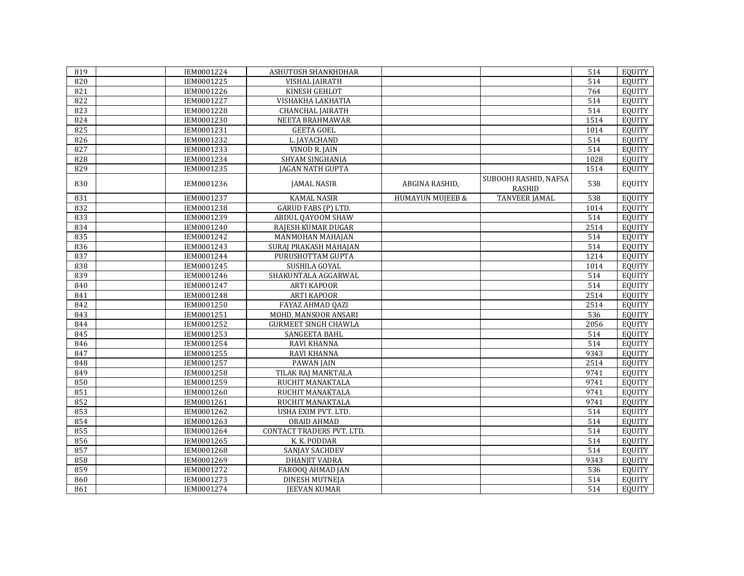| | | | | | | | |
|---|---|---|---|---|---|---|---|
| 819 | | IEM0001224 | ASHUTOSH SHANKHDHAR | | | 514 | EQUITY |
| 820 | | IEM0001225 | VISHAL JAIRATH | | | 514 | EQUITY |
| 821 | | IEM0001226 | KINESH GEHLOT | | | 764 | EQUITY |
| 822 | | IEM0001227 | VISHAKHA LAKHATIA | | | 514 | EQUITY |
| 823 | | IEM0001228 | CHANCHAL JAIRATH | | | 514 | EQUITY |
| 824 | | IEM0001230 | NEETA BRAHMAWAR | | | 1514 | EQUITY |
| 825 | | IEM0001231 | GEETA GOEL | | | 1014 | EQUITY |
| 826 | | IEM0001232 | L. JAYACHAND | | | 514 | EQUITY |
| 827 | | IEM0001233 | VINOD R. JAIN | | | 514 | EQUITY |
| 828 | | IEM0001234 | SHYAM SINGHANIA | | | 1028 | EQUITY |
| 829 | | IEM0001235 | JAGAN NATH GUPTA | | | 1514 | EQUITY |
| 830 | | IEM0001236 | JAMAL NASIR | ABGINA RASHID, | SUBOOHI RASHID, NAFSA RASHID | 538 | EQUITY |
| 831 | | IEM0001237 | KAMAL NASIR | HUMAYUN MUJEEB & | TANVEER JAMAL | 538 | EQUITY |
| 832 | | IEM0001238 | GARUD FABS (P) LTD. | | | 1014 | EQUITY |
| 833 | | IEM0001239 | ABDUL QAYOOM SHAW | | | 514 | EQUITY |
| 834 | | IEM0001240 | RAJESH KUMAR DUGAR | | | 2514 | EQUITY |
| 835 | | IEM0001242 | MANMOHAN MAHAJAN | | | 514 | EQUITY |
| 836 | | IEM0001243 | SURAJ PRAKASH MAHAJAN | | | 514 | EQUITY |
| 837 | | IEM0001244 | PURUSHOTTAM GUPTA | | | 1214 | EQUITY |
| 838 | | IEM0001245 | SUSHILA GOYAL | | | 1014 | EQUITY |
| 839 | | IEM0001246 | SHAKUNTALA AGGARWAL | | | 514 | EQUITY |
| 840 | | IEM0001247 | ARTI KAPOOR | | | 514 | EQUITY |
| 841 | | IEM0001248 | ARTI KAPOOR | | | 2514 | EQUITY |
| 842 | | IEM0001250 | FAYAZ AHMAD QAZI | | | 2514 | EQUITY |
| 843 | | IEM0001251 | MOHD. MANSOOR ANSARI | | | 536 | EQUITY |
| 844 | | IEM0001252 | GURMEET SINGH CHAWLA | | | 2056 | EQUITY |
| 845 | | IEM0001253 | SANGEETA BAHL | | | 514 | EQUITY |
| 846 | | IEM0001254 | RAVI KHANNA | | | 514 | EQUITY |
| 847 | | IEM0001255 | RAVI KHANNA | | | 9343 | EQUITY |
| 848 | | IEM0001257 | PAWAN JAIN | | | 2514 | EQUITY |
| 849 | | IEM0001258 | TILAK RAJ MANKTALA | | | 9741 | EQUITY |
| 850 | | IEM0001259 | RUCHIT MANAKTALA | | | 9741 | EQUITY |
| 851 | | IEM0001260 | RUCHIT MANAKTALA | | | 9741 | EQUITY |
| 852 | | IEM0001261 | RUCHIT MANAKTALA | | | 9741 | EQUITY |
| 853 | | IEM0001262 | USHA EXIM PVT. LTD. | | | 514 | EQUITY |
| 854 | | IEM0001263 | OBAID AHMAD | | | 514 | EQUITY |
| 855 | | IEM0001264 | CONTACT TRADERS PVT. LTD. | | | 514 | EQUITY |
| 856 | | IEM0001265 | K. K. PODDAR | | | 514 | EQUITY |
| 857 | | IEM0001268 | SANJAY SACHDEV | | | 514 | EQUITY |
| 858 | | IEM0001269 | DHANJIT VADRA | | | 9343 | EQUITY |
| 859 | | IEM0001272 | FAROOQ AHMAD JAN | | | 536 | EQUITY |
| 860 | | IEM0001273 | DINESH MUTNEJA | | | 514 | EQUITY |
| 861 | | IEM0001274 | JEEVAN KUMAR | | | 514 | EQUITY |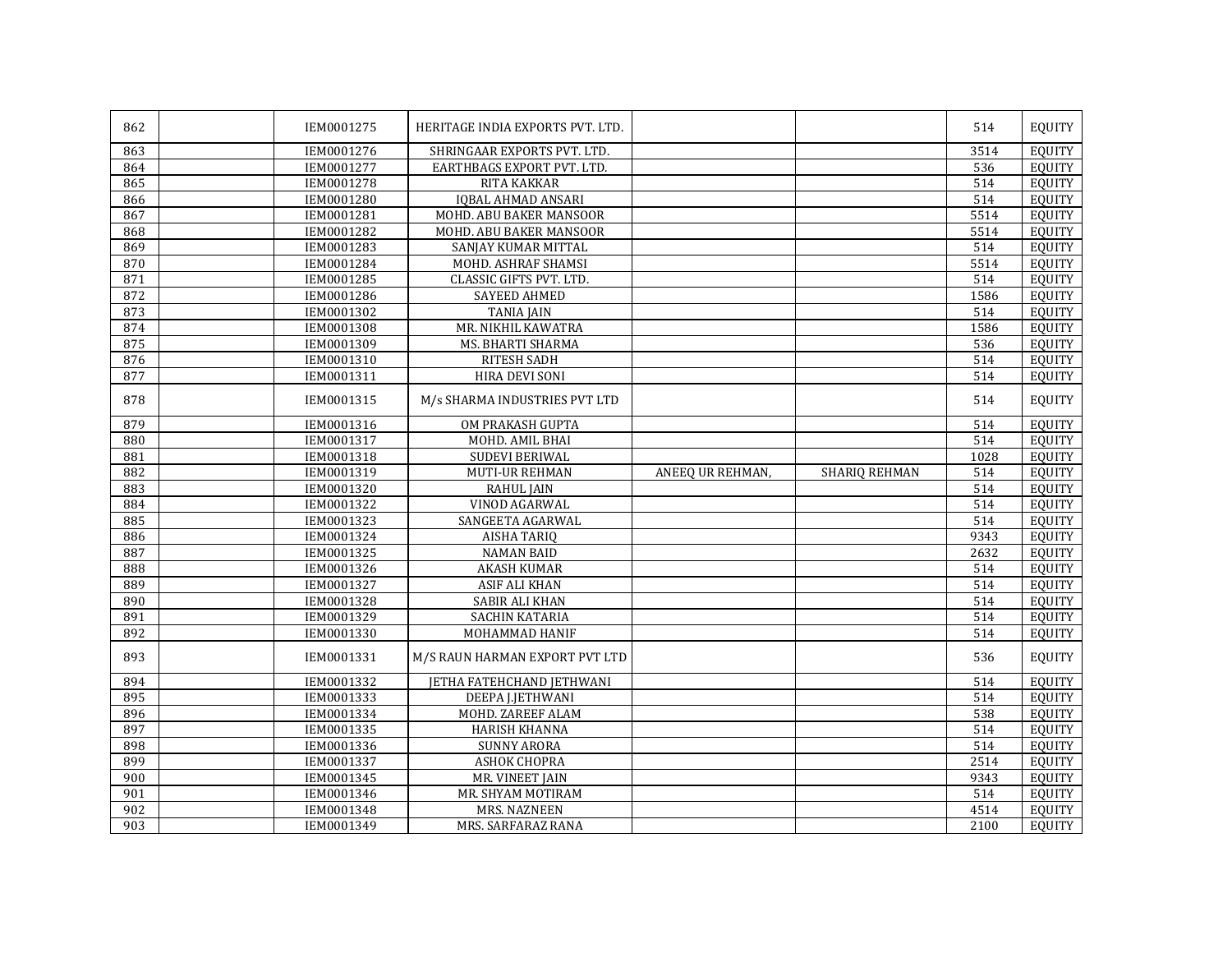| 862 | | IEM0001275 | HERITAGE INDIA EXPORTS PVT. LTD. | | | 514 | EQUITY |
|---|---|---|---|---|---|---|---|
| 863 | | IEM0001276 | SHRINGAAR EXPORTS PVT. LTD. | | | 3514 | EQUITY |
| 864 | | IEM0001277 | EARTHBAGS EXPORT PVT. LTD. | | | 536 | EQUITY |
| 865 | | IEM0001278 | RITA KAKKAR | | | 514 | EQUITY |
| 866 | | IEM0001280 | IQBAL AHMAD ANSARI | | | 514 | EQUITY |
| 867 | | IEM0001281 | MOHD. ABU BAKER MANSOOR | | | 5514 | EQUITY |
| 868 | | IEM0001282 | MOHD. ABU BAKER MANSOOR | | | 5514 | EQUITY |
| 869 | | IEM0001283 | SANJAY KUMAR MITTAL | | | 514 | EQUITY |
| 870 | | IEM0001284 | MOHD. ASHRAF SHAMSI | | | 5514 | EQUITY |
| 871 | | IEM0001285 | CLASSIC GIFTS PVT. LTD. | | | 514 | EQUITY |
| 872 | | IEM0001286 | SAYEED AHMED | | | 1586 | EQUITY |
| 873 | | IEM0001302 | TANIA JAIN | | | 514 | EQUITY |
| 874 | | IEM0001308 | MR. NIKHIL KAWATRA | | | 1586 | EQUITY |
| 875 | | IEM0001309 | MS. BHARTI SHARMA | | | 536 | EQUITY |
| 876 | | IEM0001310 | RITESH SADH | | | 514 | EQUITY |
| 877 | | IEM0001311 | HIRA DEVI SONI | | | 514 | EQUITY |
| 878 | | IEM0001315 | M/s SHARMA INDUSTRIES PVT LTD | | | 514 | EQUITY |
| 879 | | IEM0001316 | OM PRAKASH GUPTA | | | 514 | EQUITY |
| 880 | | IEM0001317 | MOHD. AMIL BHAI | | | 514 | EQUITY |
| 881 | | IEM0001318 | SUDEVI BERIWAL | | | 1028 | EQUITY |
| 882 | | IEM0001319 | MUTI-UR REHMAN | ANEEQ UR REHMAN, | SHARIQ REHMAN | 514 | EQUITY |
| 883 | | IEM0001320 | RAHUL JAIN | | | 514 | EQUITY |
| 884 | | IEM0001322 | VINOD AGARWAL | | | 514 | EQUITY |
| 885 | | IEM0001323 | SANGEETA AGARWAL | | | 514 | EQUITY |
| 886 | | IEM0001324 | AISHA TARIQ | | | 9343 | EQUITY |
| 887 | | IEM0001325 | NAMAN BAID | | | 2632 | EQUITY |
| 888 | | IEM0001326 | AKASH KUMAR | | | 514 | EQUITY |
| 889 | | IEM0001327 | ASIF ALI KHAN | | | 514 | EQUITY |
| 890 | | IEM0001328 | SABIR ALI KHAN | | | 514 | EQUITY |
| 891 | | IEM0001329 | SACHIN KATARIA | | | 514 | EQUITY |
| 892 | | IEM0001330 | MOHAMMAD HANIF | | | 514 | EQUITY |
| 893 | | IEM0001331 | M/S RAUN HARMAN EXPORT PVT LTD | | | 536 | EQUITY |
| 894 | | IEM0001332 | JETHA FATEHCHAND JETHWANI | | | 514 | EQUITY |
| 895 | | IEM0001333 | DEEPA J.JETHWANI | | | 514 | EQUITY |
| 896 | | IEM0001334 | MOHD. ZAREEF ALAM | | | 538 | EQUITY |
| 897 | | IEM0001335 | HARISH KHANNA | | | 514 | EQUITY |
| 898 | | IEM0001336 | SUNNY ARORA | | | 514 | EQUITY |
| 899 | | IEM0001337 | ASHOK CHOPRA | | | 2514 | EQUITY |
| 900 | | IEM0001345 | MR. VINEET JAIN | | | 9343 | EQUITY |
| 901 | | IEM0001346 | MR. SHYAM MOTIRAM | | | 514 | EQUITY |
| 902 | | IEM0001348 | MRS. NAZNEEN | | | 4514 | EQUITY |
| 903 | | IEM0001349 | MRS. SARFARAZ RANA | | | 2100 | EQUITY |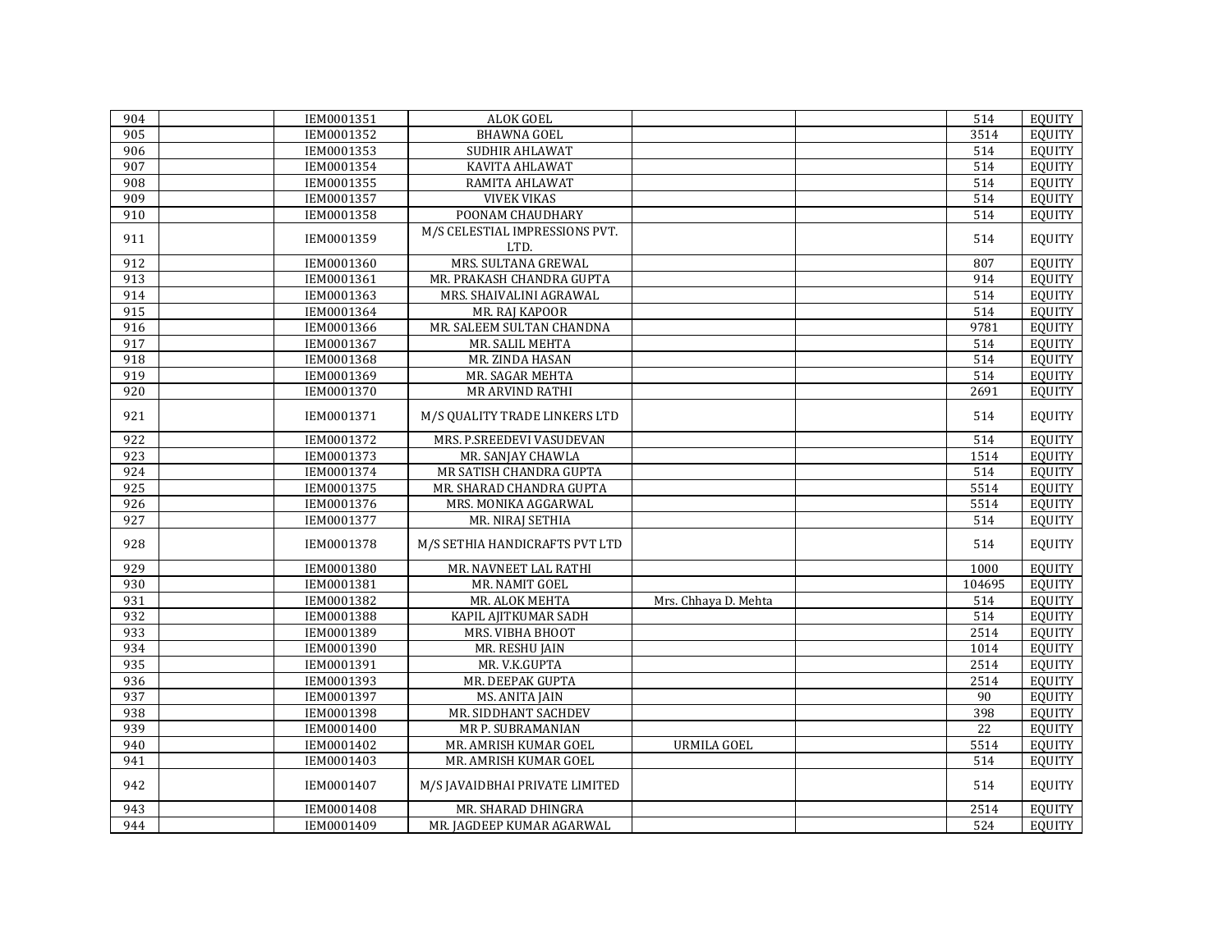| | | | | | | | |
|---|---|---|---|---|---|---|---|
| 904 | | IEM0001351 | ALOK GOEL | | | 514 | EQUITY |
| 905 | | IEM0001352 | BHAWNA GOEL | | | 3514 | EQUITY |
| 906 | | IEM0001353 | SUDHIR AHLAWAT | | | 514 | EQUITY |
| 907 | | IEM0001354 | KAVITA AHLAWAT | | | 514 | EQUITY |
| 908 | | IEM0001355 | RAMITA AHLAWAT | | | 514 | EQUITY |
| 909 | | IEM0001357 | VIVEK VIKAS | | | 514 | EQUITY |
| 910 | | IEM0001358 | POONAM CHAUDHARY | | | 514 | EQUITY |
| 911 | | IEM0001359 | M/S CELESTIAL IMPRESSIONS PVT. LTD. | | | 514 | EQUITY |
| 912 | | IEM0001360 | MRS. SULTANA GREWAL | | | 807 | EQUITY |
| 913 | | IEM0001361 | MR. PRAKASH CHANDRA GUPTA | | | 914 | EQUITY |
| 914 | | IEM0001363 | MRS. SHAIVALINI AGRAWAL | | | 514 | EQUITY |
| 915 | | IEM0001364 | MR. RAJ KAPOOR | | | 514 | EQUITY |
| 916 | | IEM0001366 | MR. SALEEM SULTAN CHANDNA | | | 9781 | EQUITY |
| 917 | | IEM0001367 | MR. SALIL MEHTA | | | 514 | EQUITY |
| 918 | | IEM0001368 | MR. ZINDA HASAN | | | 514 | EQUITY |
| 919 | | IEM0001369 | MR. SAGAR MEHTA | | | 514 | EQUITY |
| 920 | | IEM0001370 | MR ARVIND RATHI | | | 2691 | EQUITY |
| 921 | | IEM0001371 | M/S QUALITY TRADE LINKERS LTD | | | 514 | EQUITY |
| 922 | | IEM0001372 | MRS. P.SREEDEVI VASUDEVAN | | | 514 | EQUITY |
| 923 | | IEM0001373 | MR. SANJAY CHAWLA | | | 1514 | EQUITY |
| 924 | | IEM0001374 | MR SATISH CHANDRA GUPTA | | | 514 | EQUITY |
| 925 | | IEM0001375 | MR. SHARAD CHANDRA GUPTA | | | 5514 | EQUITY |
| 926 | | IEM0001376 | MRS. MONIKA AGGARWAL | | | 5514 | EQUITY |
| 927 | | IEM0001377 | MR. NIRAJ SETHIA | | | 514 | EQUITY |
| 928 | | IEM0001378 | M/S SETHIA HANDICRAFTS PVT LTD | | | 514 | EQUITY |
| 929 | | IEM0001380 | MR. NAVNEET LAL RATHI | | | 1000 | EQUITY |
| 930 | | IEM0001381 | MR. NAMIT GOEL | | | 104695 | EQUITY |
| 931 | | IEM0001382 | MR. ALOK MEHTA | Mrs. Chhaya D. Mehta | | 514 | EQUITY |
| 932 | | IEM0001388 | KAPIL AJITKUMAR SADH | | | 514 | EQUITY |
| 933 | | IEM0001389 | MRS. VIBHA BHOOT | | | 2514 | EQUITY |
| 934 | | IEM0001390 | MR. RESHU JAIN | | | 1014 | EQUITY |
| 935 | | IEM0001391 | MR. V.K.GUPTA | | | 2514 | EQUITY |
| 936 | | IEM0001393 | MR. DEEPAK GUPTA | | | 2514 | EQUITY |
| 937 | | IEM0001397 | MS. ANITA JAIN | | | 90 | EQUITY |
| 938 | | IEM0001398 | MR. SIDDHANT SACHDEV | | | 398 | EQUITY |
| 939 | | IEM0001400 | MR P. SUBRAMANIAN | | | 22 | EQUITY |
| 940 | | IEM0001402 | MR. AMRISH KUMAR GOEL | URMILA GOEL | | 5514 | EQUITY |
| 941 | | IEM0001403 | MR. AMRISH KUMAR GOEL | | | 514 | EQUITY |
| 942 | | IEM0001407 | M/S JAVAIDBHAI PRIVATE LIMITED | | | 514 | EQUITY |
| 943 | | IEM0001408 | MR. SHARAD DHINGRA | | | 2514 | EQUITY |
| 944 | | IEM0001409 | MR. JAGDEEP KUMAR AGARWAL | | | 524 | EQUITY |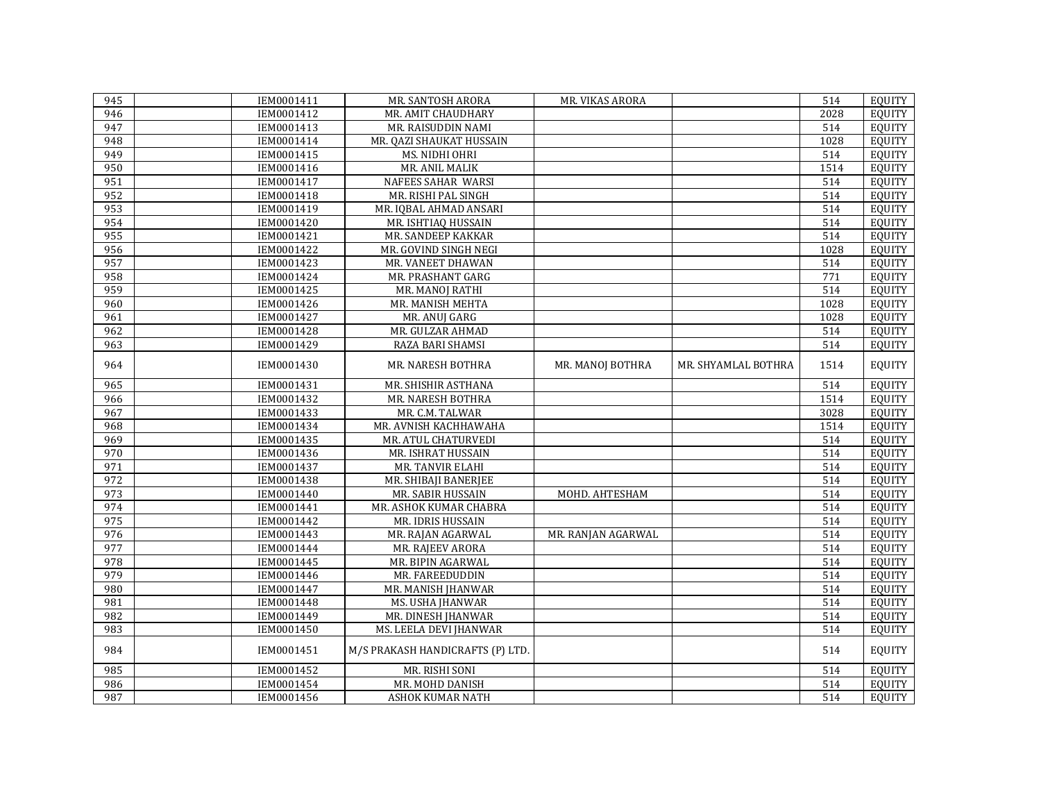| | | | | | | | |
|---|---|---|---|---|---|---|---|
| 945 | | IEM0001411 | MR. SANTOSH ARORA | MR. VIKAS ARORA | | 514 | EQUITY |
| 946 | | IEM0001412 | MR. AMIT CHAUDHARY | | | 2028 | EQUITY |
| 947 | | IEM0001413 | MR. RAISUDDIN NAMI | | | 514 | EQUITY |
| 948 | | IEM0001414 | MR. QAZI SHAUKAT HUSSAIN | | | 1028 | EQUITY |
| 949 | | IEM0001415 | MS. NIDHI OHRI | | | 514 | EQUITY |
| 950 | | IEM0001416 | MR. ANIL MALIK | | | 1514 | EQUITY |
| 951 | | IEM0001417 | NAFEES SAHAR WARSI | | | 514 | EQUITY |
| 952 | | IEM0001418 | MR. RISHI PAL SINGH | | | 514 | EQUITY |
| 953 | | IEM0001419 | MR. IQBAL AHMAD ANSARI | | | 514 | EQUITY |
| 954 | | IEM0001420 | MR. ISHTIAQ HUSSAIN | | | 514 | EQUITY |
| 955 | | IEM0001421 | MR. SANDEEP KAKKAR | | | 514 | EQUITY |
| 956 | | IEM0001422 | MR. GOVIND SINGH NEGI | | | 1028 | EQUITY |
| 957 | | IEM0001423 | MR. VANEET DHAWAN | | | 514 | EQUITY |
| 958 | | IEM0001424 | MR. PRASHANT GARG | | | 771 | EQUITY |
| 959 | | IEM0001425 | MR. MANOJ RATHI | | | 514 | EQUITY |
| 960 | | IEM0001426 | MR. MANISH MEHTA | | | 1028 | EQUITY |
| 961 | | IEM0001427 | MR. ANUJ GARG | | | 1028 | EQUITY |
| 962 | | IEM0001428 | MR. GULZAR AHMAD | | | 514 | EQUITY |
| 963 | | IEM0001429 | RAZA BARI SHAMSI | | | 514 | EQUITY |
| 964 | | IEM0001430 | MR. NARESH BOTHRA | MR. MANOJ BOTHRA | MR. SHYAMLAL BOTHRA | 1514 | EQUITY |
| 965 | | IEM0001431 | MR. SHISHIR ASTHANA | | | 514 | EQUITY |
| 966 | | IEM0001432 | MR. NARESH BOTHRA | | | 1514 | EQUITY |
| 967 | | IEM0001433 | MR. C.M. TALWAR | | | 3028 | EQUITY |
| 968 | | IEM0001434 | MR. AVNISH KACHHAWAHA | | | 1514 | EQUITY |
| 969 | | IEM0001435 | MR. ATUL CHATURVEDI | | | 514 | EQUITY |
| 970 | | IEM0001436 | MR. ISHRAT HUSSAIN | | | 514 | EQUITY |
| 971 | | IEM0001437 | MR. TANVIR ELAHI | | | 514 | EQUITY |
| 972 | | IEM0001438 | MR. SHIBAJI BANERJEE | | | 514 | EQUITY |
| 973 | | IEM0001440 | MR. SABIR HUSSAIN | MOHD. AHTESHAM | | 514 | EQUITY |
| 974 | | IEM0001441 | MR. ASHOK KUMAR CHABRA | | | 514 | EQUITY |
| 975 | | IEM0001442 | MR. IDRIS HUSSAIN | | | 514 | EQUITY |
| 976 | | IEM0001443 | MR. RAJAN AGARWAL | MR. RANJAN AGARWAL | | 514 | EQUITY |
| 977 | | IEM0001444 | MR. RAJEEV ARORA | | | 514 | EQUITY |
| 978 | | IEM0001445 | MR. BIPIN AGARWAL | | | 514 | EQUITY |
| 979 | | IEM0001446 | MR. FAREEDUDDIN | | | 514 | EQUITY |
| 980 | | IEM0001447 | MR. MANISH JHANWAR | | | 514 | EQUITY |
| 981 | | IEM0001448 | MS. USHA JHANWAR | | | 514 | EQUITY |
| 982 | | IEM0001449 | MR. DINESH JHANWAR | | | 514 | EQUITY |
| 983 | | IEM0001450 | MS. LEELA DEVI JHANWAR | | | 514 | EQUITY |
| 984 | | IEM0001451 | M/S PRAKASH HANDICRAFTS (P) LTD. | | | 514 | EQUITY |
| 985 | | IEM0001452 | MR. RISHI SONI | | | 514 | EQUITY |
| 986 | | IEM0001454 | MR. MOHD DANISH | | | 514 | EQUITY |
| 987 | | IEM0001456 | ASHOK KUMAR NATH | | | 514 | EQUITY |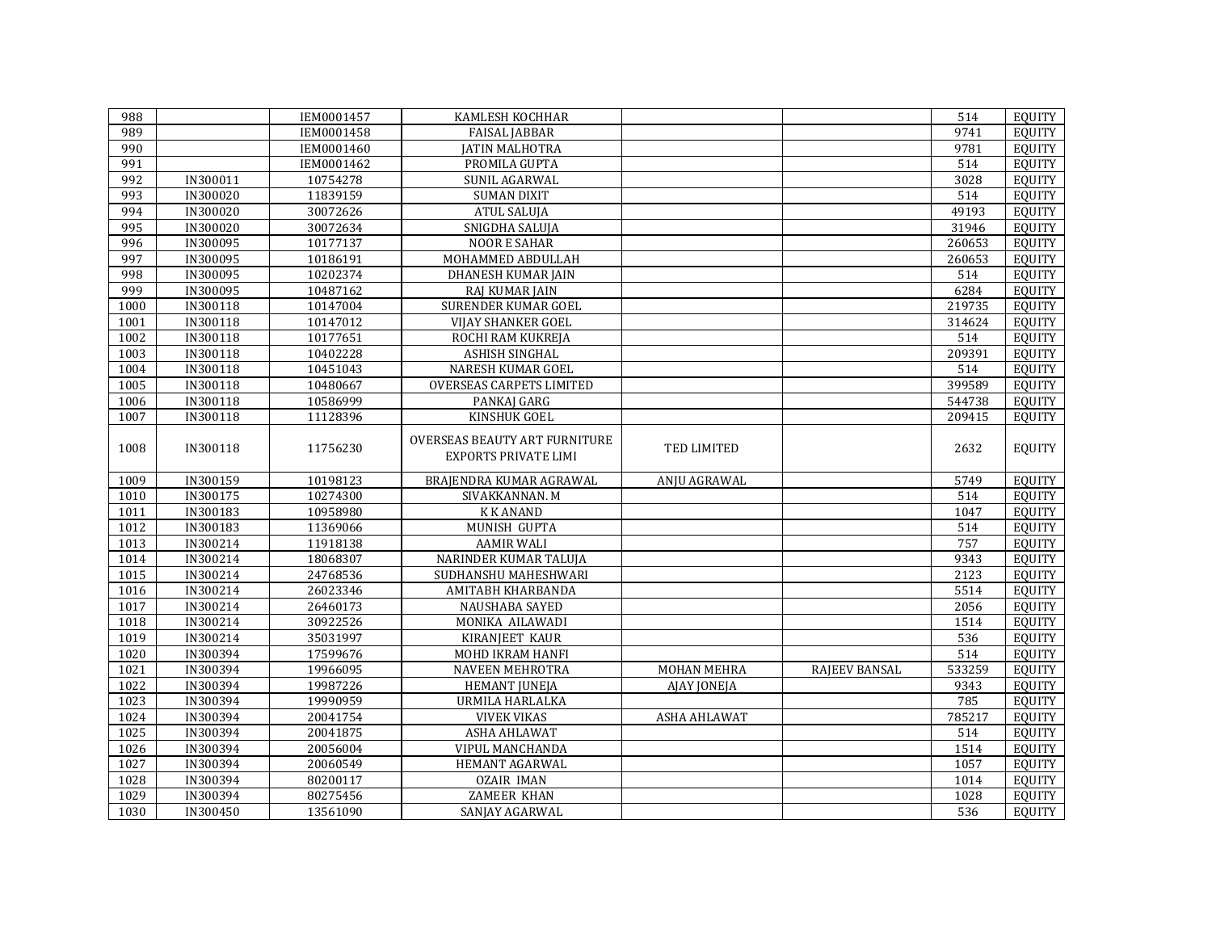| | | | | | | | |
|---|---|---|---|---|---|---|---|
| 988 | | IEM0001457 | KAMLESH KOCHHAR | | | 514 | EQUITY |
| 989 | | IEM0001458 | FAISAL JABBAR | | | 9741 | EQUITY |
| 990 | | IEM0001460 | JATIN MALHOTRA | | | 9781 | EQUITY |
| 991 | | IEM0001462 | PROMILA GUPTA | | | 514 | EQUITY |
| 992 | IN300011 | 10754278 | SUNIL AGARWAL | | | 3028 | EQUITY |
| 993 | IN300020 | 11839159 | SUMAN DIXIT | | | 514 | EQUITY |
| 994 | IN300020 | 30072626 | ATUL SALUJA | | | 49193 | EQUITY |
| 995 | IN300020 | 30072634 | SNIGDHA SALUJA | | | 31946 | EQUITY |
| 996 | IN300095 | 10177137 | NOOR E SAHAR | | | 260653 | EQUITY |
| 997 | IN300095 | 10186191 | MOHAMMED ABDULLAH | | | 260653 | EQUITY |
| 998 | IN300095 | 10202374 | DHANESH KUMAR JAIN | | | 514 | EQUITY |
| 999 | IN300095 | 10487162 | RAJ KUMAR JAIN | | | 6284 | EQUITY |
| 1000 | IN300118 | 10147004 | SURENDER KUMAR GOEL | | | 219735 | EQUITY |
| 1001 | IN300118 | 10147012 | VIJAY SHANKER GOEL | | | 314624 | EQUITY |
| 1002 | IN300118 | 10177651 | ROCHI RAM KUKREJA | | | 514 | EQUITY |
| 1003 | IN300118 | 10402228 | ASHISH SINGHAL | | | 209391 | EQUITY |
| 1004 | IN300118 | 10451043 | NARESH KUMAR GOEL | | | 514 | EQUITY |
| 1005 | IN300118 | 10480667 | OVERSEAS CARPETS LIMITED | | | 399589 | EQUITY |
| 1006 | IN300118 | 10586999 | PANKAJ GARG | | | 544738 | EQUITY |
| 1007 | IN300118 | 11128396 | KINSHUK GOEL | | | 209415 | EQUITY |
| 1008 | IN300118 | 11756230 | OVERSEAS BEAUTY ART FURNITURE EXPORTS PRIVATE LIMI | TED LIMITED | | 2632 | EQUITY |
| 1009 | IN300159 | 10198123 | BRAJENDRA KUMAR AGRAWAL | ANJU AGRAWAL | | 5749 | EQUITY |
| 1010 | IN300175 | 10274300 | SIVAKKANNAN. M | | | 514 | EQUITY |
| 1011 | IN300183 | 10958980 | K K ANAND | | | 1047 | EQUITY |
| 1012 | IN300183 | 11369066 | MUNISH GUPTA | | | 514 | EQUITY |
| 1013 | IN300214 | 11918138 | AAMIR WALI | | | 757 | EQUITY |
| 1014 | IN300214 | 18068307 | NARINDER KUMAR TALUJA | | | 9343 | EQUITY |
| 1015 | IN300214 | 24768536 | SUDHANSHU MAHESHWARI | | | 2123 | EQUITY |
| 1016 | IN300214 | 26023346 | AMITABH KHARBANDA | | | 5514 | EQUITY |
| 1017 | IN300214 | 26460173 | NAUSHABA SAYED | | | 2056 | EQUITY |
| 1018 | IN300214 | 30922526 | MONIKA AILAWADI | | | 1514 | EQUITY |
| 1019 | IN300214 | 35031997 | KIRANJEET KAUR | | | 536 | EQUITY |
| 1020 | IN300394 | 17599676 | MOHD IKRAM HANFI | | | 514 | EQUITY |
| 1021 | IN300394 | 19966095 | NAVEEN MEHROTRA | MOHAN MEHRA | RAJEEV BANSAL | 533259 | EQUITY |
| 1022 | IN300394 | 19987226 | HEMANT JUNEJA | AJAY JONEJA | | 9343 | EQUITY |
| 1023 | IN300394 | 19990959 | URMILA HARLALKA | | | 785 | EQUITY |
| 1024 | IN300394 | 20041754 | VIVEK VIKAS | ASHA AHLAWAT | | 785217 | EQUITY |
| 1025 | IN300394 | 20041875 | ASHA AHLAWAT | | | 514 | EQUITY |
| 1026 | IN300394 | 20056004 | VIPUL MANCHANDA | | | 1514 | EQUITY |
| 1027 | IN300394 | 20060549 | HEMANT AGARWAL | | | 1057 | EQUITY |
| 1028 | IN300394 | 80200117 | OZAIR IMAN | | | 1014 | EQUITY |
| 1029 | IN300394 | 80275456 | ZAMEER KHAN | | | 1028 | EQUITY |
| 1030 | IN300450 | 13561090 | SANJAY AGARWAL | | | 536 | EQUITY |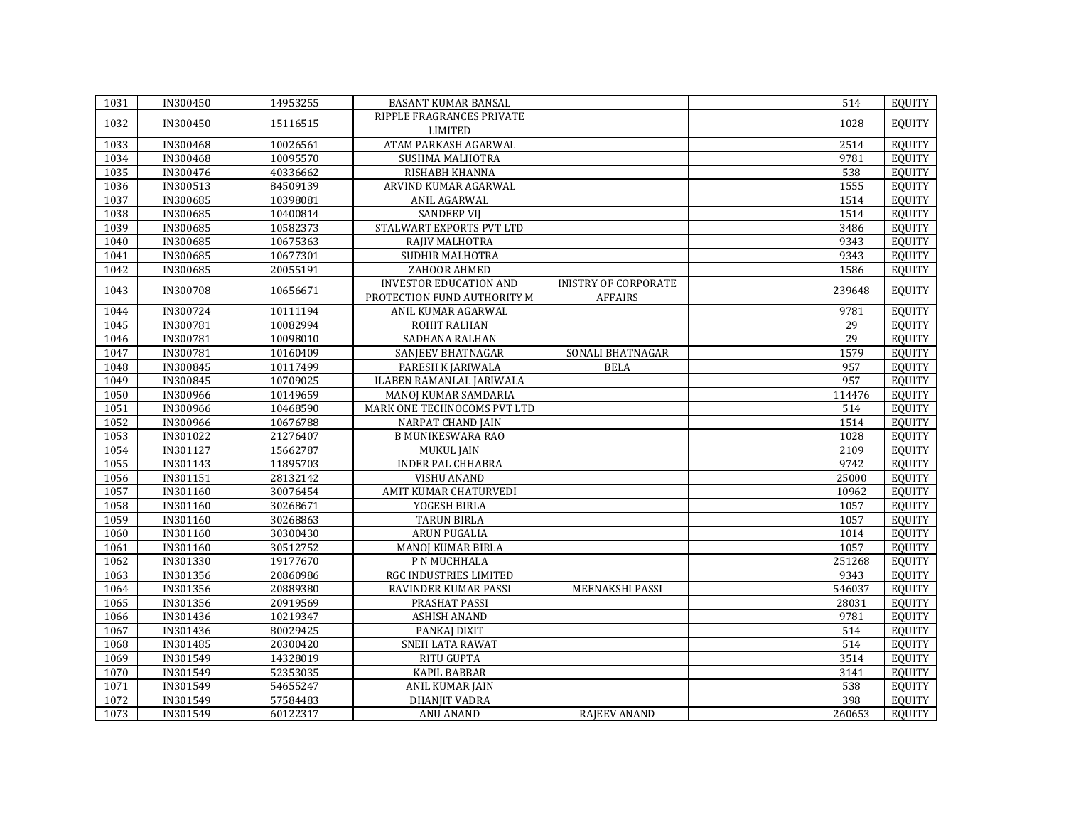| | | | | | | | |
|---|---|---|---|---|---|---|---|
| 1031 | IN300450 | 14953255 | BASANT KUMAR BANSAL | | | 514 | EQUITY |
| 1032 | IN300450 | 15116515 | RIPPLE FRAGRANCES PRIVATE LIMITED | | | 1028 | EQUITY |
| 1033 | IN300468 | 10026561 | ATAM PARKASH AGARWAL | | | 2514 | EQUITY |
| 1034 | IN300468 | 10095570 | SUSHMA MALHOTRA | | | 9781 | EQUITY |
| 1035 | IN300476 | 40336662 | RISHABH KHANNA | | | 538 | EQUITY |
| 1036 | IN300513 | 84509139 | ARVIND KUMAR AGARWAL | | | 1555 | EQUITY |
| 1037 | IN300685 | 10398081 | ANIL AGARWAL | | | 1514 | EQUITY |
| 1038 | IN300685 | 10400814 | SANDEEP VIJ | | | 1514 | EQUITY |
| 1039 | IN300685 | 10582373 | STALWART EXPORTS PVT LTD | | | 3486 | EQUITY |
| 1040 | IN300685 | 10675363 | RAJIV MALHOTRA | | | 9343 | EQUITY |
| 1041 | IN300685 | 10677301 | SUDHIR MALHOTRA | | | 9343 | EQUITY |
| 1042 | IN300685 | 20055191 | ZAHOOR AHMED | | | 1586 | EQUITY |
| 1043 | IN300708 | 10656671 | INVESTOR EDUCATION AND PROTECTION FUND AUTHORITY M | INISTRY OF CORPORATE AFFAIRS | | 239648 | EQUITY |
| 1044 | IN300724 | 10111194 | ANIL KUMAR AGARWAL | | | 9781 | EQUITY |
| 1045 | IN300781 | 10082994 | ROHIT RALHAN | | | 29 | EQUITY |
| 1046 | IN300781 | 10098010 | SADHANA RALHAN | | | 29 | EQUITY |
| 1047 | IN300781 | 10160409 | SANJEEV BHATNAGAR | SONALI BHATNAGAR | | 1579 | EQUITY |
| 1048 | IN300845 | 10117499 | PARESH K JARIWALA | BELA | | 957 | EQUITY |
| 1049 | IN300845 | 10709025 | ILABEN RAMANLAL JARIWALA | | | 957 | EQUITY |
| 1050 | IN300966 | 10149659 | MANOJ KUMAR SAMDARIA | | | 114476 | EQUITY |
| 1051 | IN300966 | 10468590 | MARK ONE TECHNOCOMS PVT LTD | | | 514 | EQUITY |
| 1052 | IN300966 | 10676788 | NARPAT CHAND JAIN | | | 1514 | EQUITY |
| 1053 | IN301022 | 21276407 | B MUNIKESWARA RAO | | | 1028 | EQUITY |
| 1054 | IN301127 | 15662787 | MUKUL JAIN | | | 2109 | EQUITY |
| 1055 | IN301143 | 11895703 | INDER PAL CHHABRA | | | 9742 | EQUITY |
| 1056 | IN301151 | 28132142 | VISHU ANAND | | | 25000 | EQUITY |
| 1057 | IN301160 | 30076454 | AMIT KUMAR CHATURVEDI | | | 10962 | EQUITY |
| 1058 | IN301160 | 30268671 | YOGESH BIRLA | | | 1057 | EQUITY |
| 1059 | IN301160 | 30268863 | TARUN BIRLA | | | 1057 | EQUITY |
| 1060 | IN301160 | 30300430 | ARUN PUGALIA | | | 1014 | EQUITY |
| 1061 | IN301160 | 30512752 | MANOJ KUMAR BIRLA | | | 1057 | EQUITY |
| 1062 | IN301330 | 19177670 | P N MUCHHALA | | | 251268 | EQUITY |
| 1063 | IN301356 | 20860986 | RGC INDUSTRIES LIMITED | | | 9343 | EQUITY |
| 1064 | IN301356 | 20889380 | RAVINDER KUMAR PASSI | MEENAKSHI PASSI | | 546037 | EQUITY |
| 1065 | IN301356 | 20919569 | PRASHAT PASSI | | | 28031 | EQUITY |
| 1066 | IN301436 | 10219347 | ASHISH ANAND | | | 9781 | EQUITY |
| 1067 | IN301436 | 80029425 | PANKAJ DIXIT | | | 514 | EQUITY |
| 1068 | IN301485 | 20300420 | SNEH LATA RAWAT | | | 514 | EQUITY |
| 1069 | IN301549 | 14328019 | RITU GUPTA | | | 3514 | EQUITY |
| 1070 | IN301549 | 52353035 | KAPIL BABBAR | | | 3141 | EQUITY |
| 1071 | IN301549 | 54655247 | ANIL KUMAR JAIN | | | 538 | EQUITY |
| 1072 | IN301549 | 57584483 | DHANJIT VADRA | | | 398 | EQUITY |
| 1073 | IN301549 | 60122317 | ANU ANAND | RAJEEV ANAND | | 260653 | EQUITY |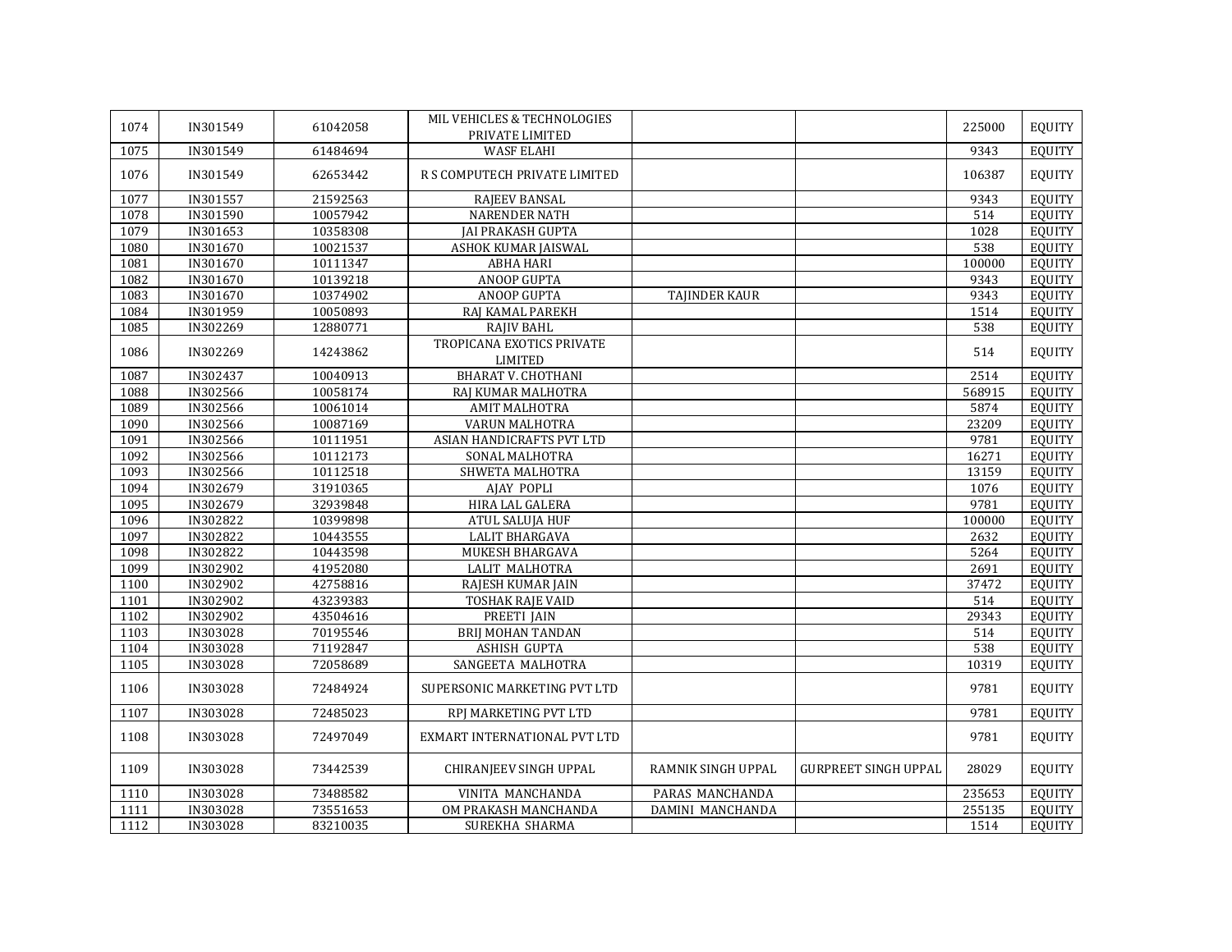| 1074 | IN301549 | 61042058 | MIL VEHICLES & TECHNOLOGIES PRIVATE LIMITED | | | 225000 | EQUITY |
|---|---|---|---|---|---|---|---|
| 1075 | IN301549 | 61484694 | WASF ELAHI | | | 9343 | EQUITY |
| 1076 | IN301549 | 62653442 | R S COMPUTECH PRIVATE LIMITED | | | 106387 | EQUITY |
| 1077 | IN301557 | 21592563 | RAJEEV BANSAL | | | 9343 | EQUITY |
| 1078 | IN301590 | 10057942 | NARENDER NATH | | | 514 | EQUITY |
| 1079 | IN301653 | 10358308 | JAI PRAKASH GUPTA | | | 1028 | EQUITY |
| 1080 | IN301670 | 10021537 | ASHOK KUMAR JAISWAL | | | 538 | EQUITY |
| 1081 | IN301670 | 10111347 | ABHA HARI | | | 100000 | EQUITY |
| 1082 | IN301670 | 10139218 | ANOOP GUPTA | | | 9343 | EQUITY |
| 1083 | IN301670 | 10374902 | ANOOP GUPTA | TAJINDER KAUR | | 9343 | EQUITY |
| 1084 | IN301959 | 10050893 | RAJ KAMAL PAREKH | | | 1514 | EQUITY |
| 1085 | IN302269 | 12880771 | RAJIV BAHL | | | 538 | EQUITY |
| 1086 | IN302269 | 14243862 | TROPICANA EXOTICS PRIVATE LIMITED | | | 514 | EQUITY |
| 1087 | IN302437 | 10040913 | BHARAT V. CHOTHANI | | | 2514 | EQUITY |
| 1088 | IN302566 | 10058174 | RAJ KUMAR MALHOTRA | | | 568915 | EQUITY |
| 1089 | IN302566 | 10061014 | AMIT MALHOTRA | | | 5874 | EQUITY |
| 1090 | IN302566 | 10087169 | VARUN MALHOTRA | | | 23209 | EQUITY |
| 1091 | IN302566 | 10111951 | ASIAN HANDICRAFTS PVT LTD | | | 9781 | EQUITY |
| 1092 | IN302566 | 10112173 | SONAL MALHOTRA | | | 16271 | EQUITY |
| 1093 | IN302566 | 10112518 | SHWETA MALHOTRA | | | 13159 | EQUITY |
| 1094 | IN302679 | 31910365 | AJAY POPLI | | | 1076 | EQUITY |
| 1095 | IN302679 | 32939848 | HIRA LAL GALERA | | | 9781 | EQUITY |
| 1096 | IN302822 | 10399898 | ATUL SALUJA HUF | | | 100000 | EQUITY |
| 1097 | IN302822 | 10443555 | LALIT BHARGAVA | | | 2632 | EQUITY |
| 1098 | IN302822 | 10443598 | MUKESH BHARGAVA | | | 5264 | EQUITY |
| 1099 | IN302902 | 41952080 | LALIT MALHOTRA | | | 2691 | EQUITY |
| 1100 | IN302902 | 42758816 | RAJESH KUMAR JAIN | | | 37472 | EQUITY |
| 1101 | IN302902 | 43239383 | TOSHAK RAJE VAID | | | 514 | EQUITY |
| 1102 | IN302902 | 43504616 | PREETI JAIN | | | 29343 | EQUITY |
| 1103 | IN303028 | 70195546 | BRIJ MOHAN TANDAN | | | 514 | EQUITY |
| 1104 | IN303028 | 71192847 | ASHISH GUPTA | | | 538 | EQUITY |
| 1105 | IN303028 | 72058689 | SANGEETA MALHOTRA | | | 10319 | EQUITY |
| 1106 | IN303028 | 72484924 | SUPERSONIC MARKETING PVT LTD | | | 9781 | EQUITY |
| 1107 | IN303028 | 72485023 | RPJ MARKETING PVT LTD | | | 9781 | EQUITY |
| 1108 | IN303028 | 72497049 | EXMART INTERNATIONAL PVT LTD | | | 9781 | EQUITY |
| 1109 | IN303028 | 73442539 | CHIRANJEEV SINGH UPPAL | RAMNIK SINGH UPPAL | GURPREET SINGH UPPAL | 28029 | EQUITY |
| 1110 | IN303028 | 73488582 | VINITA MANCHANDA | PARAS MANCHANDA | | 235653 | EQUITY |
| 1111 | IN303028 | 73551653 | OM PRAKASH MANCHANDA | DAMINI MANCHANDA | | 255135 | EQUITY |
| 1112 | IN303028 | 83210035 | SUREKHA SHARMA | | | 1514 | EQUITY |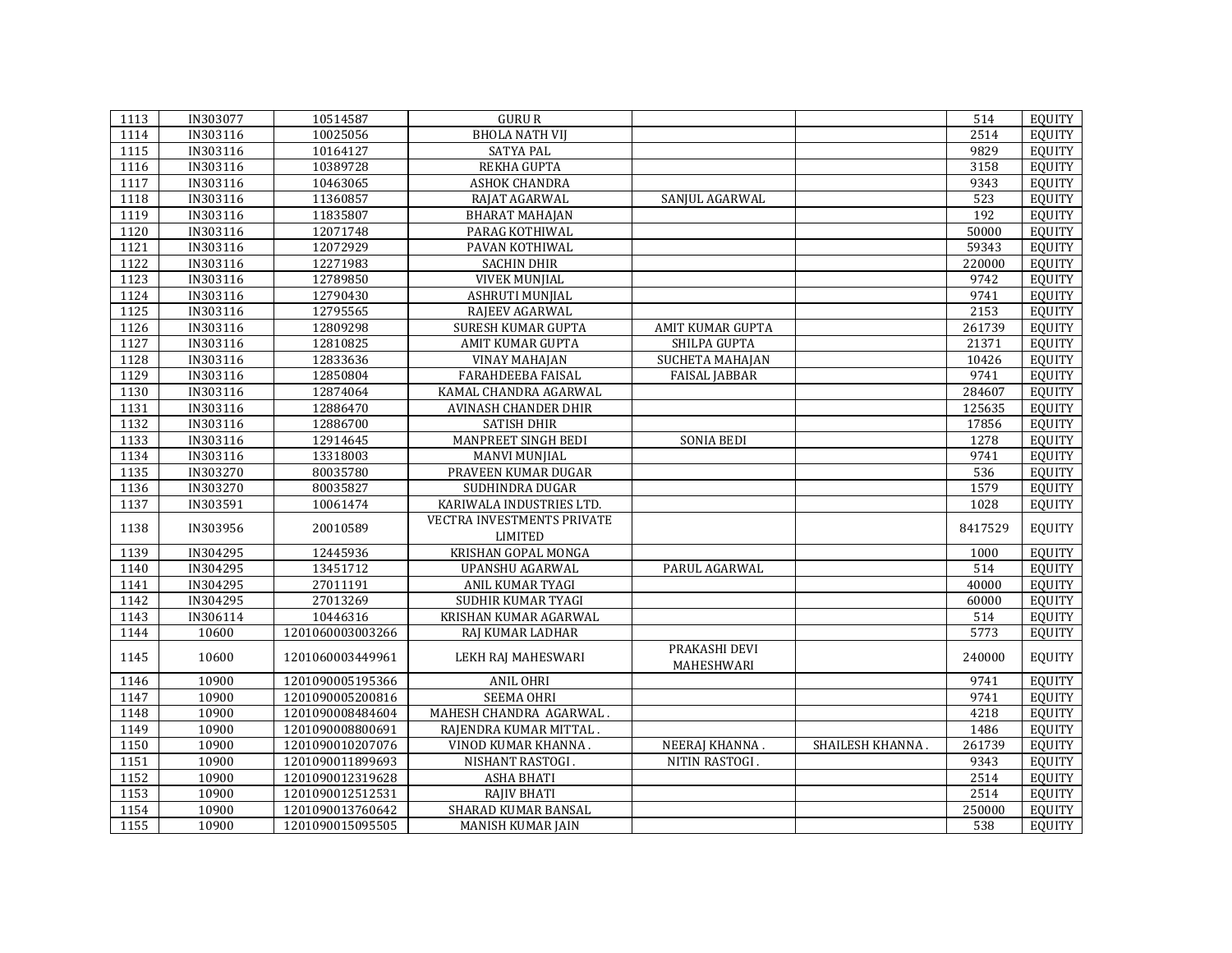| 1113 | IN303077 | 10514587 | GURU R | | | 514 | EQUITY |
|---|---|---|---|---|---|---|---|
| 1114 | IN303116 | 10025056 | BHOLA NATH VIJ | | | 2514 | EQUITY |
| 1115 | IN303116 | 10164127 | SATYA PAL | | | 9829 | EQUITY |
| 1116 | IN303116 | 10389728 | REKHA GUPTA | | | 3158 | EQUITY |
| 1117 | IN303116 | 10463065 | ASHOK CHANDRA | | | 9343 | EQUITY |
| 1118 | IN303116 | 11360857 | RAJAT AGARWAL | SANJUL AGARWAL | | 523 | EQUITY |
| 1119 | IN303116 | 11835807 | BHARAT MAHAJAN | | | 192 | EQUITY |
| 1120 | IN303116 | 12071748 | PARAG KOTHIWAL | | | 50000 | EQUITY |
| 1121 | IN303116 | 12072929 | PAVAN KOTHIWAL | | | 59343 | EQUITY |
| 1122 | IN303116 | 12271983 | SACHIN DHIR | | | 220000 | EQUITY |
| 1123 | IN303116 | 12789850 | VIVEK MUNJIAL | | | 9742 | EQUITY |
| 1124 | IN303116 | 12790430 | ASHRUTI MUNJIAL | | | 9741 | EQUITY |
| 1125 | IN303116 | 12795565 | RAJEEV AGARWAL | | | 2153 | EQUITY |
| 1126 | IN303116 | 12809298 | SURESH KUMAR GUPTA | AMIT KUMAR GUPTA | | 261739 | EQUITY |
| 1127 | IN303116 | 12810825 | AMIT KUMAR GUPTA | SHILPA GUPTA | | 21371 | EQUITY |
| 1128 | IN303116 | 12833636 | VINAY MAHAJAN | SUCHETA MAHAJAN | | 10426 | EQUITY |
| 1129 | IN303116 | 12850804 | FARAHDEEBA FAISAL | FAISAL JABBAR | | 9741 | EQUITY |
| 1130 | IN303116 | 12874064 | KAMAL CHANDRA AGARWAL | | | 284607 | EQUITY |
| 1131 | IN303116 | 12886470 | AVINASH CHANDER DHIR | | | 125635 | EQUITY |
| 1132 | IN303116 | 12886700 | SATISH DHIR | | | 17856 | EQUITY |
| 1133 | IN303116 | 12914645 | MANPREET SINGH BEDI | SONIA BEDI | | 1278 | EQUITY |
| 1134 | IN303116 | 13318003 | MANVI MUNJIAL | | | 9741 | EQUITY |
| 1135 | IN303270 | 80035780 | PRAVEEN KUMAR DUGAR | | | 536 | EQUITY |
| 1136 | IN303270 | 80035827 | SUDHINDRA DUGAR | | | 1579 | EQUITY |
| 1137 | IN303591 | 10061474 | KARIWALA INDUSTRIES LTD. | | | 1028 | EQUITY |
| 1138 | IN303956 | 20010589 | VECTRA INVESTMENTS PRIVATE LIMITED | | | 8417529 | EQUITY |
| 1139 | IN304295 | 12445936 | KRISHAN GOPAL MONGA | | | 1000 | EQUITY |
| 1140 | IN304295 | 13451712 | UPANSHU AGARWAL | PARUL AGARWAL | | 514 | EQUITY |
| 1141 | IN304295 | 27011191 | ANIL KUMAR TYAGI | | | 40000 | EQUITY |
| 1142 | IN304295 | 27013269 | SUDHIR KUMAR TYAGI | | | 60000 | EQUITY |
| 1143 | IN306114 | 10446316 | KRISHAN KUMAR AGARWAL | | | 514 | EQUITY |
| 1144 | 10600 | 1201060003003266 | RAJ KUMAR LADHAR | | | 5773 | EQUITY |
| 1145 | 10600 | 1201060003449961 | LEKH RAJ MAHESWARI | PRAKASHI DEVI MAHESHWARI | | 240000 | EQUITY |
| 1146 | 10900 | 1201090005195366 | ANIL OHRI | | | 9741 | EQUITY |
| 1147 | 10900 | 1201090005200816 | SEEMA OHRI | | | 9741 | EQUITY |
| 1148 | 10900 | 1201090008484604 | MAHESH CHANDRA AGARWAL . | | | 4218 | EQUITY |
| 1149 | 10900 | 1201090008800691 | RAJENDRA KUMAR MITTAL . | | | 1486 | EQUITY |
| 1150 | 10900 | 1201090010207076 | VINOD KUMAR KHANNA . | NEERAJ KHANNA . | SHAILESH KHANNA . | 261739 | EQUITY |
| 1151 | 10900 | 1201090011899693 | NISHANT RASTOGI . | NITIN RASTOGI . | | 9343 | EQUITY |
| 1152 | 10900 | 1201090012319628 | ASHA BHATI | | | 2514 | EQUITY |
| 1153 | 10900 | 1201090012512531 | RAJIV BHATI | | | 2514 | EQUITY |
| 1154 | 10900 | 1201090013760642 | SHARAD KUMAR BANSAL | | | 250000 | EQUITY |
| 1155 | 10900 | 1201090015095505 | MANISH KUMAR JAIN | | | 538 | EQUITY |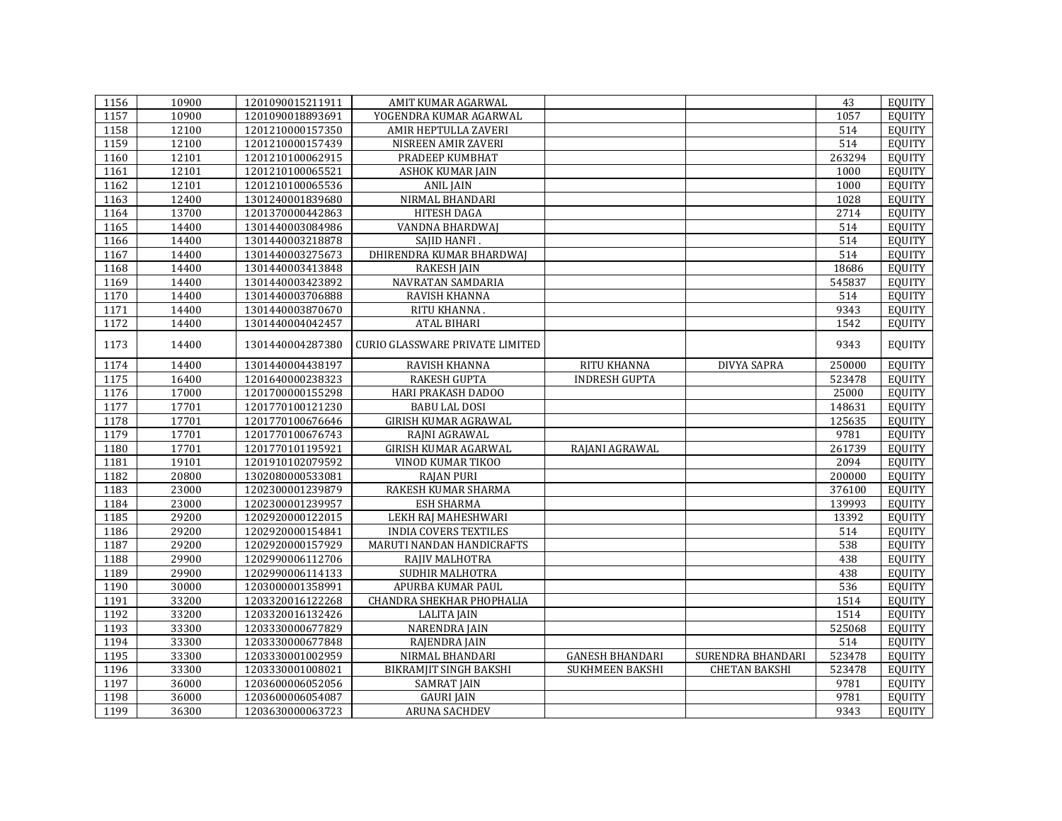| | | | | | | | |
|---|---|---|---|---|---|---|---|
| 1156 | 10900 | 1201090015211911 | AMIT KUMAR AGARWAL | | | 43 | EQUITY |
| 1157 | 10900 | 1201090018893691 | YOGENDRA KUMAR AGARWAL | | | 1057 | EQUITY |
| 1158 | 12100 | 1201210000157350 | AMIR HEPTULLA ZAVERI | | | 514 | EQUITY |
| 1159 | 12100 | 1201210000157439 | NISREEN AMIR ZAVERI | | | 514 | EQUITY |
| 1160 | 12101 | 1201210100062915 | PRADEEP KUMBHAT | | | 263294 | EQUITY |
| 1161 | 12101 | 1201210100065521 | ASHOK KUMAR JAIN | | | 1000 | EQUITY |
| 1162 | 12101 | 1201210100065536 | ANIL JAIN | | | 1000 | EQUITY |
| 1163 | 12400 | 1301240001839680 | NIRMAL BHANDARI | | | 1028 | EQUITY |
| 1164 | 13700 | 1201370000442863 | HITESH DAGA | | | 2714 | EQUITY |
| 1165 | 14400 | 1301440003084986 | VANDNA BHARDWAJ | | | 514 | EQUITY |
| 1166 | 14400 | 1301440003218878 | SAJID HANFI . | | | 514 | EQUITY |
| 1167 | 14400 | 1301440003275673 | DHIRENDRA KUMAR BHARDWAJ | | | 514 | EQUITY |
| 1168 | 14400 | 1301440003413848 | RAKESH JAIN | | | 18686 | EQUITY |
| 1169 | 14400 | 1301440003423892 | NAVRATAN SAMDARIA | | | 545837 | EQUITY |
| 1170 | 14400 | 1301440003706888 | RAVISH KHANNA | | | 514 | EQUITY |
| 1171 | 14400 | 1301440003870670 | RITU KHANNA . | | | 9343 | EQUITY |
| 1172 | 14400 | 1301440004042457 | ATAL BIHARI | | | 1542 | EQUITY |
| 1173 | 14400 | 1301440004287380 | CURIO GLASSWARE PRIVATE LIMITED | | | 9343 | EQUITY |
| 1174 | 14400 | 1301440004438197 | RAVISH KHANNA | RITU KHANNA | DIVYA SAPRA | 250000 | EQUITY |
| 1175 | 16400 | 1201640000238323 | RAKESH GUPTA | INDRESH GUPTA | | 523478 | EQUITY |
| 1176 | 17000 | 1201700000155298 | HARI PRAKASH DADOO | | | 25000 | EQUITY |
| 1177 | 17701 | 1201770100121230 | BABU LAL DOSI | | | 148631 | EQUITY |
| 1178 | 17701 | 1201770100676646 | GIRISH KUMAR AGRAWAL | | | 125635 | EQUITY |
| 1179 | 17701 | 1201770100676743 | RAJNI AGRAWAL | | | 9781 | EQUITY |
| 1180 | 17701 | 1201770101195921 | GIRISH KUMAR AGARWAL | RAJANI AGRAWAL | | 261739 | EQUITY |
| 1181 | 19101 | 1201910102079592 | VINOD KUMAR TIKOO | | | 2094 | EQUITY |
| 1182 | 20800 | 1302080000533081 | RAJAN PURI | | | 200000 | EQUITY |
| 1183 | 23000 | 1202300001239879 | RAKESH KUMAR SHARMA | | | 376100 | EQUITY |
| 1184 | 23000 | 1202300001239957 | ESH SHARMA | | | 139993 | EQUITY |
| 1185 | 29200 | 1202920000122015 | LEKH RAJ MAHESHWARI | | | 13392 | EQUITY |
| 1186 | 29200 | 1202920000154841 | INDIA COVERS TEXTILES | | | 514 | EQUITY |
| 1187 | 29200 | 1202920000157929 | MARUTI NANDAN HANDICRAFTS | | | 538 | EQUITY |
| 1188 | 29900 | 1202990006112706 | RAJIV MALHOTRA | | | 438 | EQUITY |
| 1189 | 29900 | 1202990006114133 | SUDHIR MALHOTRA | | | 438 | EQUITY |
| 1190 | 30000 | 1203000001358991 | APURBA KUMAR PAUL | | | 536 | EQUITY |
| 1191 | 33200 | 1203320016122268 | CHANDRA SHEKHAR PHOPHALIA | | | 1514 | EQUITY |
| 1192 | 33200 | 1203320016132426 | LALITA JAIN | | | 1514 | EQUITY |
| 1193 | 33300 | 1203330000677829 | NARENDRA JAIN | | | 525068 | EQUITY |
| 1194 | 33300 | 1203330000677848 | RAJENDRA JAIN | | | 514 | EQUITY |
| 1195 | 33300 | 1203330001002959 | NIRMAL BHANDARI | GANESH BHANDARI | SURENDRA BHANDARI | 523478 | EQUITY |
| 1196 | 33300 | 1203330001008021 | BIKRAMJIT SINGH BAKSHI | SUKHMEEN BAKSHI | CHETAN BAKSHI | 523478 | EQUITY |
| 1197 | 36000 | 1203600006052056 | SAMRAT JAIN | | | 9781 | EQUITY |
| 1198 | 36000 | 1203600006054087 | GAURI JAIN | | | 9781 | EQUITY |
| 1199 | 36300 | 1203630000063723 | ARUNA SACHDEV | | | 9343 | EQUITY |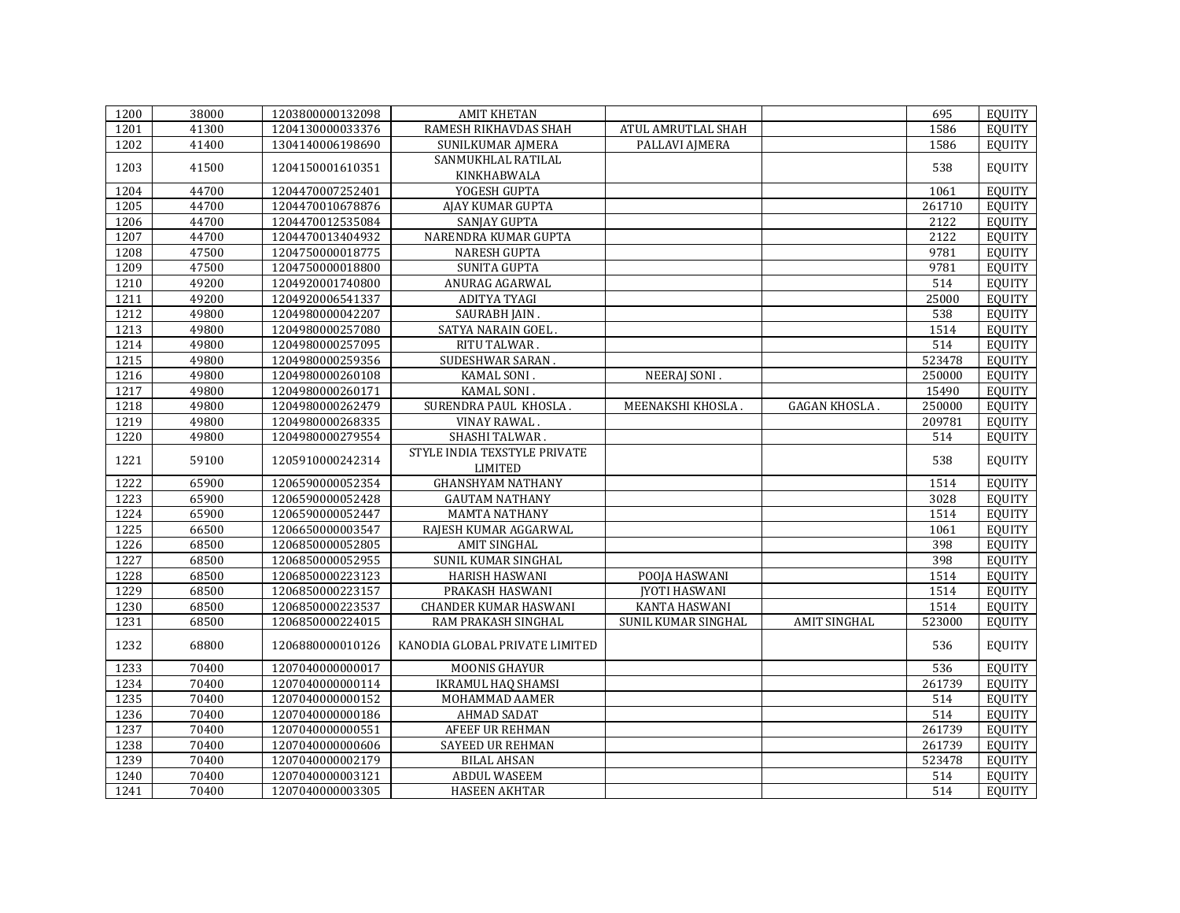| 1200 | 38000 | 1203800000132098 | AMIT KHETAN | | | 695 | EQUITY |
|---|---|---|---|---|---|---|---|
| 1201 | 41300 | 1204130000033376 | RAMESH RIKHAVDAS SHAH | ATUL AMRUTLAL SHAH | | 1586 | EQUITY |
| 1202 | 41400 | 1304140006198690 | SUNILKUMAR AJMERA | PALLAVI AJMERA | | 1586 | EQUITY |
| 1203 | 41500 | 1204150001610351 | SANMUKHLAL RATILAL KINKHABWALA | | | 538 | EQUITY |
| 1204 | 44700 | 1204470007252401 | YOGESH GUPTA | | | 1061 | EQUITY |
| 1205 | 44700 | 1204470010678876 | AJAY KUMAR GUPTA | | | 261710 | EQUITY |
| 1206 | 44700 | 1204470012535084 | SANJAY GUPTA | | | 2122 | EQUITY |
| 1207 | 44700 | 1204470013404932 | NARENDRA KUMAR GUPTA | | | 2122 | EQUITY |
| 1208 | 47500 | 1204750000018775 | NARESH GUPTA | | | 9781 | EQUITY |
| 1209 | 47500 | 1204750000018800 | SUNITA GUPTA | | | 9781 | EQUITY |
| 1210 | 49200 | 1204920001740800 | ANURAG AGARWAL | | | 514 | EQUITY |
| 1211 | 49200 | 1204920006541337 | ADITYA TYAGI | | | 25000 | EQUITY |
| 1212 | 49800 | 1204980000042207 | SAURABH JAIN . | | | 538 | EQUITY |
| 1213 | 49800 | 1204980000257080 | SATYA NARAIN GOEL . | | | 1514 | EQUITY |
| 1214 | 49800 | 1204980000257095 | RITU TALWAR . | | | 514 | EQUITY |
| 1215 | 49800 | 1204980000259356 | SUDESHWAR SARAN . | | | 523478 | EQUITY |
| 1216 | 49800 | 1204980000260108 | KAMAL SONI . | NEERAJ SONI . | | 250000 | EQUITY |
| 1217 | 49800 | 1204980000260171 | KAMAL SONI . | | | 15490 | EQUITY |
| 1218 | 49800 | 1204980000262479 | SURENDRA PAUL KHOSLA . | MEENAKSHI KHOSLA . | GAGAN KHOSLA . | 250000 | EQUITY |
| 1219 | 49800 | 1204980000268335 | VINAY RAWAL . | | | 209781 | EQUITY |
| 1220 | 49800 | 1204980000279554 | SHASHI TALWAR . | | | 514 | EQUITY |
| 1221 | 59100 | 1205910000242314 | STYLE INDIA TEXSTYLE PRIVATE LIMITED | | | 538 | EQUITY |
| 1222 | 65900 | 1206590000052354 | GHANSHYAM NATHANY | | | 1514 | EQUITY |
| 1223 | 65900 | 1206590000052428 | GAUTAM NATHANY | | | 3028 | EQUITY |
| 1224 | 65900 | 1206590000052447 | MAMTA NATHANY | | | 1514 | EQUITY |
| 1225 | 66500 | 1206650000003547 | RAJESH KUMAR AGGARWAL | | | 1061 | EQUITY |
| 1226 | 68500 | 1206850000052805 | AMIT SINGHAL | | | 398 | EQUITY |
| 1227 | 68500 | 1206850000052955 | SUNIL KUMAR SINGHAL | | | 398 | EQUITY |
| 1228 | 68500 | 1206850000223123 | HARISH HASWANI | POOJA HASWANI | | 1514 | EQUITY |
| 1229 | 68500 | 1206850000223157 | PRAKASH HASWANI | JYOTI HASWANI | | 1514 | EQUITY |
| 1230 | 68500 | 1206850000223537 | CHANDER KUMAR HASWANI | KANTA HASWANI | | 1514 | EQUITY |
| 1231 | 68500 | 1206850000224015 | RAM PRAKASH SINGHAL | SUNIL KUMAR SINGHAL | AMIT SINGHAL | 523000 | EQUITY |
| 1232 | 68800 | 1206880000010126 | KANODIA GLOBAL PRIVATE LIMITED | | | 536 | EQUITY |
| 1233 | 70400 | 1207040000000017 | MOONIS GHAYUR | | | 536 | EQUITY |
| 1234 | 70400 | 1207040000000114 | IKRAMUL HAQ SHAMSI | | | 261739 | EQUITY |
| 1235 | 70400 | 1207040000000152 | MOHAMMAD AAMER | | | 514 | EQUITY |
| 1236 | 70400 | 1207040000000186 | AHMAD SADAT | | | 514 | EQUITY |
| 1237 | 70400 | 1207040000000551 | AFEEF UR REHMAN | | | 261739 | EQUITY |
| 1238 | 70400 | 1207040000000606 | SAYEED UR REHMAN | | | 261739 | EQUITY |
| 1239 | 70400 | 1207040000002179 | BILAL AHSAN | | | 523478 | EQUITY |
| 1240 | 70400 | 1207040000003121 | ABDUL WASEEM | | | 514 | EQUITY |
| 1241 | 70400 | 1207040000003305 | HASEEN AKHTAR | | | 514 | EQUITY |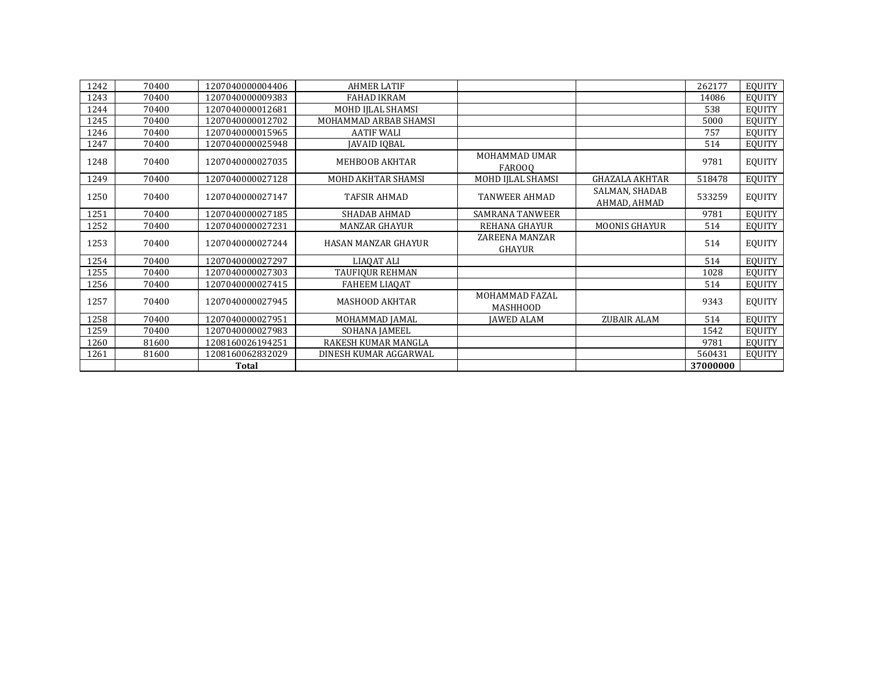| | | | | | | | |
|---|---|---|---|---|---|---|---|
| 1242 | 70400 | 1207040000004406 | AHMER LATIF | | | 262177 | EQUITY |
| 1243 | 70400 | 1207040000009383 | FAHAD IKRAM | | | 14086 | EQUITY |
| 1244 | 70400 | 1207040000012681 | MOHD IJLAL SHAMSI | | | 538 | EQUITY |
| 1245 | 70400 | 1207040000012702 | MOHAMMAD ARBAB SHAMSI | | | 5000 | EQUITY |
| 1246 | 70400 | 1207040000015965 | AATIF WALI | | | 757 | EQUITY |
| 1247 | 70400 | 1207040000025948 | JAVAID IQBAL | | | 514 | EQUITY |
| 1248 | 70400 | 1207040000027035 | MEHBOOB AKHTAR | MOHAMMAD UMAR FAROOQ | | 9781 | EQUITY |
| 1249 | 70400 | 1207040000027128 | MOHD AKHTAR SHAMSI | MOHD IJLAL SHAMSI | GHAZALA AKHTAR | 518478 | EQUITY |
| 1250 | 70400 | 1207040000027147 | TAFSIR AHMAD | TANWEER AHMAD | SALMAN, SHADAB AHMAD, AHMAD | 533259 | EQUITY |
| 1251 | 70400 | 1207040000027185 | SHADAB AHMAD | SAMRANA TANWEER | | 9781 | EQUITY |
| 1252 | 70400 | 1207040000027231 | MANZAR GHAYUR | REHANA GHAYUR | MOONIS GHAYUR | 514 | EQUITY |
| 1253 | 70400 | 1207040000027244 | HASAN MANZAR GHAYUR | ZAREENA MANZAR GHAYUR | | 514 | EQUITY |
| 1254 | 70400 | 1207040000027297 | LIAQAT ALI | | | 514 | EQUITY |
| 1255 | 70400 | 1207040000027303 | TAUFIQUR REHMAN | | | 1028 | EQUITY |
| 1256 | 70400 | 1207040000027415 | FAHEEM LIAQAT | | | 514 | EQUITY |
| 1257 | 70400 | 1207040000027945 | MASHOOD AKHTAR | MOHAMMAD FAZAL MASHHOOD | | 9343 | EQUITY |
| 1258 | 70400 | 1207040000027951 | MOHAMMAD JAMAL | JAWED ALAM | ZUBAIR ALAM | 514 | EQUITY |
| 1259 | 70400 | 1207040000027983 | SOHANA JAMEEL | | | 1542 | EQUITY |
| 1260 | 81600 | 1208160026194251 | RAKESH KUMAR MANGLA | | | 9781 | EQUITY |
| 1261 | 81600 | 1208160062832029 | DINESH KUMAR AGGARWAL | | | 560431 | EQUITY |
| | | **Total** | | | | **37000000** | |